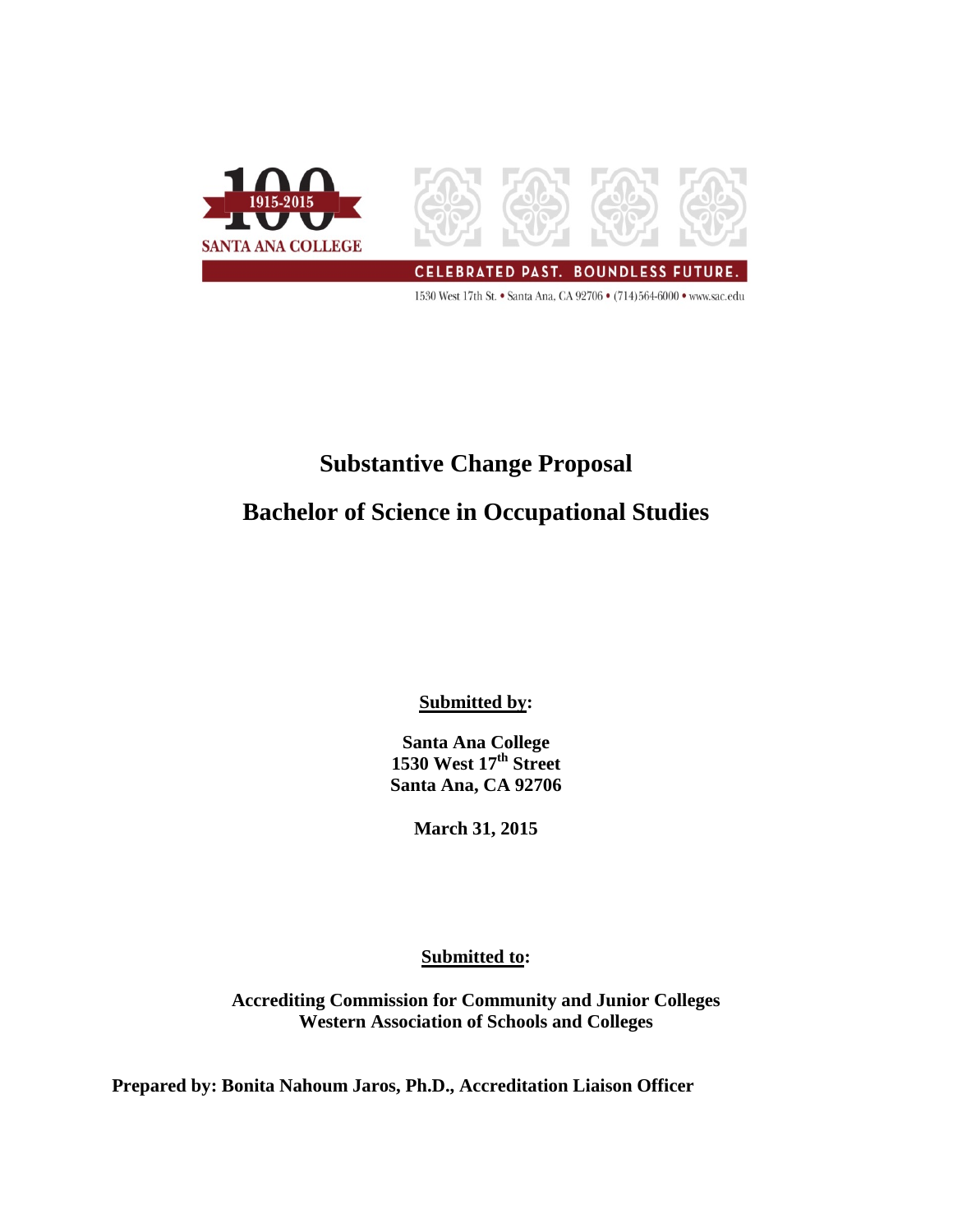100

1915-2015

SANTA ANA COLLEGE

CELEBRATED PAST. BOUNDLESS FUTURE.

1530 West 17th St. • Santa Ana, CA 92706 • (714)564-6000 • www.sac.edu

# Substantive Change Proposal

# Bachelor of Science in Occupational Studies

**Submitted by:**

**Santa Ana College**
**1530 West 17th Street**
**Santa Ana, CA 92706**

**March 31, 2015**

**Submitted to:**

**Accrediting Commission for Community and Junior Colleges**
**Western Association of Schools and Colleges**

**Prepared by: Bonita Nahoum Jaros, Ph.D., Accreditation Liaison Officer**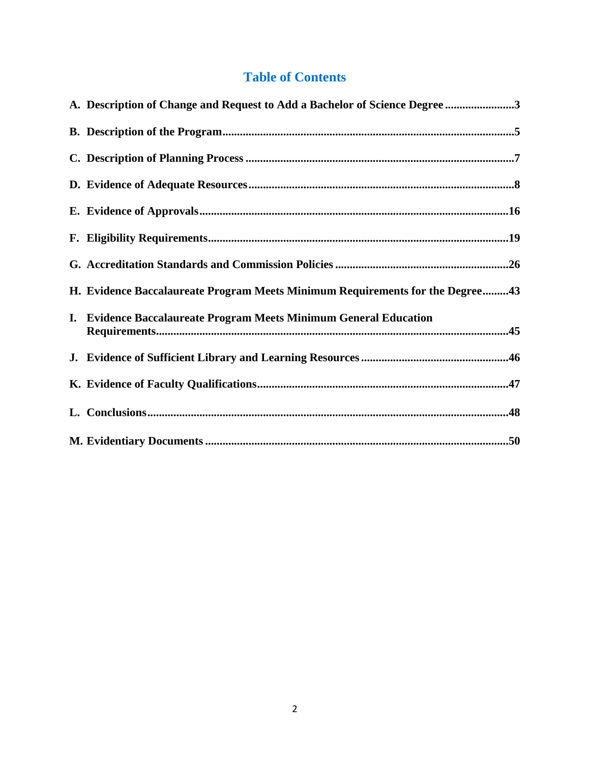# Table of Contents

**A. Description of Change and Request to Add a Bachelor of Science Degree........................3**

**B. Description of the Program.....................................................................................................5**

**C. Description of Planning Process ............................................................................................7**

**D. Evidence of Adequate Resources...........................................................................................8**

**E. Evidence of Approvals..........................................................................................................16**

**F. Eligibility Requirements........................................................................................................19**

**G. Accreditation Standards and Commission Policies ...........................................................26**

**H. Evidence Baccalaureate Program Meets Minimum Requirements for the Degree.........43**

**I. Evidence Baccalaureate Program Meets Minimum General Education Requirements.........................................................................................................................45**

**J. Evidence of Sufficient Library and Learning Resources..................................................46**

**K. Evidence of Faculty Qualifications......................................................................................47**

**L. Conclusions...........................................................................................................................48**

**M. Evidentiary Documents .......................................................................................................50**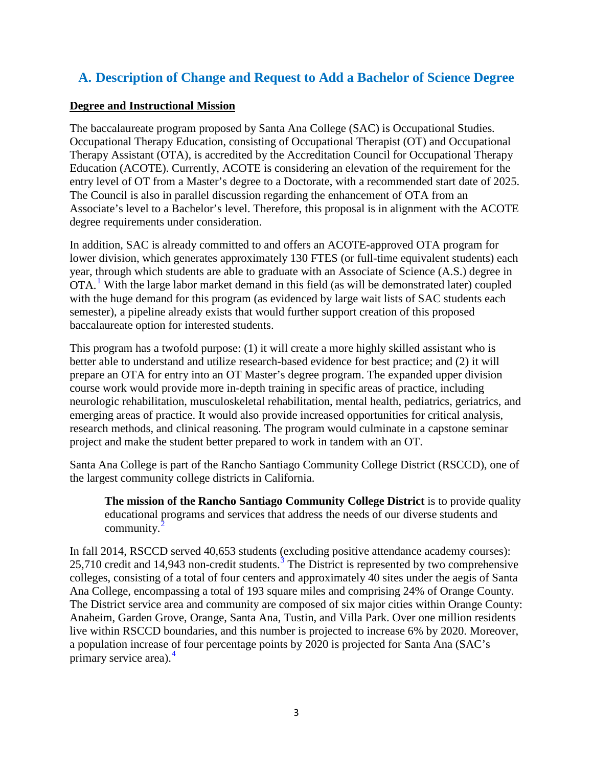## A. Description of Change and Request to Add a Bachelor of Science Degree

**Degree and Instructional Mission**

The baccalaureate program proposed by Santa Ana College (SAC) is Occupational Studies. Occupational Therapy Education, consisting of Occupational Therapist (OT) and Occupational Therapy Assistant (OTA), is accredited by the Accreditation Council for Occupational Therapy Education (ACOTE). Currently, ACOTE is considering an elevation of the requirement for the entry level of OT from a Master's degree to a Doctorate, with a recommended start date of 2025. The Council is also in parallel discussion regarding the enhancement of OTA from an Associate's level to a Bachelor's level. Therefore, this proposal is in alignment with the ACOTE degree requirements under consideration.

In addition, SAC is already committed to and offers an ACOTE-approved OTA program for lower division, which generates approximately 130 FTES (or full-time equivalent students) each year, through which students are able to graduate with an Associate of Science (A.S.) degree in OTA.[1] With the large labor market demand in this field (as will be demonstrated later) coupled with the huge demand for this program (as evidenced by large wait lists of SAC students each semester), a pipeline already exists that would further support creation of this proposed baccalaureate option for interested students.

This program has a twofold purpose: (1) it will create a more highly skilled assistant who is better able to understand and utilize research-based evidence for best practice; and (2) it will prepare an OTA for entry into an OT Master's degree program. The expanded upper division course work would provide more in-depth training in specific areas of practice, including neurologic rehabilitation, musculoskeletal rehabilitation, mental health, pediatrics, geriatrics, and emerging areas of practice. It would also provide increased opportunities for critical analysis, research methods, and clinical reasoning. The program would culminate in a capstone seminar project and make the student better prepared to work in tandem with an OT.

Santa Ana College is part of the Rancho Santiago Community College District (RSCCD), one of the largest community college districts in California.

> **The mission of the Rancho Santiago Community College District** is to provide quality educational programs and services that address the needs of our diverse students and community.[2]

In fall 2014, RSCCD served 40,653 students (excluding positive attendance academy courses): 25,710 credit and 14,943 non-credit students.[3] The District is represented by two comprehensive colleges, consisting of a total of four centers and approximately 40 sites under the aegis of Santa Ana College, encompassing a total of 193 square miles and comprising 24% of Orange County. The District service area and community are composed of six major cities within Orange County: Anaheim, Garden Grove, Orange, Santa Ana, Tustin, and Villa Park. Over one million residents live within RSCCD boundaries, and this number is projected to increase 6% by 2020. Moreover, a population increase of four percentage points by 2020 is projected for Santa Ana (SAC's primary service area).[4]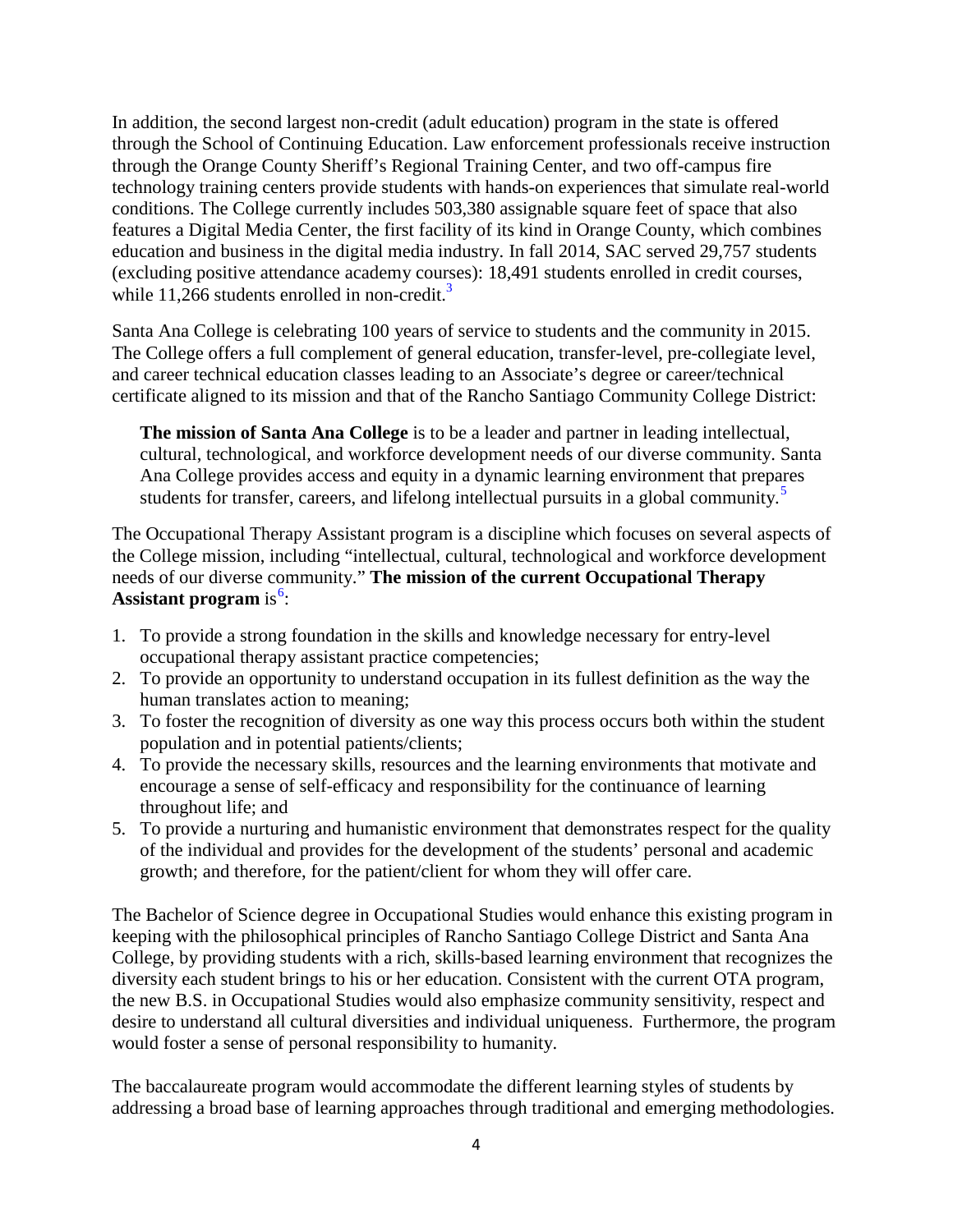In addition, the second largest non-credit (adult education) program in the state is offered through the School of Continuing Education. Law enforcement professionals receive instruction through the Orange County Sheriff's Regional Training Center, and two off-campus fire technology training centers provide students with hands-on experiences that simulate real-world conditions. The College currently includes 503,380 assignable square feet of space that also features a Digital Media Center, the first facility of its kind in Orange County, which combines education and business in the digital media industry. In fall 2014, SAC served 29,757 students (excluding positive attendance academy courses): 18,491 students enrolled in credit courses, while 11,266 students enrolled in non-credit.[3]

Santa Ana College is celebrating 100 years of service to students and the community in 2015. The College offers a full complement of general education, transfer-level, pre-collegiate level, and career technical education classes leading to an Associate's degree or career/technical certificate aligned to its mission and that of the Rancho Santiago Community College District:

> **The mission of Santa Ana College** is to be a leader and partner in leading intellectual, cultural, technological, and workforce development needs of our diverse community. Santa Ana College provides access and equity in a dynamic learning environment that prepares students for transfer, careers, and lifelong intellectual pursuits in a global community.[5]

The Occupational Therapy Assistant program is a discipline which focuses on several aspects of the College mission, including "intellectual, cultural, technological and workforce development needs of our diverse community." **The mission of the current Occupational Therapy Assistant program** is[6]:

1. To provide a strong foundation in the skills and knowledge necessary for entry-level occupational therapy assistant practice competencies;
2. To provide an opportunity to understand occupation in its fullest definition as the way the human translates action to meaning;
3. To foster the recognition of diversity as one way this process occurs both within the student population and in potential patients/clients;
4. To provide the necessary skills, resources and the learning environments that motivate and encourage a sense of self-efficacy and responsibility for the continuance of learning throughout life; and
5. To provide a nurturing and humanistic environment that demonstrates respect for the quality of the individual and provides for the development of the students' personal and academic growth; and therefore, for the patient/client for whom they will offer care.

The Bachelor of Science degree in Occupational Studies would enhance this existing program in keeping with the philosophical principles of Rancho Santiago College District and Santa Ana College, by providing students with a rich, skills-based learning environment that recognizes the diversity each student brings to his or her education. Consistent with the current OTA program, the new B.S. in Occupational Studies would also emphasize community sensitivity, respect and desire to understand all cultural diversities and individual uniqueness. Furthermore, the program would foster a sense of personal responsibility to humanity.

The baccalaureate program would accommodate the different learning styles of students by addressing a broad base of learning approaches through traditional and emerging methodologies.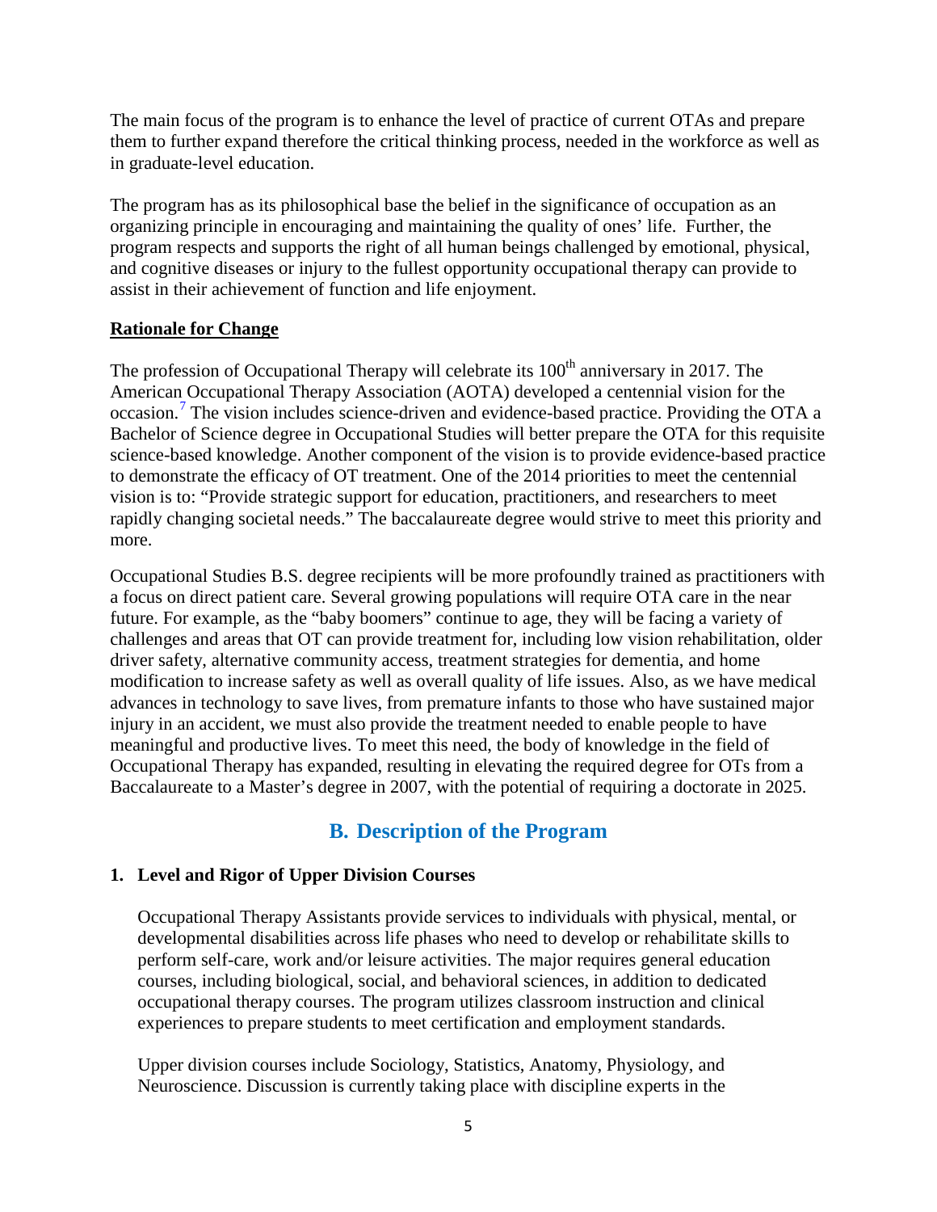The main focus of the program is to enhance the level of practice of current OTAs and prepare them to further expand therefore the critical thinking process, needed in the workforce as well as in graduate-level education.

The program has as its philosophical base the belief in the significance of occupation as an organizing principle in encouraging and maintaining the quality of ones' life. Further, the program respects and supports the right of all human beings challenged by emotional, physical, and cognitive diseases or injury to the fullest opportunity occupational therapy can provide to assist in their achievement of function and life enjoyment.

**Rationale for Change**

The profession of Occupational Therapy will celebrate its 100th anniversary in 2017. The American Occupational Therapy Association (AOTA) developed a centennial vision for the occasion.[7] The vision includes science-driven and evidence-based practice. Providing the OTA a Bachelor of Science degree in Occupational Studies will better prepare the OTA for this requisite science-based knowledge. Another component of the vision is to provide evidence-based practice to demonstrate the efficacy of OT treatment. One of the 2014 priorities to meet the centennial vision is to: "Provide strategic support for education, practitioners, and researchers to meet rapidly changing societal needs." The baccalaureate degree would strive to meet this priority and more.

Occupational Studies B.S. degree recipients will be more profoundly trained as practitioners with a focus on direct patient care. Several growing populations will require OTA care in the near future. For example, as the "baby boomers" continue to age, they will be facing a variety of challenges and areas that OT can provide treatment for, including low vision rehabilitation, older driver safety, alternative community access, treatment strategies for dementia, and home modification to increase safety as well as overall quality of life issues. Also, as we have medical advances in technology to save lives, from premature infants to those who have sustained major injury in an accident, we must also provide the treatment needed to enable people to have meaningful and productive lives. To meet this need, the body of knowledge in the field of Occupational Therapy has expanded, resulting in elevating the required degree for OTs from a Baccalaureate to a Master's degree in 2007, with the potential of requiring a doctorate in 2025.

## B. Description of the Program

### 1. Level and Rigor of Upper Division Courses

Occupational Therapy Assistants provide services to individuals with physical, mental, or developmental disabilities across life phases who need to develop or rehabilitate skills to perform self-care, work and/or leisure activities. The major requires general education courses, including biological, social, and behavioral sciences, in addition to dedicated occupational therapy courses. The program utilizes classroom instruction and clinical experiences to prepare students to meet certification and employment standards.

Upper division courses include Sociology, Statistics, Anatomy, Physiology, and Neuroscience. Discussion is currently taking place with discipline experts in the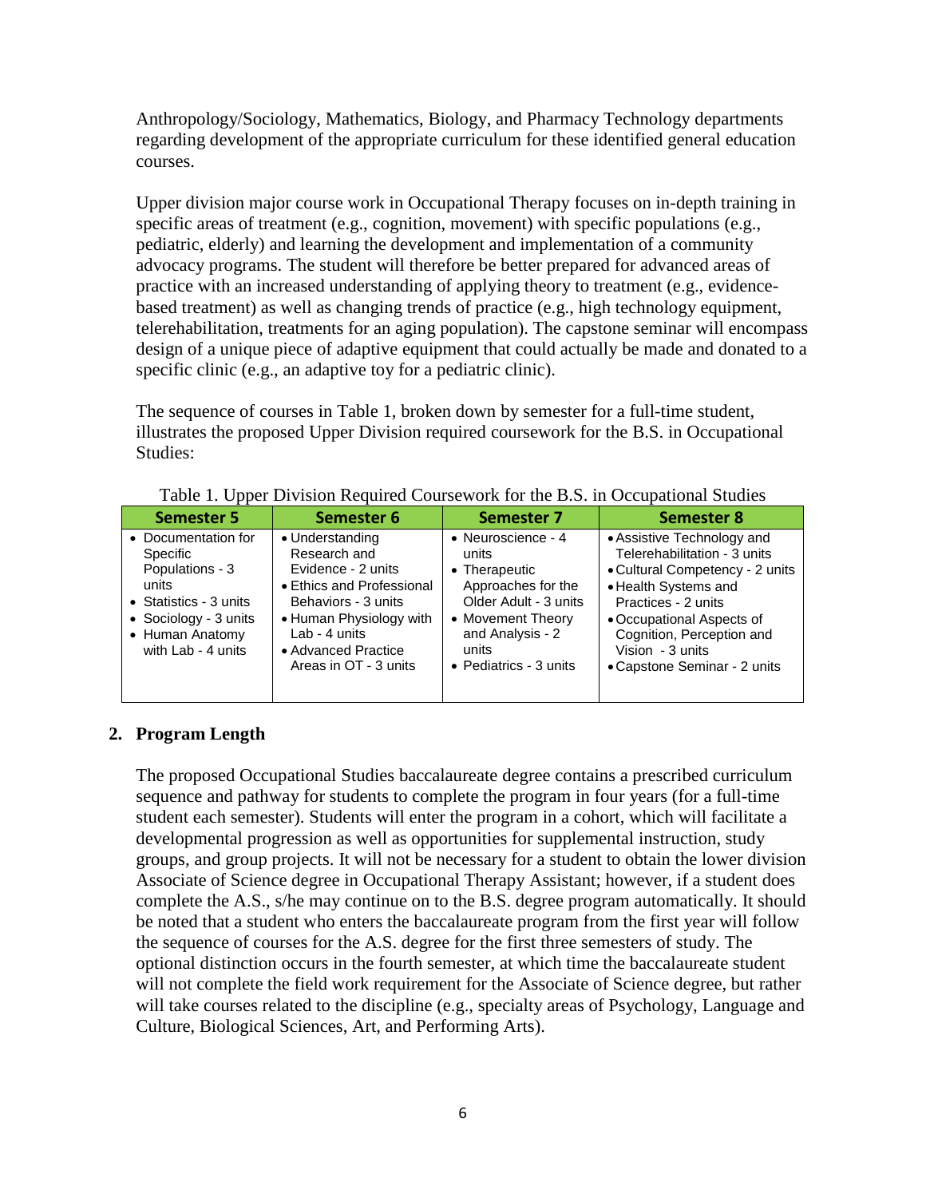Anthropology/Sociology, Mathematics, Biology, and Pharmacy Technology departments regarding development of the appropriate curriculum for these identified general education courses.

Upper division major course work in Occupational Therapy focuses on in-depth training in specific areas of treatment (e.g., cognition, movement) with specific populations (e.g., pediatric, elderly) and learning the development and implementation of a community advocacy programs. The student will therefore be better prepared for advanced areas of practice with an increased understanding of applying theory to treatment (e.g., evidence-based treatment) as well as changing trends of practice (e.g., high technology equipment, telerehabilitation, treatments for an aging population). The capstone seminar will encompass design of a unique piece of adaptive equipment that could actually be made and donated to a specific clinic (e.g., an adaptive toy for a pediatric clinic).

The sequence of courses in Table 1, broken down by semester for a full-time student, illustrates the proposed Upper Division required coursework for the B.S. in Occupational Studies:

Table 1. Upper Division Required Coursework for the B.S. in Occupational Studies

| Semester 5 | Semester 6 | Semester 7 | Semester 8 |
|---|---|---|---|
| • Documentation for Specific Populations - 3 units<br>• Statistics - 3 units<br>• Sociology - 3 units<br>• Human Anatomy with Lab - 4 units | • Understanding Research and Evidence - 2 units<br>• Ethics and Professional Behaviors - 3 units<br>• Human Physiology with Lab - 4 units<br>• Advanced Practice Areas in OT - 3 units | • Neuroscience - 4 units<br>• Therapeutic Approaches for the Older Adult - 3 units<br>• Movement Theory and Analysis - 2 units<br>• Pediatrics - 3 units | • Assistive Technology and Telerehabilitation - 3 units<br>• Cultural Competency - 2 units<br>• Health Systems and Practices - 2 units<br>• Occupational Aspects of Cognition, Perception and Vision - 3 units<br>• Capstone Seminar - 2 units |

## 2. Program Length

The proposed Occupational Studies baccalaureate degree contains a prescribed curriculum sequence and pathway for students to complete the program in four years (for a full-time student each semester). Students will enter the program in a cohort, which will facilitate a developmental progression as well as opportunities for supplemental instruction, study groups, and group projects. It will not be necessary for a student to obtain the lower division Associate of Science degree in Occupational Therapy Assistant; however, if a student does complete the A.S., s/he may continue on to the B.S. degree program automatically. It should be noted that a student who enters the baccalaureate program from the first year will follow the sequence of courses for the A.S. degree for the first three semesters of study. The optional distinction occurs in the fourth semester, at which time the baccalaureate student will not complete the field work requirement for the Associate of Science degree, but rather will take courses related to the discipline (e.g., specialty areas of Psychology, Language and Culture, Biological Sciences, Art, and Performing Arts).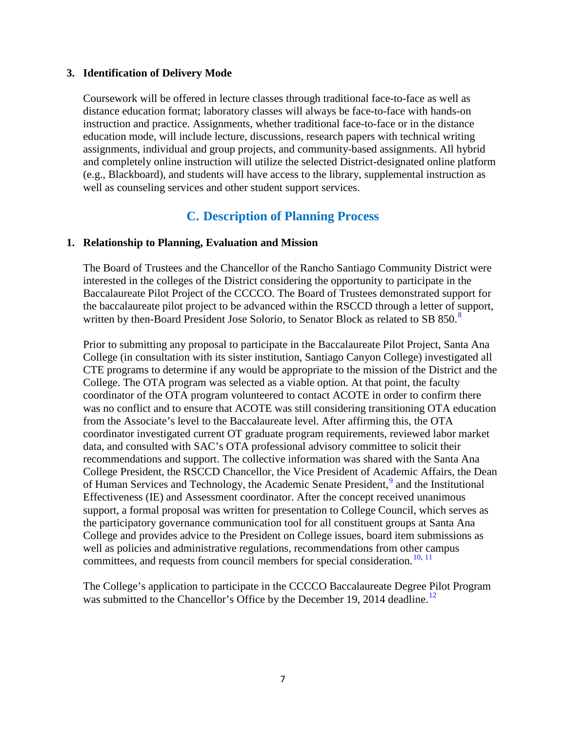### 3. Identification of Delivery Mode

Coursework will be offered in lecture classes through traditional face-to-face as well as distance education format; laboratory classes will always be face-to-face with hands-on instruction and practice. Assignments, whether traditional face-to-face or in the distance education mode, will include lecture, discussions, research papers with technical writing assignments, individual and group projects, and community-based assignments. All hybrid and completely online instruction will utilize the selected District-designated online platform (e.g., Blackboard), and students will have access to the library, supplemental instruction as well as counseling services and other student support services.

## C. Description of Planning Process

### 1. Relationship to Planning, Evaluation and Mission

The Board of Trustees and the Chancellor of the Rancho Santiago Community District were interested in the colleges of the District considering the opportunity to participate in the Baccalaureate Pilot Project of the CCCCO. The Board of Trustees demonstrated support for the baccalaureate pilot project to be advanced within the RSCCD through a letter of support, written by then-Board President Jose Solorio, to Senator Block as related to SB 850.[8]

Prior to submitting any proposal to participate in the Baccalaureate Pilot Project, Santa Ana College (in consultation with its sister institution, Santiago Canyon College) investigated all CTE programs to determine if any would be appropriate to the mission of the District and the College. The OTA program was selected as a viable option. At that point, the faculty coordinator of the OTA program volunteered to contact ACOTE in order to confirm there was no conflict and to ensure that ACOTE was still considering transitioning OTA education from the Associate's level to the Baccalaureate level. After affirming this, the OTA coordinator investigated current OT graduate program requirements, reviewed labor market data, and consulted with SAC's OTA professional advisory committee to solicit their recommendations and support. The collective information was shared with the Santa Ana College President, the RSCCD Chancellor, the Vice President of Academic Affairs, the Dean of Human Services and Technology, the Academic Senate President,[9] and the Institutional Effectiveness (IE) and Assessment coordinator. After the concept received unanimous support, a formal proposal was written for presentation to College Council, which serves as the participatory governance communication tool for all constituent groups at Santa Ana College and provides advice to the President on College issues, board item submissions as well as policies and administrative regulations, recommendations from other campus committees, and requests from council members for special consideration.[10, 11]

The College's application to participate in the CCCCO Baccalaureate Degree Pilot Program was submitted to the Chancellor's Office by the December 19, 2014 deadline.[12]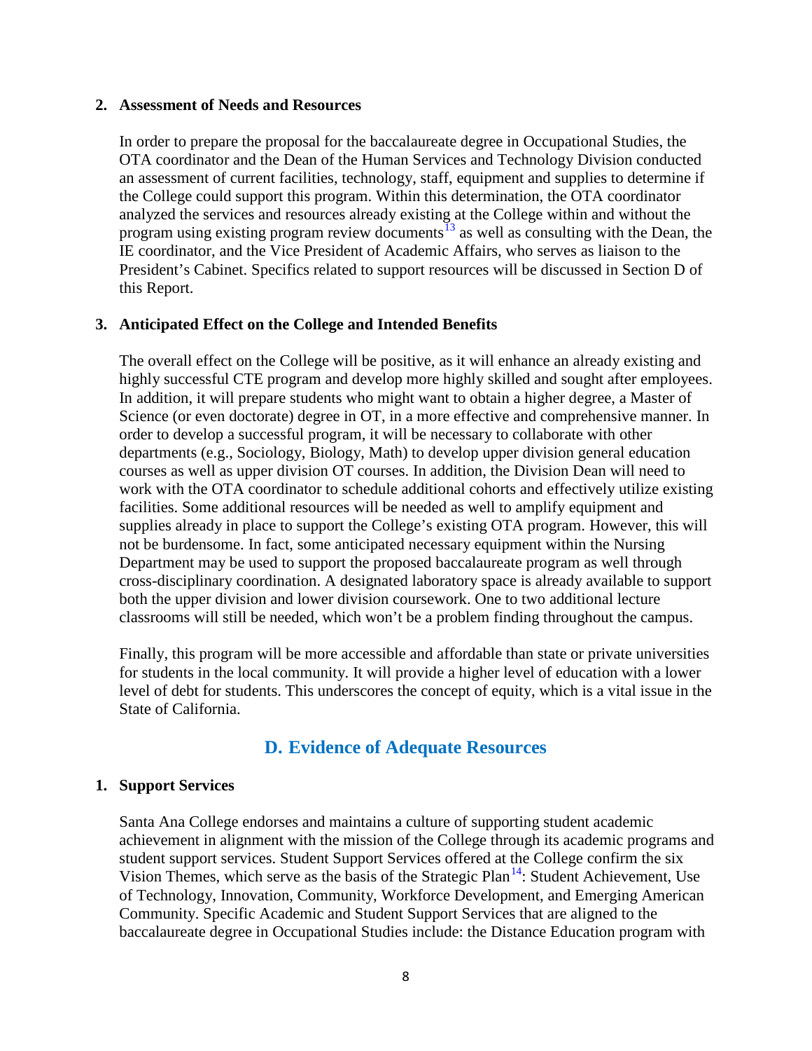### 2. Assessment of Needs and Resources

In order to prepare the proposal for the baccalaureate degree in Occupational Studies, the OTA coordinator and the Dean of the Human Services and Technology Division conducted an assessment of current facilities, technology, staff, equipment and supplies to determine if the College could support this program. Within this determination, the OTA coordinator analyzed the services and resources already existing at the College within and without the program using existing program review documents[13] as well as consulting with the Dean, the IE coordinator, and the Vice President of Academic Affairs, who serves as liaison to the President's Cabinet. Specifics related to support resources will be discussed in Section D of this Report.

### 3. Anticipated Effect on the College and Intended Benefits

The overall effect on the College will be positive, as it will enhance an already existing and highly successful CTE program and develop more highly skilled and sought after employees. In addition, it will prepare students who might want to obtain a higher degree, a Master of Science (or even doctorate) degree in OT, in a more effective and comprehensive manner. In order to develop a successful program, it will be necessary to collaborate with other departments (e.g., Sociology, Biology, Math) to develop upper division general education courses as well as upper division OT courses. In addition, the Division Dean will need to work with the OTA coordinator to schedule additional cohorts and effectively utilize existing facilities. Some additional resources will be needed as well to amplify equipment and supplies already in place to support the College's existing OTA program. However, this will not be burdensome. In fact, some anticipated necessary equipment within the Nursing Department may be used to support the proposed baccalaureate program as well through cross-disciplinary coordination. A designated laboratory space is already available to support both the upper division and lower division coursework. One to two additional lecture classrooms will still be needed, which won't be a problem finding throughout the campus.

Finally, this program will be more accessible and affordable than state or private universities for students in the local community. It will provide a higher level of education with a lower level of debt for students. This underscores the concept of equity, which is a vital issue in the State of California.

## D. Evidence of Adequate Resources

### 1. Support Services

Santa Ana College endorses and maintains a culture of supporting student academic achievement in alignment with the mission of the College through its academic programs and student support services. Student Support Services offered at the College confirm the six Vision Themes, which serve as the basis of the Strategic Plan[14]: Student Achievement, Use of Technology, Innovation, Community, Workforce Development, and Emerging American Community. Specific Academic and Student Support Services that are aligned to the baccalaureate degree in Occupational Studies include: the Distance Education program with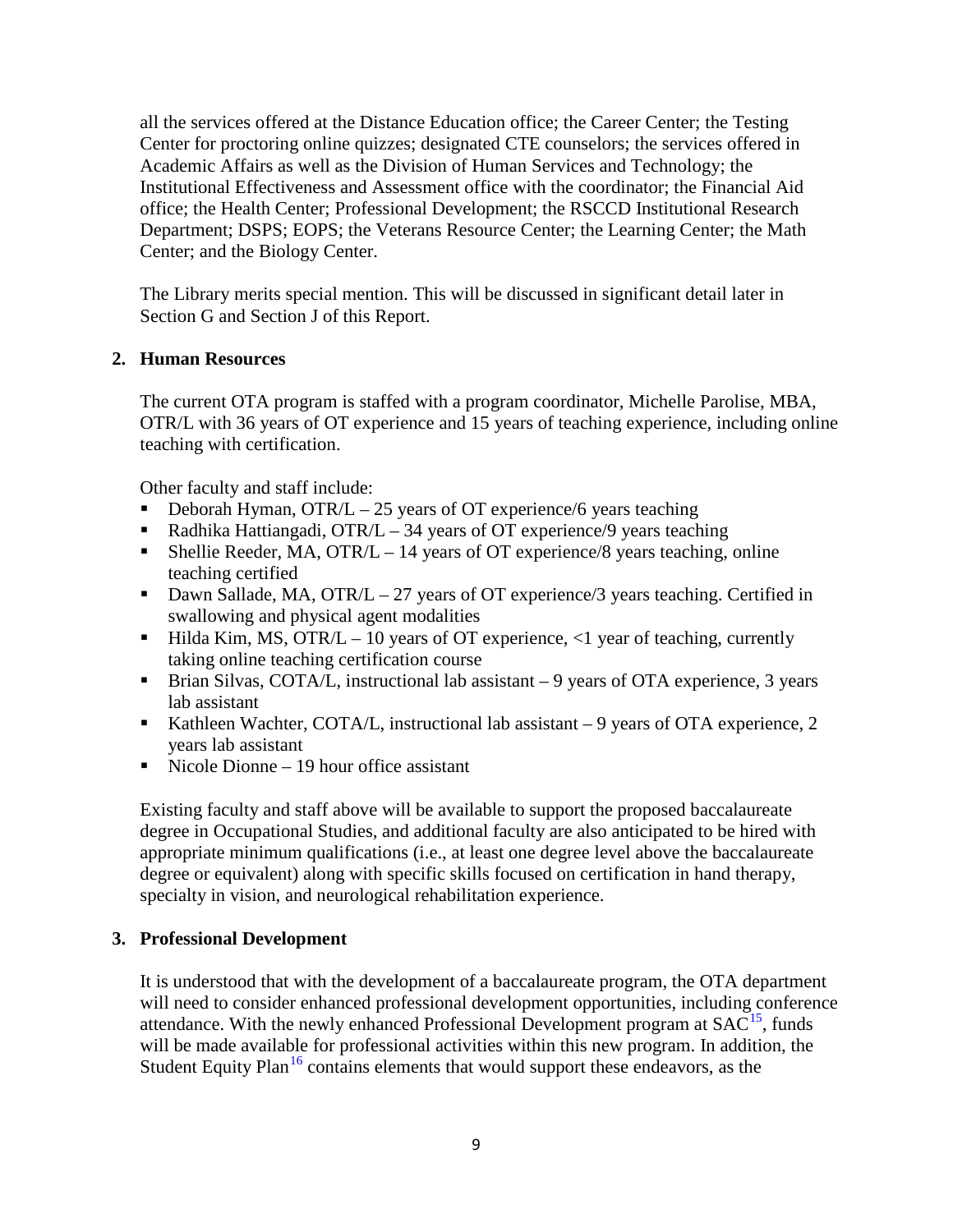all the services offered at the Distance Education office; the Career Center; the Testing Center for proctoring online quizzes; designated CTE counselors; the services offered in Academic Affairs as well as the Division of Human Services and Technology; the Institutional Effectiveness and Assessment office with the coordinator; the Financial Aid office; the Health Center; Professional Development; the RSCCD Institutional Research Department; DSPS; EOPS; the Veterans Resource Center; the Learning Center; the Math Center; and the Biology Center.

The Library merits special mention. This will be discussed in significant detail later in Section G and Section J of this Report.

**2. Human Resources**

The current OTA program is staffed with a program coordinator, Michelle Parolise, MBA, OTR/L with 36 years of OT experience and 15 years of teaching experience, including online teaching with certification.

Other faculty and staff include:

- Deborah Hyman, OTR/L – 25 years of OT experience/6 years teaching
- Radhika Hattiangadi, OTR/L – 34 years of OT experience/9 years teaching
- Shellie Reeder, MA, OTR/L – 14 years of OT experience/8 years teaching, online teaching certified
- Dawn Sallade, MA, OTR/L – 27 years of OT experience/3 years teaching. Certified in swallowing and physical agent modalities
- Hilda Kim, MS, OTR/L – 10 years of OT experience, <1 year of teaching, currently taking online teaching certification course
- Brian Silvas, COTA/L, instructional lab assistant – 9 years of OTA experience, 3 years lab assistant
- Kathleen Wachter, COTA/L, instructional lab assistant – 9 years of OTA experience, 2 years lab assistant
- Nicole Dionne – 19 hour office assistant

Existing faculty and staff above will be available to support the proposed baccalaureate degree in Occupational Studies, and additional faculty are also anticipated to be hired with appropriate minimum qualifications (i.e., at least one degree level above the baccalaureate degree or equivalent) along with specific skills focused on certification in hand therapy, specialty in vision, and neurological rehabilitation experience.

**3. Professional Development**

It is understood that with the development of a baccalaureate program, the OTA department will need to consider enhanced professional development opportunities, including conference attendance. With the newly enhanced Professional Development program at SAC[15], funds will be made available for professional activities within this new program. In addition, the Student Equity Plan[16] contains elements that would support these endeavors, as the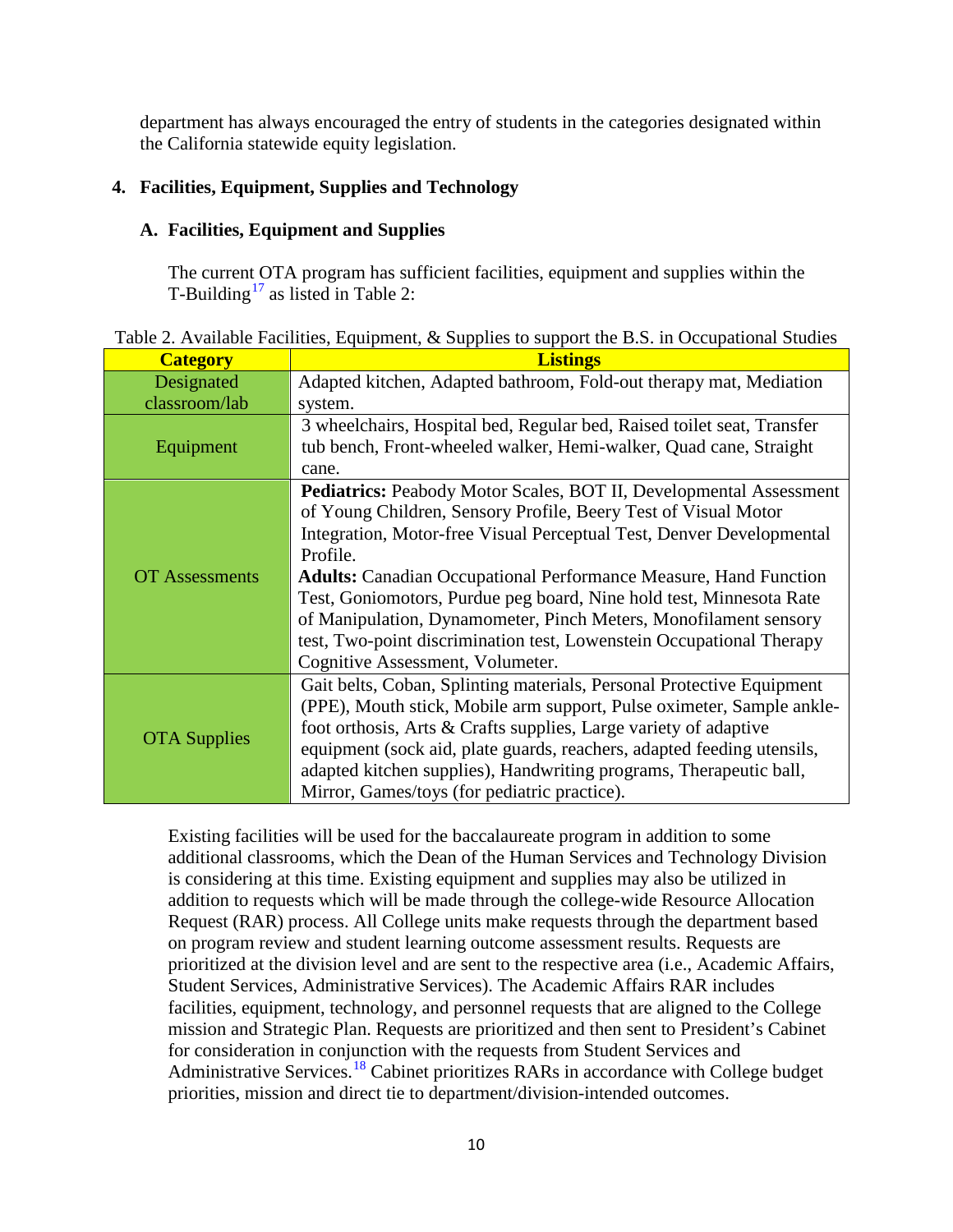department has always encouraged the entry of students in the categories designated within the California statewide equity legislation.

## 4. Facilities, Equipment, Supplies and Technology

### A. Facilities, Equipment and Supplies

The current OTA program has sufficient facilities, equipment and supplies within the T-Building[17] as listed in Table 2:

Table 2. Available Facilities, Equipment, & Supplies to support the B.S. in Occupational Studies

| Category | Listings |
|---|---|
| Designated classroom/lab | Adapted kitchen, Adapted bathroom, Fold-out therapy mat, Mediation system. |
| Equipment | 3 wheelchairs, Hospital bed, Regular bed, Raised toilet seat, Transfer tub bench, Front-wheeled walker, Hemi-walker, Quad cane, Straight cane. |
| OT Assessments | **Pediatrics:** Peabody Motor Scales, BOT II, Developmental Assessment of Young Children, Sensory Profile, Beery Test of Visual Motor Integration, Motor-free Visual Perceptual Test, Denver Developmental Profile. **Adults:** Canadian Occupational Performance Measure, Hand Function Test, Goniomotors, Purdue peg board, Nine hold test, Minnesota Rate of Manipulation, Dynamometer, Pinch Meters, Monofilament sensory test, Two-point discrimination test, Lowenstein Occupational Therapy Cognitive Assessment, Volumeter. |
| OTA Supplies | Gait belts, Coban, Splinting materials, Personal Protective Equipment (PPE), Mouth stick, Mobile arm support, Pulse oximeter, Sample ankle-foot orthosis, Arts & Crafts supplies, Large variety of adaptive equipment (sock aid, plate guards, reachers, adapted feeding utensils, adapted kitchen supplies), Handwriting programs, Therapeutic ball, Mirror, Games/toys (for pediatric practice). |

Existing facilities will be used for the baccalaureate program in addition to some additional classrooms, which the Dean of the Human Services and Technology Division is considering at this time. Existing equipment and supplies may also be utilized in addition to requests which will be made through the college-wide Resource Allocation Request (RAR) process. All College units make requests through the department based on program review and student learning outcome assessment results. Requests are prioritized at the division level and are sent to the respective area (i.e., Academic Affairs, Student Services, Administrative Services). The Academic Affairs RAR includes facilities, equipment, technology, and personnel requests that are aligned to the College mission and Strategic Plan. Requests are prioritized and then sent to President's Cabinet for consideration in conjunction with the requests from Student Services and Administrative Services.[18] Cabinet prioritizes RARs in accordance with College budget priorities, mission and direct tie to department/division-intended outcomes.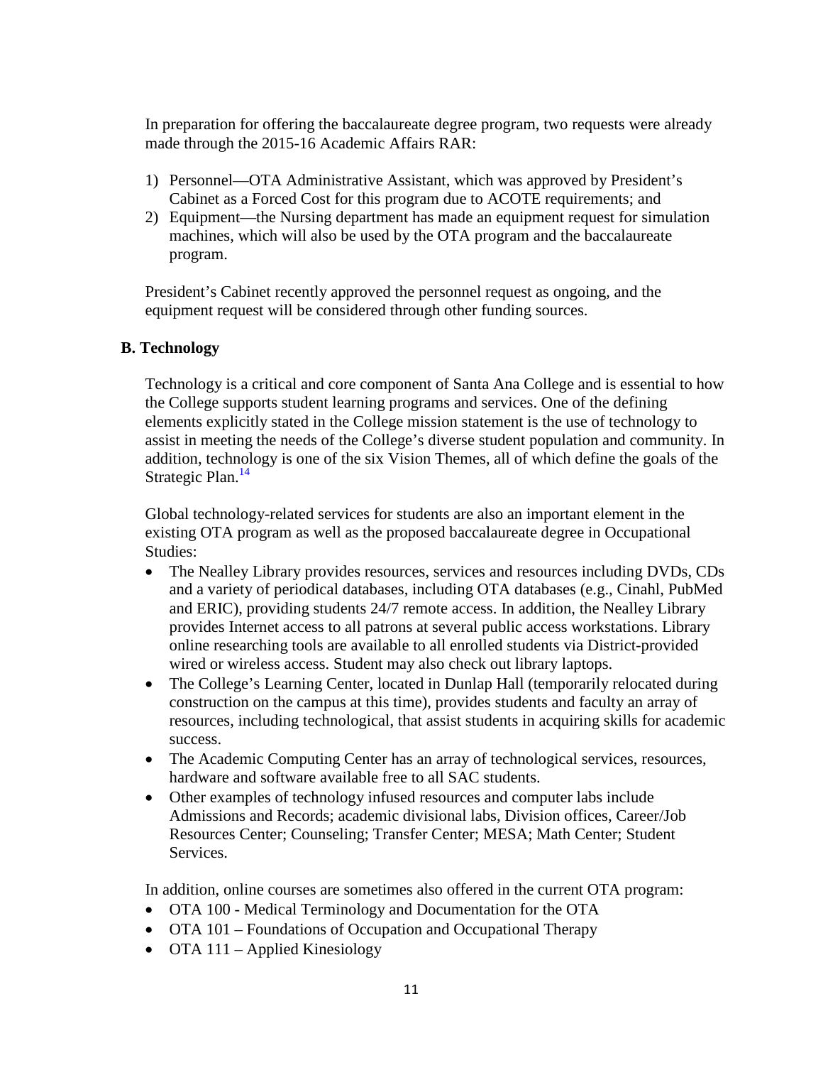In preparation for offering the baccalaureate degree program, two requests were already made through the 2015-16 Academic Affairs RAR:

1) Personnel—OTA Administrative Assistant, which was approved by President's Cabinet as a Forced Cost for this program due to ACOTE requirements; and
2) Equipment—the Nursing department has made an equipment request for simulation machines, which will also be used by the OTA program and the baccalaureate program.

President's Cabinet recently approved the personnel request as ongoing, and the equipment request will be considered through other funding sources.

## B. Technology

Technology is a critical and core component of Santa Ana College and is essential to how the College supports student learning programs and services. One of the defining elements explicitly stated in the College mission statement is the use of technology to assist in meeting the needs of the College's diverse student population and community. In addition, technology is one of the six Vision Themes, all of which define the goals of the Strategic Plan.[14]

Global technology-related services for students are also an important element in the existing OTA program as well as the proposed baccalaureate degree in Occupational Studies:

- The Nealley Library provides resources, services and resources including DVDs, CDs and a variety of periodical databases, including OTA databases (e.g., Cinahl, PubMed and ERIC), providing students 24/7 remote access. In addition, the Nealley Library provides Internet access to all patrons at several public access workstations. Library online researching tools are available to all enrolled students via District-provided wired or wireless access. Student may also check out library laptops.
- The College's Learning Center, located in Dunlap Hall (temporarily relocated during construction on the campus at this time), provides students and faculty an array of resources, including technological, that assist students in acquiring skills for academic success.
- The Academic Computing Center has an array of technological services, resources, hardware and software available free to all SAC students.
- Other examples of technology infused resources and computer labs include Admissions and Records; academic divisional labs, Division offices, Career/Job Resources Center; Counseling; Transfer Center; MESA; Math Center; Student Services.

In addition, online courses are sometimes also offered in the current OTA program:

- OTA 100 - Medical Terminology and Documentation for the OTA
- OTA 101 – Foundations of Occupation and Occupational Therapy
- OTA 111 – Applied Kinesiology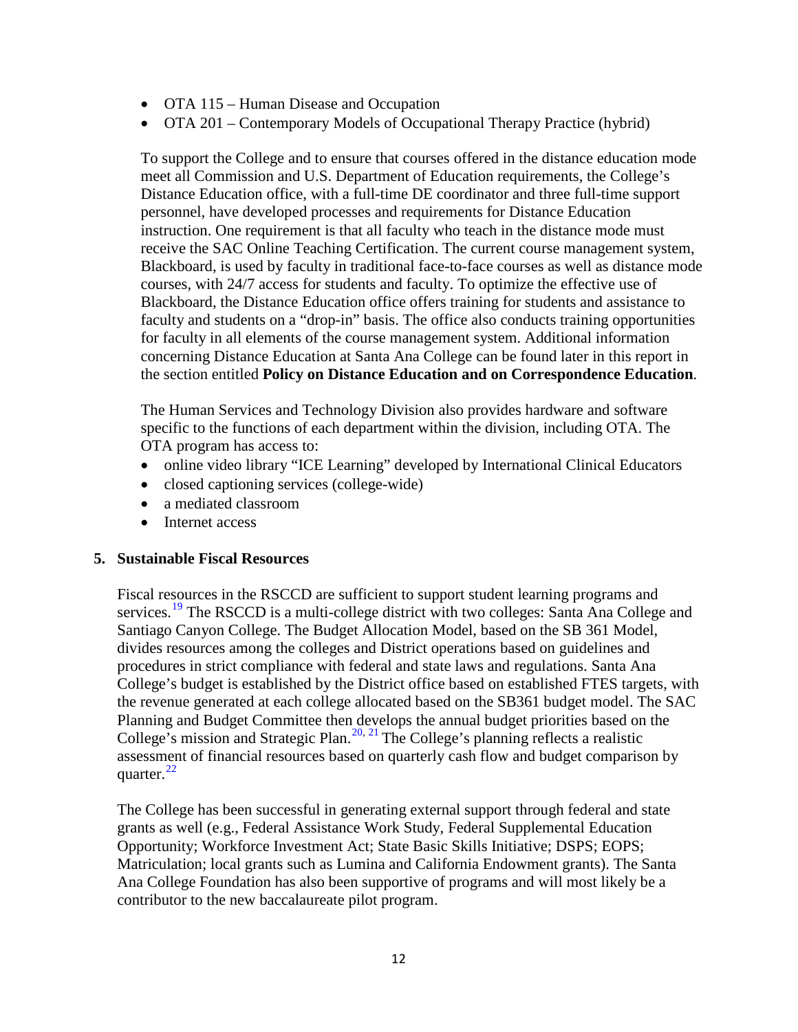- OTA 115 – Human Disease and Occupation
- OTA 201 – Contemporary Models of Occupational Therapy Practice (hybrid)

To support the College and to ensure that courses offered in the distance education mode meet all Commission and U.S. Department of Education requirements, the College's Distance Education office, with a full-time DE coordinator and three full-time support personnel, have developed processes and requirements for Distance Education instruction. One requirement is that all faculty who teach in the distance mode must receive the SAC Online Teaching Certification. The current course management system, Blackboard, is used by faculty in traditional face-to-face courses as well as distance mode courses, with 24/7 access for students and faculty. To optimize the effective use of Blackboard, the Distance Education office offers training for students and assistance to faculty and students on a "drop-in" basis. The office also conducts training opportunities for faculty in all elements of the course management system. Additional information concerning Distance Education at Santa Ana College can be found later in this report in the section entitled **Policy on Distance Education and on Correspondence Education**.

The Human Services and Technology Division also provides hardware and software specific to the functions of each department within the division, including OTA. The OTA program has access to:

- online video library "ICE Learning" developed by International Clinical Educators
- closed captioning services (college-wide)
- a mediated classroom
- Internet access

**5. Sustainable Fiscal Resources**

Fiscal resources in the RSCCD are sufficient to support student learning programs and services.[19] The RSCCD is a multi-college district with two colleges: Santa Ana College and Santiago Canyon College. The Budget Allocation Model, based on the SB 361 Model, divides resources among the colleges and District operations based on guidelines and procedures in strict compliance with federal and state laws and regulations. Santa Ana College's budget is established by the District office based on established FTES targets, with the revenue generated at each college allocated based on the SB361 budget model. The SAC Planning and Budget Committee then develops the annual budget priorities based on the College's mission and Strategic Plan.[20, 21] The College's planning reflects a realistic assessment of financial resources based on quarterly cash flow and budget comparison by quarter.[22]

The College has been successful in generating external support through federal and state grants as well (e.g., Federal Assistance Work Study, Federal Supplemental Education Opportunity; Workforce Investment Act; State Basic Skills Initiative; DSPS; EOPS; Matriculation; local grants such as Lumina and California Endowment grants). The Santa Ana College Foundation has also been supportive of programs and will most likely be a contributor to the new baccalaureate pilot program.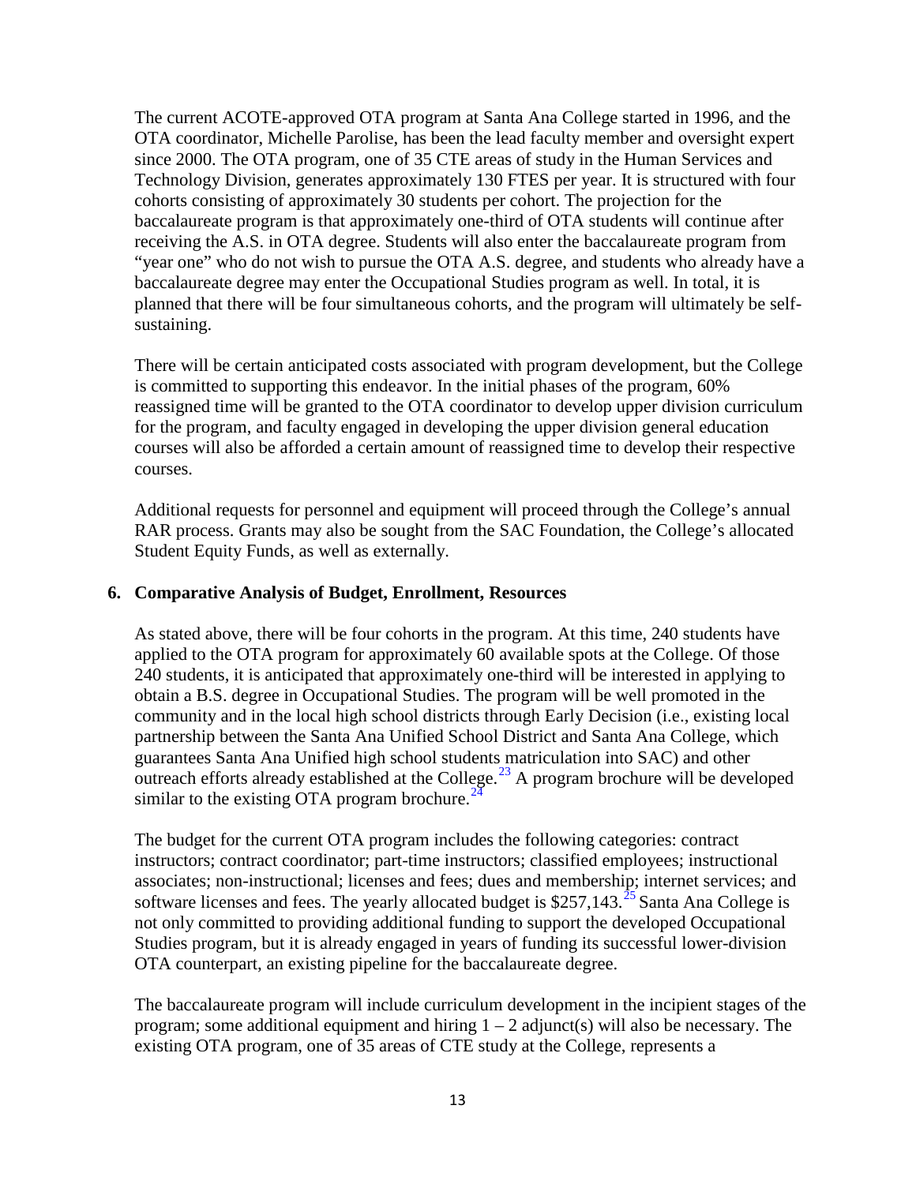The current ACOTE-approved OTA program at Santa Ana College started in 1996, and the OTA coordinator, Michelle Parolise, has been the lead faculty member and oversight expert since 2000. The OTA program, one of 35 CTE areas of study in the Human Services and Technology Division, generates approximately 130 FTES per year. It is structured with four cohorts consisting of approximately 30 students per cohort. The projection for the baccalaureate program is that approximately one-third of OTA students will continue after receiving the A.S. in OTA degree. Students will also enter the baccalaureate program from "year one" who do not wish to pursue the OTA A.S. degree, and students who already have a baccalaureate degree may enter the Occupational Studies program as well. In total, it is planned that there will be four simultaneous cohorts, and the program will ultimately be self-sustaining.

There will be certain anticipated costs associated with program development, but the College is committed to supporting this endeavor. In the initial phases of the program, 60% reassigned time will be granted to the OTA coordinator to develop upper division curriculum for the program, and faculty engaged in developing the upper division general education courses will also be afforded a certain amount of reassigned time to develop their respective courses.

Additional requests for personnel and equipment will proceed through the College's annual RAR process. Grants may also be sought from the SAC Foundation, the College's allocated Student Equity Funds, as well as externally.

## 6. Comparative Analysis of Budget, Enrollment, Resources

As stated above, there will be four cohorts in the program. At this time, 240 students have applied to the OTA program for approximately 60 available spots at the College. Of those 240 students, it is anticipated that approximately one-third will be interested in applying to obtain a B.S. degree in Occupational Studies. The program will be well promoted in the community and in the local high school districts through Early Decision (i.e., existing local partnership between the Santa Ana Unified School District and Santa Ana College, which guarantees Santa Ana Unified high school students matriculation into SAC) and other outreach efforts already established at the College.[23] A program brochure will be developed similar to the existing OTA program brochure.[24]

The budget for the current OTA program includes the following categories: contract instructors; contract coordinator; part-time instructors; classified employees; instructional associates; non-instructional; licenses and fees; dues and membership; internet services; and software licenses and fees. The yearly allocated budget is $257,143.[25] Santa Ana College is not only committed to providing additional funding to support the developed Occupational Studies program, but it is already engaged in years of funding its successful lower-division OTA counterpart, an existing pipeline for the baccalaureate degree.

The baccalaureate program will include curriculum development in the incipient stages of the program; some additional equipment and hiring 1 – 2 adjunct(s) will also be necessary. The existing OTA program, one of 35 areas of CTE study at the College, represents a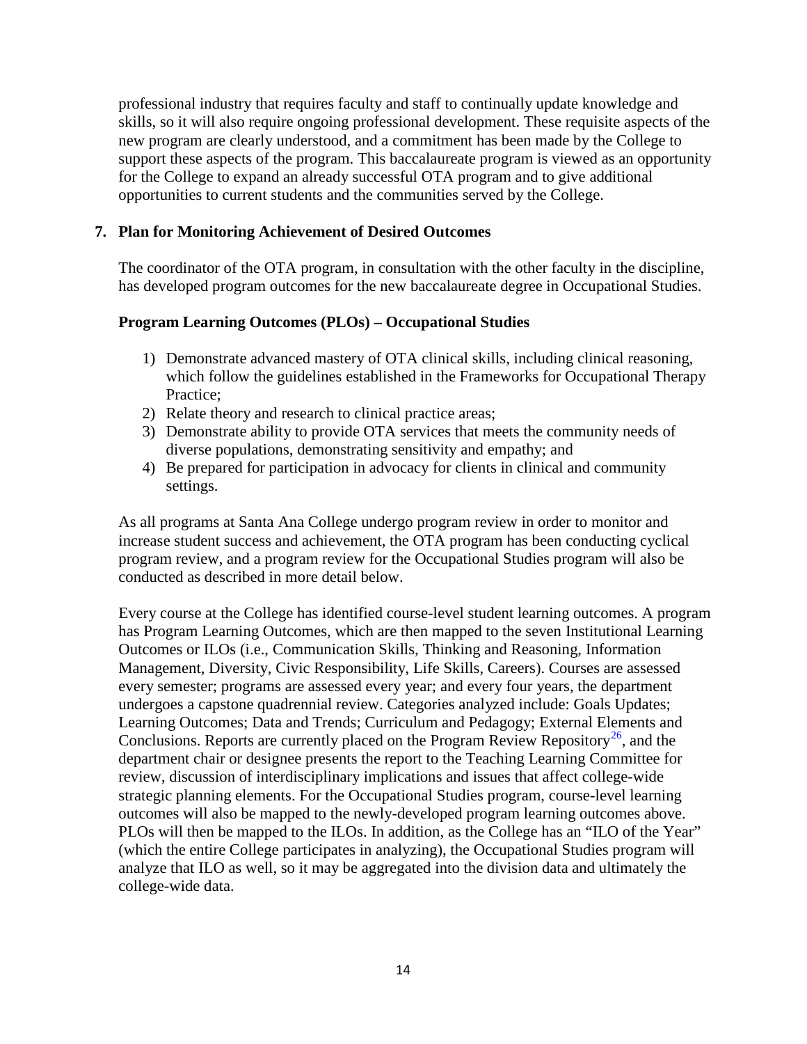professional industry that requires faculty and staff to continually update knowledge and skills, so it will also require ongoing professional development. These requisite aspects of the new program are clearly understood, and a commitment has been made by the College to support these aspects of the program. This baccalaureate program is viewed as an opportunity for the College to expand an already successful OTA program and to give additional opportunities to current students and the communities served by the College.

## 7. Plan for Monitoring Achievement of Desired Outcomes

The coordinator of the OTA program, in consultation with the other faculty in the discipline, has developed program outcomes for the new baccalaureate degree in Occupational Studies.

### Program Learning Outcomes (PLOs) – Occupational Studies

1) Demonstrate advanced mastery of OTA clinical skills, including clinical reasoning, which follow the guidelines established in the Frameworks for Occupational Therapy Practice;
2) Relate theory and research to clinical practice areas;
3) Demonstrate ability to provide OTA services that meets the community needs of diverse populations, demonstrating sensitivity and empathy; and
4) Be prepared for participation in advocacy for clients in clinical and community settings.

As all programs at Santa Ana College undergo program review in order to monitor and increase student success and achievement, the OTA program has been conducting cyclical program review, and a program review for the Occupational Studies program will also be conducted as described in more detail below.

Every course at the College has identified course-level student learning outcomes. A program has Program Learning Outcomes, which are then mapped to the seven Institutional Learning Outcomes or ILOs (i.e., Communication Skills, Thinking and Reasoning, Information Management, Diversity, Civic Responsibility, Life Skills, Careers). Courses are assessed every semester; programs are assessed every year; and every four years, the department undergoes a capstone quadrennial review. Categories analyzed include: Goals Updates; Learning Outcomes; Data and Trends; Curriculum and Pedagogy; External Elements and Conclusions. Reports are currently placed on the Program Review Repository[26], and the department chair or designee presents the report to the Teaching Learning Committee for review, discussion of interdisciplinary implications and issues that affect college-wide strategic planning elements. For the Occupational Studies program, course-level learning outcomes will also be mapped to the newly-developed program learning outcomes above. PLOs will then be mapped to the ILOs. In addition, as the College has an "ILO of the Year" (which the entire College participates in analyzing), the Occupational Studies program will analyze that ILO as well, so it may be aggregated into the division data and ultimately the college-wide data.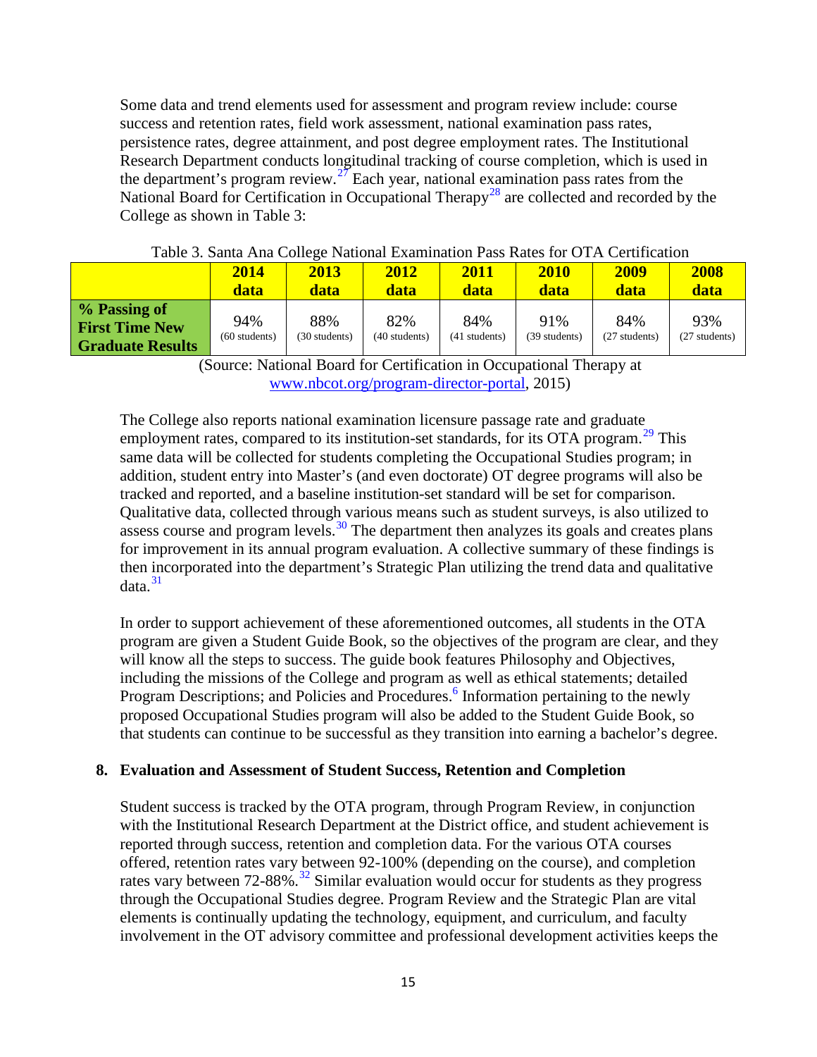Some data and trend elements used for assessment and program review include: course success and retention rates, field work assessment, national examination pass rates, persistence rates, degree attainment, and post degree employment rates. The Institutional Research Department conducts longitudinal tracking of course completion, which is used in the department's program review.[27] Each year, national examination pass rates from the National Board for Certification in Occupational Therapy[28] are collected and recorded by the College as shown in Table 3:

Table 3. Santa Ana College National Examination Pass Rates for OTA Certification

| | **2014 data** | **2013 data** | **2012 data** | **2011 data** | **2010 data** | **2009 data** | **2008 data** |
|---|---|---|---|---|---|---|---|
| **% Passing of First Time New Graduate Results** | 94% (60 students) | 88% (30 students) | 82% (40 students) | 84% (41 students) | 91% (39 students) | 84% (27 students) | 93% (27 students) |

(Source: National Board for Certification in Occupational Therapy at www.nbcot.org/program-director-portal, 2015)

The College also reports national examination licensure passage rate and graduate employment rates, compared to its institution-set standards, for its OTA program.[29] This same data will be collected for students completing the Occupational Studies program; in addition, student entry into Master's (and even doctorate) OT degree programs will also be tracked and reported, and a baseline institution-set standard will be set for comparison. Qualitative data, collected through various means such as student surveys, is also utilized to assess course and program levels.[30] The department then analyzes its goals and creates plans for improvement in its annual program evaluation. A collective summary of these findings is then incorporated into the department's Strategic Plan utilizing the trend data and qualitative data.[31]

In order to support achievement of these aforementioned outcomes, all students in the OTA program are given a Student Guide Book, so the objectives of the program are clear, and they will know all the steps to success. The guide book features Philosophy and Objectives, including the missions of the College and program as well as ethical statements; detailed Program Descriptions; and Policies and Procedures.[6] Information pertaining to the newly proposed Occupational Studies program will also be added to the Student Guide Book, so that students can continue to be successful as they transition into earning a bachelor's degree.

## 8. Evaluation and Assessment of Student Success, Retention and Completion

Student success is tracked by the OTA program, through Program Review, in conjunction with the Institutional Research Department at the District office, and student achievement is reported through success, retention and completion data. For the various OTA courses offered, retention rates vary between 92-100% (depending on the course), and completion rates vary between 72-88%.[32] Similar evaluation would occur for students as they progress through the Occupational Studies degree. Program Review and the Strategic Plan are vital elements is continually updating the technology, equipment, and curriculum, and faculty involvement in the OT advisory committee and professional development activities keeps the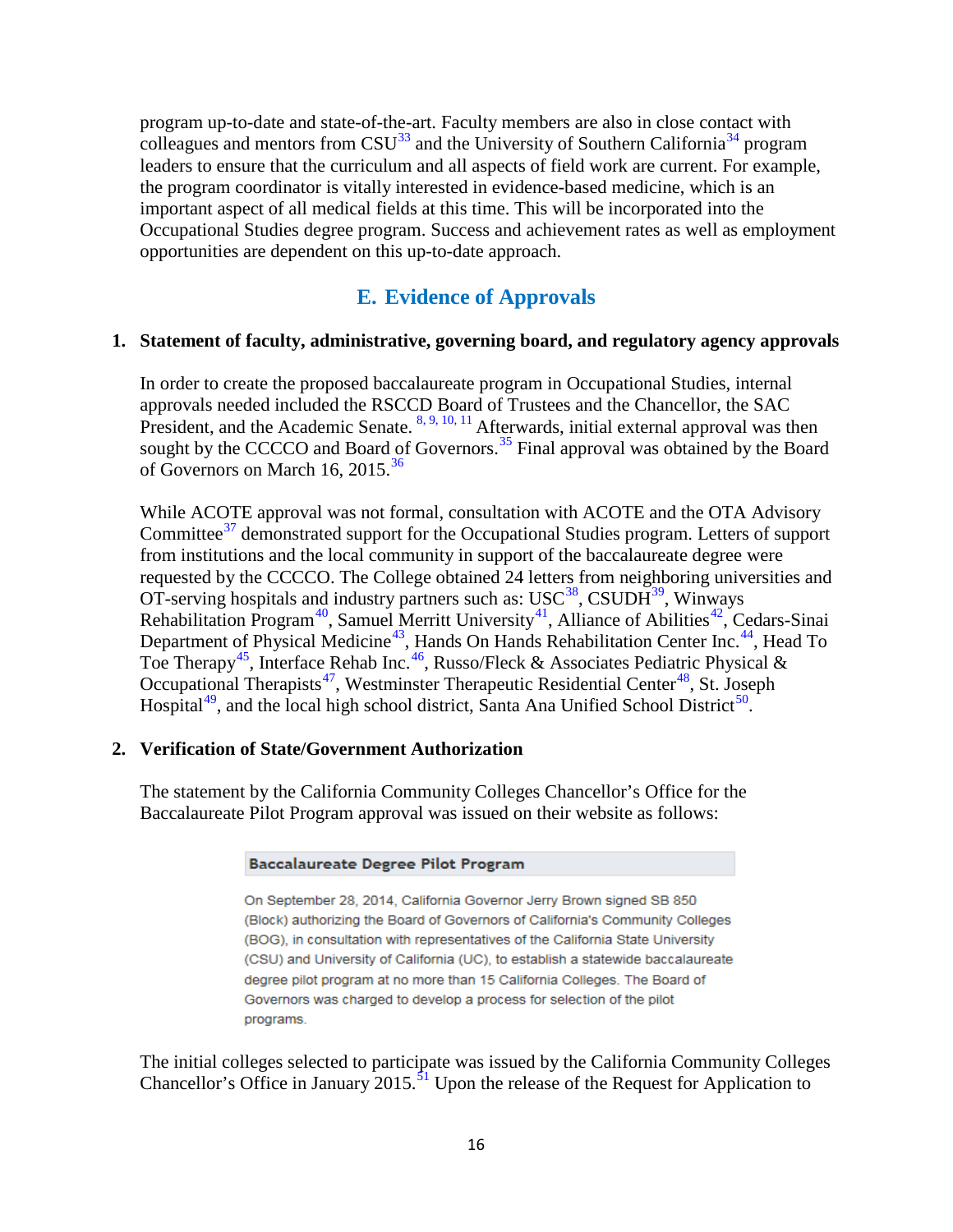program up-to-date and state-of-the-art. Faculty members are also in close contact with colleagues and mentors from CSU[33] and the University of Southern California[34] program leaders to ensure that the curriculum and all aspects of field work are current. For example, the program coordinator is vitally interested in evidence-based medicine, which is an important aspect of all medical fields at this time. This will be incorporated into the Occupational Studies degree program. Success and achievement rates as well as employment opportunities are dependent on this up-to-date approach.

## E. Evidence of Approvals

### 1. Statement of faculty, administrative, governing board, and regulatory agency approvals

In order to create the proposed baccalaureate program in Occupational Studies, internal approvals needed included the RSCCD Board of Trustees and the Chancellor, the SAC President, and the Academic Senate. [8, 9, 10, 11] Afterwards, initial external approval was then sought by the CCCCO and Board of Governors.[35] Final approval was obtained by the Board of Governors on March 16, 2015.[36]

While ACOTE approval was not formal, consultation with ACOTE and the OTA Advisory Committee[37] demonstrated support for the Occupational Studies program. Letters of support from institutions and the local community in support of the baccalaureate degree were requested by the CCCCO. The College obtained 24 letters from neighboring universities and OT-serving hospitals and industry partners such as: USC[38], CSUDH[39], Winways Rehabilitation Program[40], Samuel Merritt University[41], Alliance of Abilities[42], Cedars-Sinai Department of Physical Medicine[43], Hands On Hands Rehabilitation Center Inc.[44], Head To Toe Therapy[45], Interface Rehab Inc.[46], Russo/Fleck & Associates Pediatric Physical & Occupational Therapists[47], Westminster Therapeutic Residential Center[48], St. Joseph Hospital[49], and the local high school district, Santa Ana Unified School District[50].

### 2. Verification of State/Government Authorization

The statement by the California Community Colleges Chancellor's Office for the Baccalaureate Pilot Program approval was issued on their website as follows:

> **Baccalaureate Degree Pilot Program**
>
> On September 28, 2014, California Governor Jerry Brown signed SB 850 (Block) authorizing the Board of Governors of California's Community Colleges (BOG), in consultation with representatives of the California State University (CSU) and University of California (UC), to establish a statewide baccalaureate degree pilot program at no more than 15 California Colleges. The Board of Governors was charged to develop a process for selection of the pilot programs.

The initial colleges selected to participate was issued by the California Community Colleges Chancellor's Office in January 2015.[51] Upon the release of the Request for Application to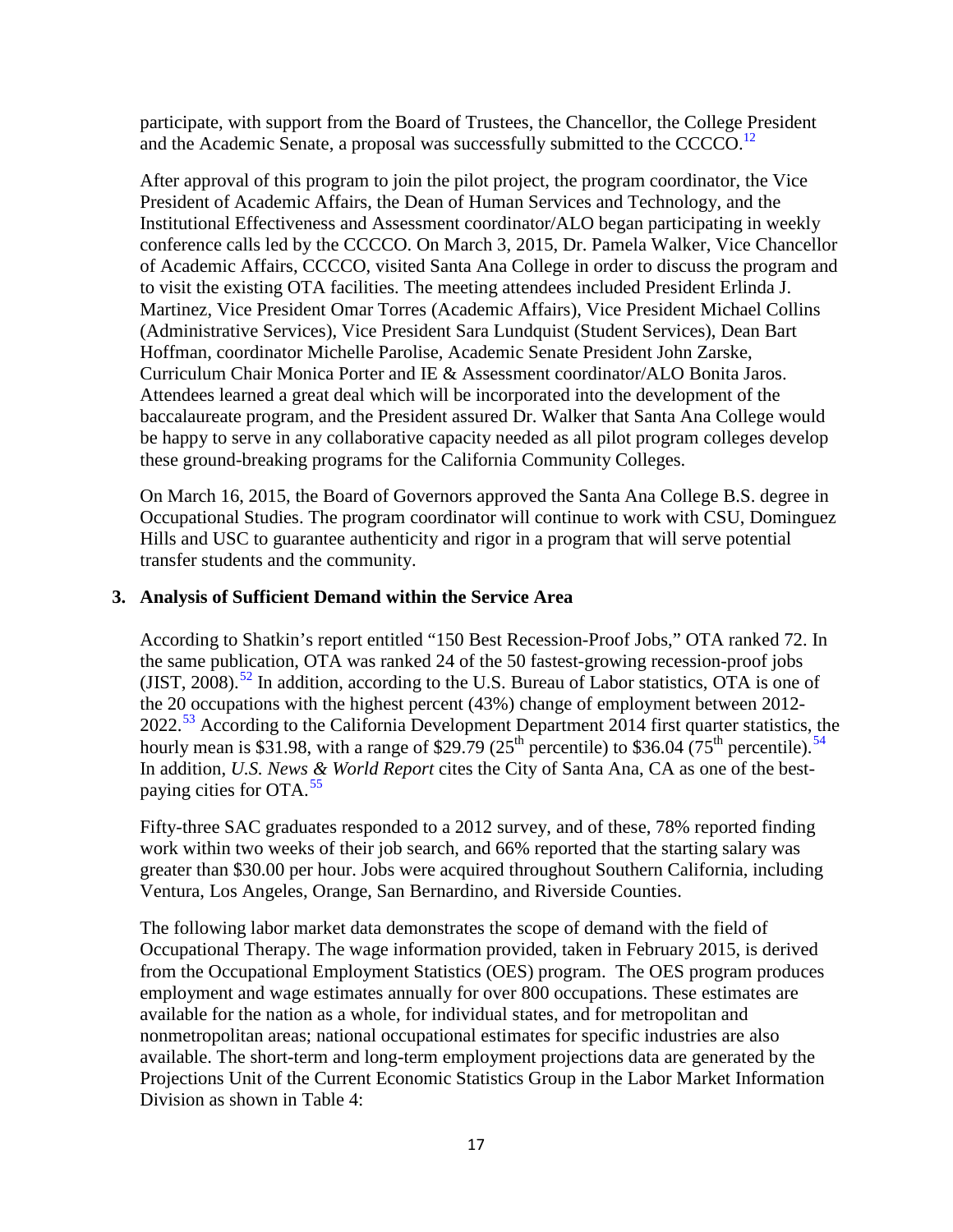participate, with support from the Board of Trustees, the Chancellor, the College President and the Academic Senate, a proposal was successfully submitted to the CCCCO.[12]

After approval of this program to join the pilot project, the program coordinator, the Vice President of Academic Affairs, the Dean of Human Services and Technology, and the Institutional Effectiveness and Assessment coordinator/ALO began participating in weekly conference calls led by the CCCCO. On March 3, 2015, Dr. Pamela Walker, Vice Chancellor of Academic Affairs, CCCCO, visited Santa Ana College in order to discuss the program and to visit the existing OTA facilities. The meeting attendees included President Erlinda J. Martinez, Vice President Omar Torres (Academic Affairs), Vice President Michael Collins (Administrative Services), Vice President Sara Lundquist (Student Services), Dean Bart Hoffman, coordinator Michelle Parolise, Academic Senate President John Zarske, Curriculum Chair Monica Porter and IE & Assessment coordinator/ALO Bonita Jaros. Attendees learned a great deal which will be incorporated into the development of the baccalaureate program, and the President assured Dr. Walker that Santa Ana College would be happy to serve in any collaborative capacity needed as all pilot program colleges develop these ground-breaking programs for the California Community Colleges.

On March 16, 2015, the Board of Governors approved the Santa Ana College B.S. degree in Occupational Studies. The program coordinator will continue to work with CSU, Dominguez Hills and USC to guarantee authenticity and rigor in a program that will serve potential transfer students and the community.

### 3. Analysis of Sufficient Demand within the Service Area

According to Shatkin's report entitled "150 Best Recession-Proof Jobs," OTA ranked 72. In the same publication, OTA was ranked 24 of the 50 fastest-growing recession-proof jobs (JIST, 2008).[52] In addition, according to the U.S. Bureau of Labor statistics, OTA is one of the 20 occupations with the highest percent (43%) change of employment between 2012-2022.[53] According to the California Development Department 2014 first quarter statistics, the hourly mean is $31.98, with a range of $29.79 (25th percentile) to $36.04 (75th percentile).[54] In addition, *U.S. News & World Report* cites the City of Santa Ana, CA as one of the best-paying cities for OTA.[55]

Fifty-three SAC graduates responded to a 2012 survey, and of these, 78% reported finding work within two weeks of their job search, and 66% reported that the starting salary was greater than $30.00 per hour. Jobs were acquired throughout Southern California, including Ventura, Los Angeles, Orange, San Bernardino, and Riverside Counties.

The following labor market data demonstrates the scope of demand with the field of Occupational Therapy. The wage information provided, taken in February 2015, is derived from the Occupational Employment Statistics (OES) program. The OES program produces employment and wage estimates annually for over 800 occupations. These estimates are available for the nation as a whole, for individual states, and for metropolitan and nonmetropolitan areas; national occupational estimates for specific industries are also available. The short-term and long-term employment projections data are generated by the Projections Unit of the Current Economic Statistics Group in the Labor Market Information Division as shown in Table 4: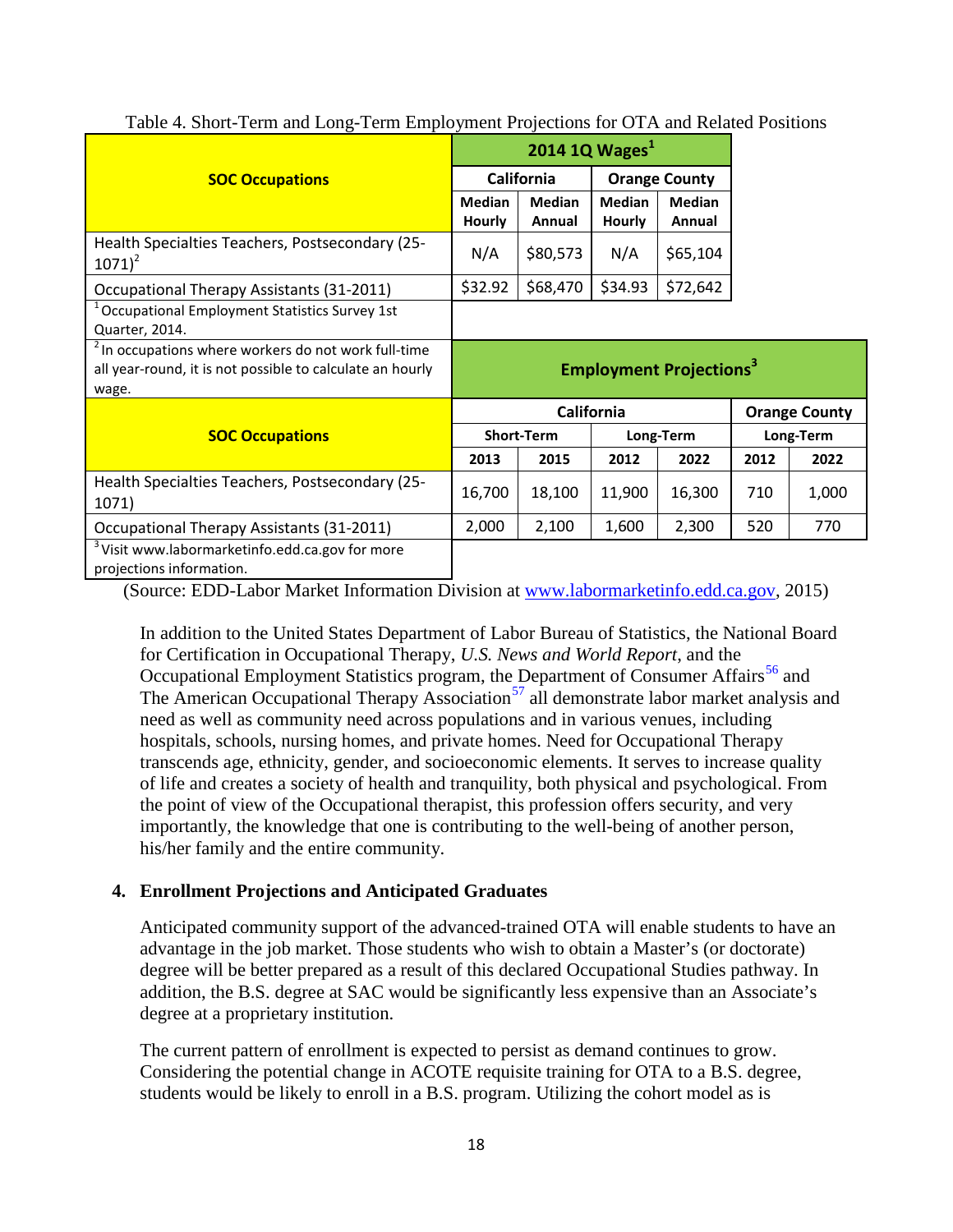Table 4. Short-Term and Long-Term Employment Projections for OTA and Related Positions

| SOC Occupations | 2014 1Q Wages[1] | | | |
|---|---|---|---|---|
| | California | | Orange County | |
| | Median Hourly | Median Annual | Median Hourly | Median Annual |
| Health Specialties Teachers, Postsecondary (25-1071)[2] | N/A | $80,573 | N/A | $65,104 |
| Occupational Therapy Assistants (31-2011) | $32.92 | $68,470 | $34.93 | $72,642 |

[1] Occupational Employment Statistics Survey 1st Quarter, 2014.

[2] In occupations where workers do not work full-time all year-round, it is not possible to calculate an hourly wage.

| SOC Occupations | Employment Projections[3] | | | | | |
|---|---|---|---|---|---|---|
| | California | | | | Orange County | |
| | Short-Term | | Long-Term | | Long-Term | |
| | 2013 | 2015 | 2012 | 2022 | 2012 | 2022 |
| Health Specialties Teachers, Postsecondary (25-1071) | 16,700 | 18,100 | 11,900 | 16,300 | 710 | 1,000 |
| Occupational Therapy Assistants (31-2011) | 2,000 | 2,100 | 1,600 | 2,300 | 520 | 770 |

[3] Visit www.labormarketinfo.edd.ca.gov for more projections information.

(Source: EDD-Labor Market Information Division at www.labormarketinfo.edd.ca.gov, 2015)

In addition to the United States Department of Labor Bureau of Statistics, the National Board for Certification in Occupational Therapy, *U.S. News and World Report*, and the Occupational Employment Statistics program, the Department of Consumer Affairs[56] and The American Occupational Therapy Association[57] all demonstrate labor market analysis and need as well as community need across populations and in various venues, including hospitals, schools, nursing homes, and private homes. Need for Occupational Therapy transcends age, ethnicity, gender, and socioeconomic elements. It serves to increase quality of life and creates a society of health and tranquility, both physical and psychological. From the point of view of the Occupational therapist, this profession offers security, and very importantly, the knowledge that one is contributing to the well-being of another person, his/her family and the entire community.

## 4. Enrollment Projections and Anticipated Graduates

Anticipated community support of the advanced-trained OTA will enable students to have an advantage in the job market. Those students who wish to obtain a Master's (or doctorate) degree will be better prepared as a result of this declared Occupational Studies pathway. In addition, the B.S. degree at SAC would be significantly less expensive than an Associate's degree at a proprietary institution.

The current pattern of enrollment is expected to persist as demand continues to grow. Considering the potential change in ACOTE requisite training for OTA to a B.S. degree, students would be likely to enroll in a B.S. program. Utilizing the cohort model as is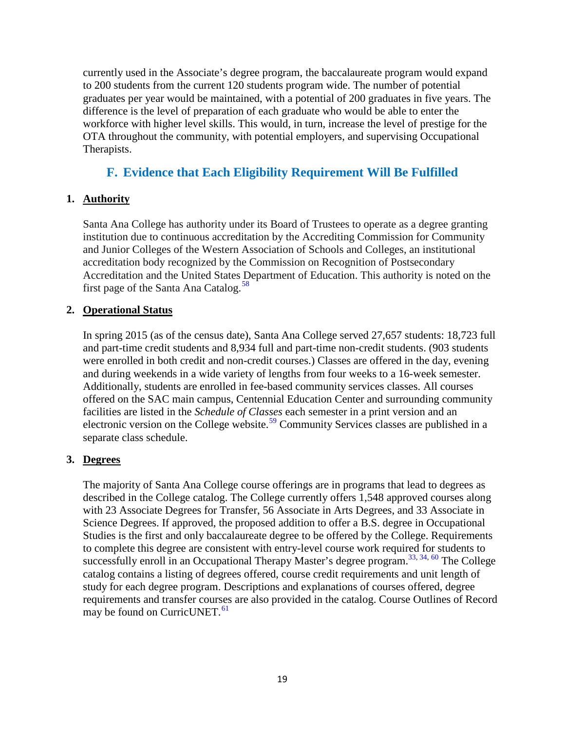currently used in the Associate's degree program, the baccalaureate program would expand to 200 students from the current 120 students program wide. The number of potential graduates per year would be maintained, with a potential of 200 graduates in five years. The difference is the level of preparation of each graduate who would be able to enter the workforce with higher level skills. This would, in turn, increase the level of prestige for the OTA throughout the community, with potential employers, and supervising Occupational Therapists.

## F. Evidence that Each Eligibility Requirement Will Be Fulfilled

### 1. Authority

Santa Ana College has authority under its Board of Trustees to operate as a degree granting institution due to continuous accreditation by the Accrediting Commission for Community and Junior Colleges of the Western Association of Schools and Colleges, an institutional accreditation body recognized by the Commission on Recognition of Postsecondary Accreditation and the United States Department of Education. This authority is noted on the first page of the Santa Ana Catalog.[58]

### 2. Operational Status

In spring 2015 (as of the census date), Santa Ana College served 27,657 students: 18,723 full and part-time credit students and 8,934 full and part-time non-credit students. (903 students were enrolled in both credit and non-credit courses.) Classes are offered in the day, evening and during weekends in a wide variety of lengths from four weeks to a 16-week semester. Additionally, students are enrolled in fee-based community services classes. All courses offered on the SAC main campus, Centennial Education Center and surrounding community facilities are listed in the *Schedule of Classes* each semester in a print version and an electronic version on the College website.[59] Community Services classes are published in a separate class schedule.

### 3. Degrees

The majority of Santa Ana College course offerings are in programs that lead to degrees as described in the College catalog. The College currently offers 1,548 approved courses along with 23 Associate Degrees for Transfer, 56 Associate in Arts Degrees, and 33 Associate in Science Degrees. If approved, the proposed addition to offer a B.S. degree in Occupational Studies is the first and only baccalaureate degree to be offered by the College. Requirements to complete this degree are consistent with entry-level course work required for students to successfully enroll in an Occupational Therapy Master's degree program.[33, 34, 60] The College catalog contains a listing of degrees offered, course credit requirements and unit length of study for each degree program. Descriptions and explanations of courses offered, degree requirements and transfer courses are also provided in the catalog. Course Outlines of Record may be found on CurricUNET.[61]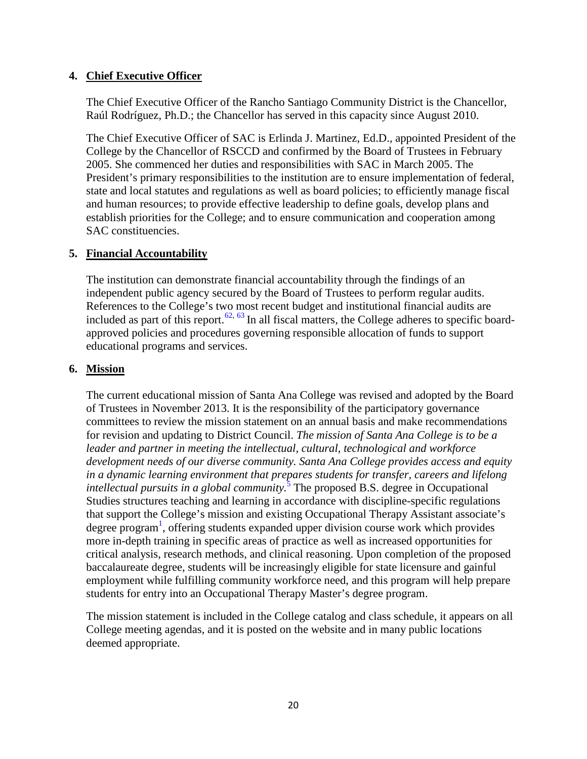**4. Chief Executive Officer**

The Chief Executive Officer of the Rancho Santiago Community District is the Chancellor, Raúl Rodríguez, Ph.D.; the Chancellor has served in this capacity since August 2010.

The Chief Executive Officer of SAC is Erlinda J. Martinez, Ed.D., appointed President of the College by the Chancellor of RSCCD and confirmed by the Board of Trustees in February 2005. She commenced her duties and responsibilities with SAC in March 2005. The President's primary responsibilities to the institution are to ensure implementation of federal, state and local statutes and regulations as well as board policies; to efficiently manage fiscal and human resources; to provide effective leadership to define goals, develop plans and establish priorities for the College; and to ensure communication and cooperation among SAC constituencies.

**5. Financial Accountability**

The institution can demonstrate financial accountability through the findings of an independent public agency secured by the Board of Trustees to perform regular audits. References to the College's two most recent budget and institutional financial audits are included as part of this report.[62, 63] In all fiscal matters, the College adheres to specific board-approved policies and procedures governing responsible allocation of funds to support educational programs and services.

**6. Mission**

The current educational mission of Santa Ana College was revised and adopted by the Board of Trustees in November 2013. It is the responsibility of the participatory governance committees to review the mission statement on an annual basis and make recommendations for revision and updating to District Council. *The mission of Santa Ana College is to be a leader and partner in meeting the intellectual, cultural, technological and workforce development needs of our diverse community. Santa Ana College provides access and equity in a dynamic learning environment that prepares students for transfer, careers and lifelong intellectual pursuits in a global community.*[5] The proposed B.S. degree in Occupational Studies structures teaching and learning in accordance with discipline-specific regulations that support the College's mission and existing Occupational Therapy Assistant associate's degree program[1], offering students expanded upper division course work which provides more in-depth training in specific areas of practice as well as increased opportunities for critical analysis, research methods, and clinical reasoning. Upon completion of the proposed baccalaureate degree, students will be increasingly eligible for state licensure and gainful employment while fulfilling community workforce need, and this program will help prepare students for entry into an Occupational Therapy Master's degree program.

The mission statement is included in the College catalog and class schedule, it appears on all College meeting agendas, and it is posted on the website and in many public locations deemed appropriate.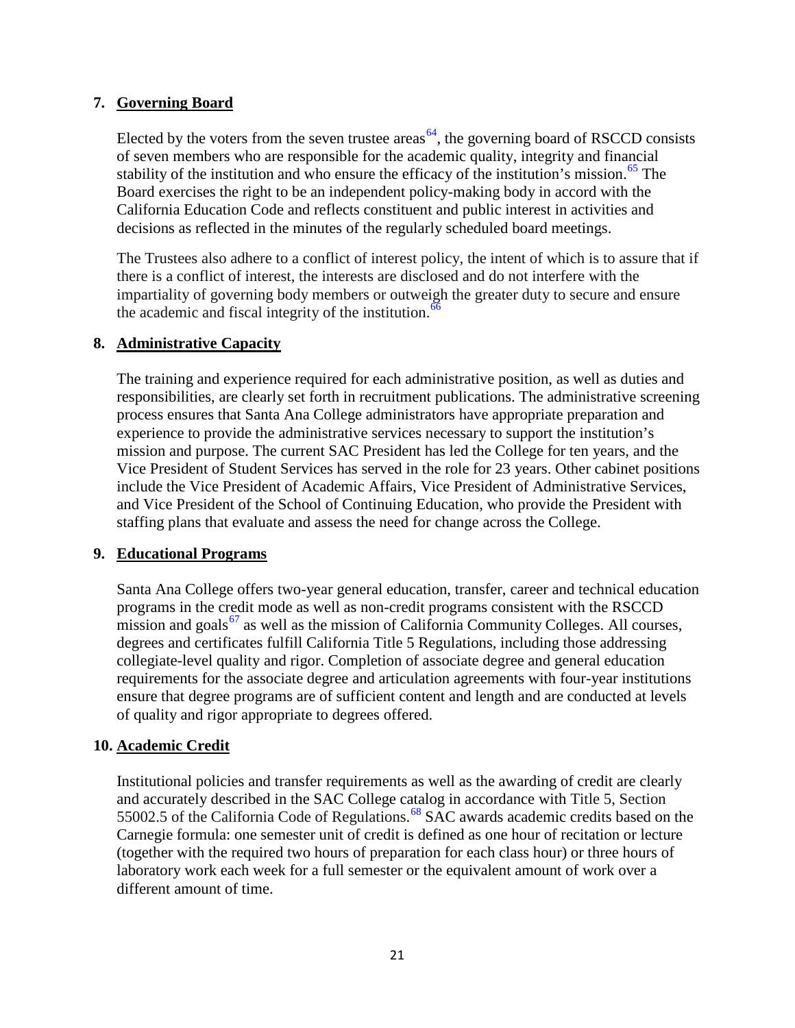## 7. Governing Board

Elected by the voters from the seven trustee areas[64], the governing board of RSCCD consists of seven members who are responsible for the academic quality, integrity and financial stability of the institution and who ensure the efficacy of the institution's mission.[65] The Board exercises the right to be an independent policy-making body in accord with the California Education Code and reflects constituent and public interest in activities and decisions as reflected in the minutes of the regularly scheduled board meetings.

The Trustees also adhere to a conflict of interest policy, the intent of which is to assure that if there is a conflict of interest, the interests are disclosed and do not interfere with the impartiality of governing body members or outweigh the greater duty to secure and ensure the academic and fiscal integrity of the institution.[66]

## 8. Administrative Capacity

The training and experience required for each administrative position, as well as duties and responsibilities, are clearly set forth in recruitment publications. The administrative screening process ensures that Santa Ana College administrators have appropriate preparation and experience to provide the administrative services necessary to support the institution's mission and purpose. The current SAC President has led the College for ten years, and the Vice President of Student Services has served in the role for 23 years. Other cabinet positions include the Vice President of Academic Affairs, Vice President of Administrative Services, and Vice President of the School of Continuing Education, who provide the President with staffing plans that evaluate and assess the need for change across the College.

## 9. Educational Programs

Santa Ana College offers two-year general education, transfer, career and technical education programs in the credit mode as well as non-credit programs consistent with the RSCCD mission and goals[67] as well as the mission of California Community Colleges. All courses, degrees and certificates fulfill California Title 5 Regulations, including those addressing collegiate-level quality and rigor. Completion of associate degree and general education requirements for the associate degree and articulation agreements with four-year institutions ensure that degree programs are of sufficient content and length and are conducted at levels of quality and rigor appropriate to degrees offered.

## 10. Academic Credit

Institutional policies and transfer requirements as well as the awarding of credit are clearly and accurately described in the SAC College catalog in accordance with Title 5, Section 55002.5 of the California Code of Regulations.[68] SAC awards academic credits based on the Carnegie formula: one semester unit of credit is defined as one hour of recitation or lecture (together with the required two hours of preparation for each class hour) or three hours of laboratory work each week for a full semester or the equivalent amount of work over a different amount of time.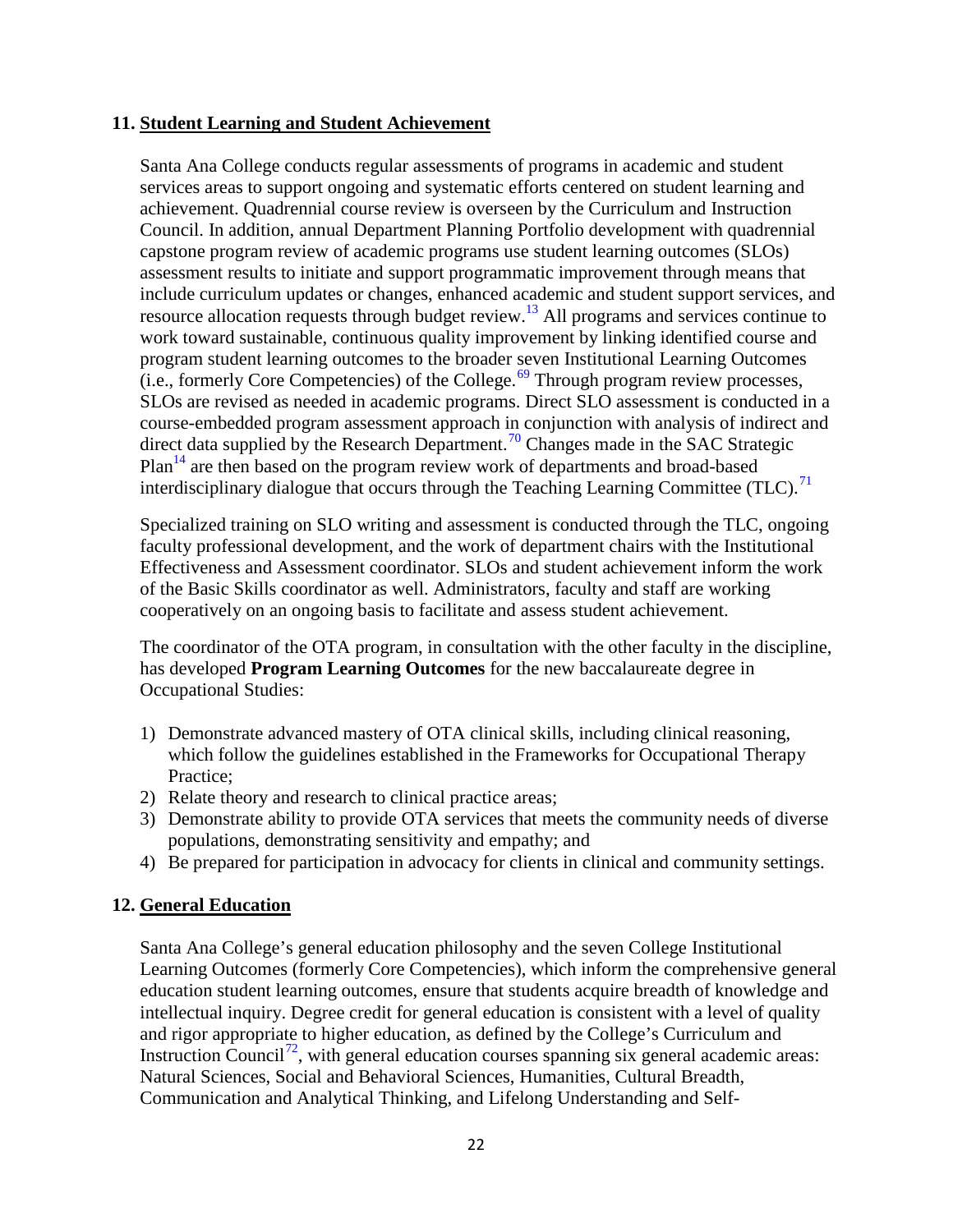## 11. Student Learning and Student Achievement

Santa Ana College conducts regular assessments of programs in academic and student services areas to support ongoing and systematic efforts centered on student learning and achievement. Quadrennial course review is overseen by the Curriculum and Instruction Council. In addition, annual Department Planning Portfolio development with quadrennial capstone program review of academic programs use student learning outcomes (SLOs) assessment results to initiate and support programmatic improvement through means that include curriculum updates or changes, enhanced academic and student support services, and resource allocation requests through budget review.[13] All programs and services continue to work toward sustainable, continuous quality improvement by linking identified course and program student learning outcomes to the broader seven Institutional Learning Outcomes (i.e., formerly Core Competencies) of the College.[69] Through program review processes, SLOs are revised as needed in academic programs. Direct SLO assessment is conducted in a course-embedded program assessment approach in conjunction with analysis of indirect and direct data supplied by the Research Department.[70] Changes made in the SAC Strategic Plan[14] are then based on the program review work of departments and broad-based interdisciplinary dialogue that occurs through the Teaching Learning Committee (TLC).[71]

Specialized training on SLO writing and assessment is conducted through the TLC, ongoing faculty professional development, and the work of department chairs with the Institutional Effectiveness and Assessment coordinator. SLOs and student achievement inform the work of the Basic Skills coordinator as well. Administrators, faculty and staff are working cooperatively on an ongoing basis to facilitate and assess student achievement.

The coordinator of the OTA program, in consultation with the other faculty in the discipline, has developed **Program Learning Outcomes** for the new baccalaureate degree in Occupational Studies:

1) Demonstrate advanced mastery of OTA clinical skills, including clinical reasoning, which follow the guidelines established in the Frameworks for Occupational Therapy Practice;
2) Relate theory and research to clinical practice areas;
3) Demonstrate ability to provide OTA services that meets the community needs of diverse populations, demonstrating sensitivity and empathy; and
4) Be prepared for participation in advocacy for clients in clinical and community settings.

## 12. General Education

Santa Ana College's general education philosophy and the seven College Institutional Learning Outcomes (formerly Core Competencies), which inform the comprehensive general education student learning outcomes, ensure that students acquire breadth of knowledge and intellectual inquiry. Degree credit for general education is consistent with a level of quality and rigor appropriate to higher education, as defined by the College's Curriculum and Instruction Council[72], with general education courses spanning six general academic areas: Natural Sciences, Social and Behavioral Sciences, Humanities, Cultural Breadth, Communication and Analytical Thinking, and Lifelong Understanding and Self-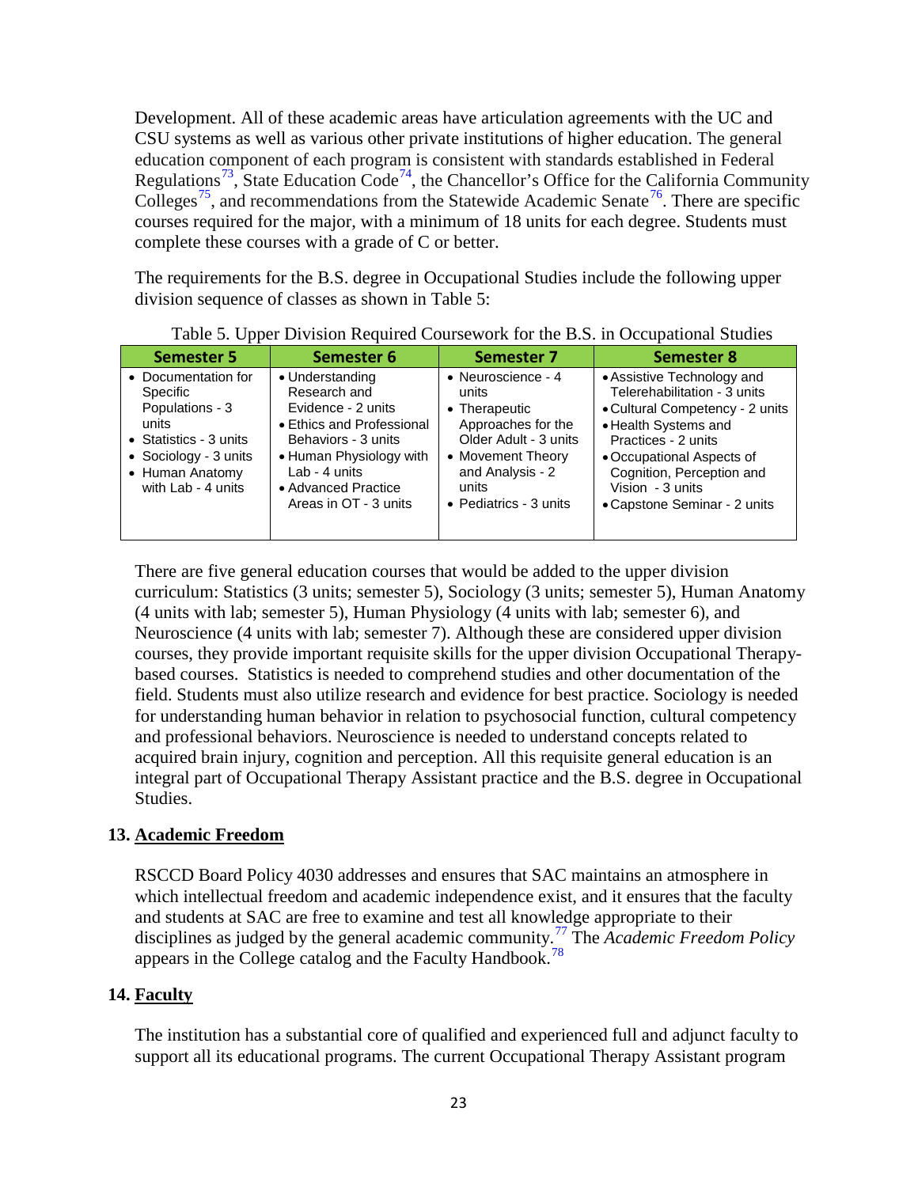Development. All of these academic areas have articulation agreements with the UC and CSU systems as well as various other private institutions of higher education. The general education component of each program is consistent with standards established in Federal Regulations[73], State Education Code[74], the Chancellor's Office for the California Community Colleges[75], and recommendations from the Statewide Academic Senate[76]. There are specific courses required for the major, with a minimum of 18 units for each degree. Students must complete these courses with a grade of C or better.

The requirements for the B.S. degree in Occupational Studies include the following upper division sequence of classes as shown in Table 5:

Table 5. Upper Division Required Coursework for the B.S. in Occupational Studies

| Semester 5 | Semester 6 | Semester 7 | Semester 8 |
|---|---|---|---|
| • Documentation for Specific Populations - 3 units<br>• Statistics - 3 units<br>• Sociology - 3 units<br>• Human Anatomy with Lab - 4 units | • Understanding Research and Evidence - 2 units<br>• Ethics and Professional Behaviors - 3 units<br>• Human Physiology with Lab - 4 units<br>• Advanced Practice Areas in OT - 3 units | • Neuroscience - 4 units<br>• Therapeutic Approaches for the Older Adult - 3 units<br>• Movement Theory and Analysis - 2 units<br>• Pediatrics - 3 units | • Assistive Technology and Telerehabilitation - 3 units<br>• Cultural Competency - 2 units<br>• Health Systems and Practices - 2 units<br>• Occupational Aspects of Cognition, Perception and Vision - 3 units<br>• Capstone Seminar - 2 units |

There are five general education courses that would be added to the upper division curriculum: Statistics (3 units; semester 5), Sociology (3 units; semester 5), Human Anatomy (4 units with lab; semester 5), Human Physiology (4 units with lab; semester 6), and Neuroscience (4 units with lab; semester 7). Although these are considered upper division courses, they provide important requisite skills for the upper division Occupational Therapy-based courses. Statistics is needed to comprehend studies and other documentation of the field. Students must also utilize research and evidence for best practice. Sociology is needed for understanding human behavior in relation to psychosocial function, cultural competency and professional behaviors. Neuroscience is needed to understand concepts related to acquired brain injury, cognition and perception. All this requisite general education is an integral part of Occupational Therapy Assistant practice and the B.S. degree in Occupational Studies.

## 13. Academic Freedom

RSCCD Board Policy 4030 addresses and ensures that SAC maintains an atmosphere in which intellectual freedom and academic independence exist, and it ensures that the faculty and students at SAC are free to examine and test all knowledge appropriate to their disciplines as judged by the general academic community.[77] The *Academic Freedom Policy* appears in the College catalog and the Faculty Handbook.[78]

## 14. Faculty

The institution has a substantial core of qualified and experienced full and adjunct faculty to support all its educational programs. The current Occupational Therapy Assistant program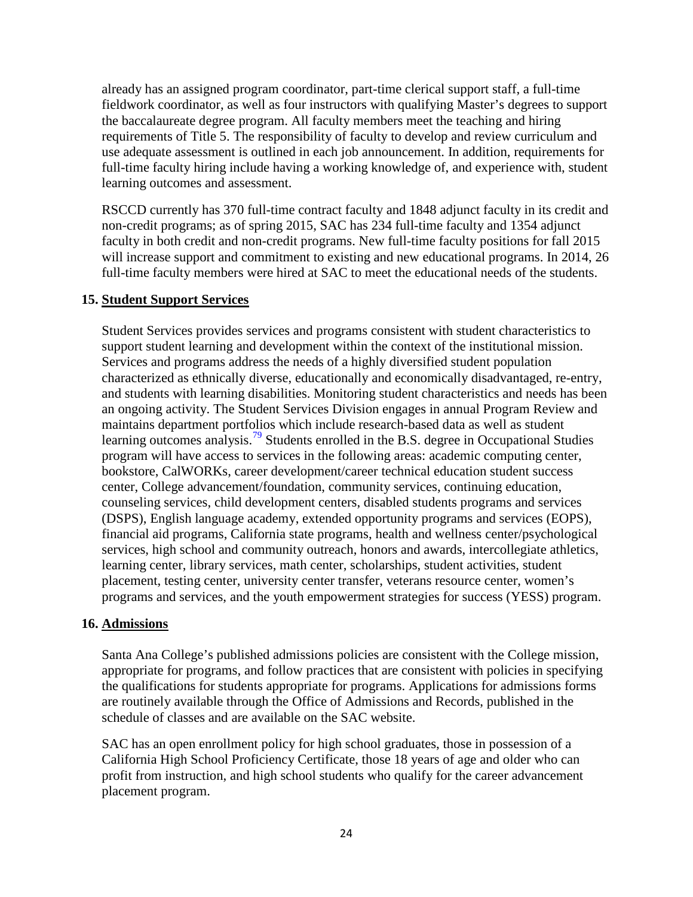already has an assigned program coordinator, part-time clerical support staff, a full-time fieldwork coordinator, as well as four instructors with qualifying Master's degrees to support the baccalaureate degree program. All faculty members meet the teaching and hiring requirements of Title 5. The responsibility of faculty to develop and review curriculum and use adequate assessment is outlined in each job announcement. In addition, requirements for full-time faculty hiring include having a working knowledge of, and experience with, student learning outcomes and assessment.

RSCCD currently has 370 full-time contract faculty and 1848 adjunct faculty in its credit and non-credit programs; as of spring 2015, SAC has 234 full-time faculty and 1354 adjunct faculty in both credit and non-credit programs. New full-time faculty positions for fall 2015 will increase support and commitment to existing and new educational programs. In 2014, 26 full-time faculty members were hired at SAC to meet the educational needs of the students.

## 15. Student Support Services

Student Services provides services and programs consistent with student characteristics to support student learning and development within the context of the institutional mission. Services and programs address the needs of a highly diversified student population characterized as ethnically diverse, educationally and economically disadvantaged, re-entry, and students with learning disabilities. Monitoring student characteristics and needs has been an ongoing activity. The Student Services Division engages in annual Program Review and maintains department portfolios which include research-based data as well as student learning outcomes analysis.[79] Students enrolled in the B.S. degree in Occupational Studies program will have access to services in the following areas: academic computing center, bookstore, CalWORKs, career development/career technical education student success center, College advancement/foundation, community services, continuing education, counseling services, child development centers, disabled students programs and services (DSPS), English language academy, extended opportunity programs and services (EOPS), financial aid programs, California state programs, health and wellness center/psychological services, high school and community outreach, honors and awards, intercollegiate athletics, learning center, library services, math center, scholarships, student activities, student placement, testing center, university center transfer, veterans resource center, women's programs and services, and the youth empowerment strategies for success (YESS) program.

## 16. Admissions

Santa Ana College's published admissions policies are consistent with the College mission, appropriate for programs, and follow practices that are consistent with policies in specifying the qualifications for students appropriate for programs. Applications for admissions forms are routinely available through the Office of Admissions and Records, published in the schedule of classes and are available on the SAC website.

SAC has an open enrollment policy for high school graduates, those in possession of a California High School Proficiency Certificate, those 18 years of age and older who can profit from instruction, and high school students who qualify for the career advancement placement program.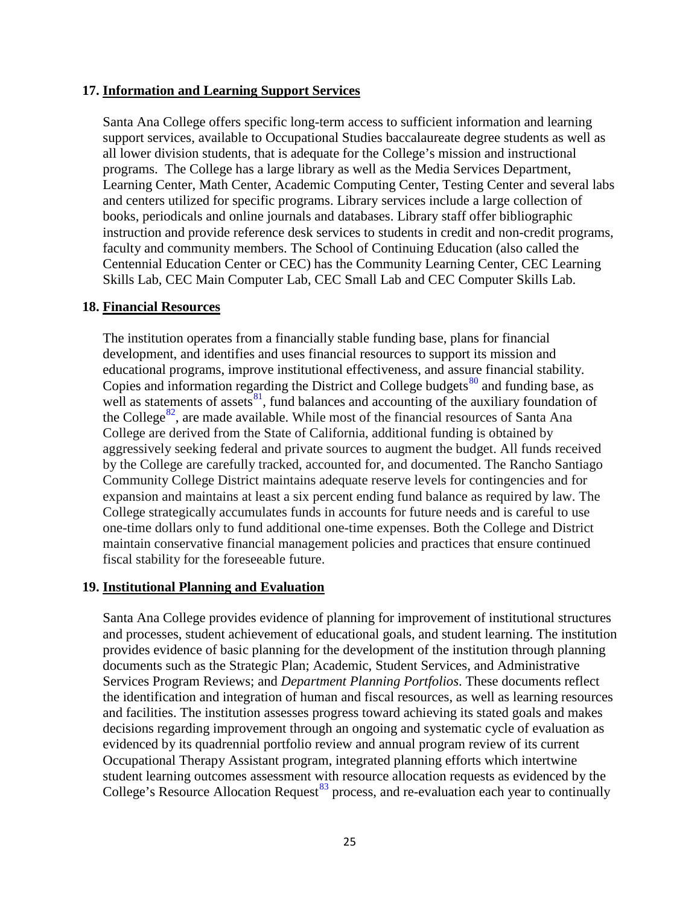### 17. Information and Learning Support Services

Santa Ana College offers specific long-term access to sufficient information and learning support services, available to Occupational Studies baccalaureate degree students as well as all lower division students, that is adequate for the College's mission and instructional programs. The College has a large library as well as the Media Services Department, Learning Center, Math Center, Academic Computing Center, Testing Center and several labs and centers utilized for specific programs. Library services include a large collection of books, periodicals and online journals and databases. Library staff offer bibliographic instruction and provide reference desk services to students in credit and non-credit programs, faculty and community members. The School of Continuing Education (also called the Centennial Education Center or CEC) has the Community Learning Center, CEC Learning Skills Lab, CEC Main Computer Lab, CEC Small Lab and CEC Computer Skills Lab.

### 18. Financial Resources

The institution operates from a financially stable funding base, plans for financial development, and identifies and uses financial resources to support its mission and educational programs, improve institutional effectiveness, and assure financial stability. Copies and information regarding the District and College budgets[80] and funding base, as well as statements of assets[81], fund balances and accounting of the auxiliary foundation of the College[82], are made available. While most of the financial resources of Santa Ana College are derived from the State of California, additional funding is obtained by aggressively seeking federal and private sources to augment the budget. All funds received by the College are carefully tracked, accounted for, and documented. The Rancho Santiago Community College District maintains adequate reserve levels for contingencies and for expansion and maintains at least a six percent ending fund balance as required by law. The College strategically accumulates funds in accounts for future needs and is careful to use one-time dollars only to fund additional one-time expenses. Both the College and District maintain conservative financial management policies and practices that ensure continued fiscal stability for the foreseeable future.

### 19. Institutional Planning and Evaluation

Santa Ana College provides evidence of planning for improvement of institutional structures and processes, student achievement of educational goals, and student learning. The institution provides evidence of basic planning for the development of the institution through planning documents such as the Strategic Plan; Academic, Student Services, and Administrative Services Program Reviews; and *Department Planning Portfolios*. These documents reflect the identification and integration of human and fiscal resources, as well as learning resources and facilities. The institution assesses progress toward achieving its stated goals and makes decisions regarding improvement through an ongoing and systematic cycle of evaluation as evidenced by its quadrennial portfolio review and annual program review of its current Occupational Therapy Assistant program, integrated planning efforts which intertwine student learning outcomes assessment with resource allocation requests as evidenced by the College's Resource Allocation Request[83] process, and re-evaluation each year to continually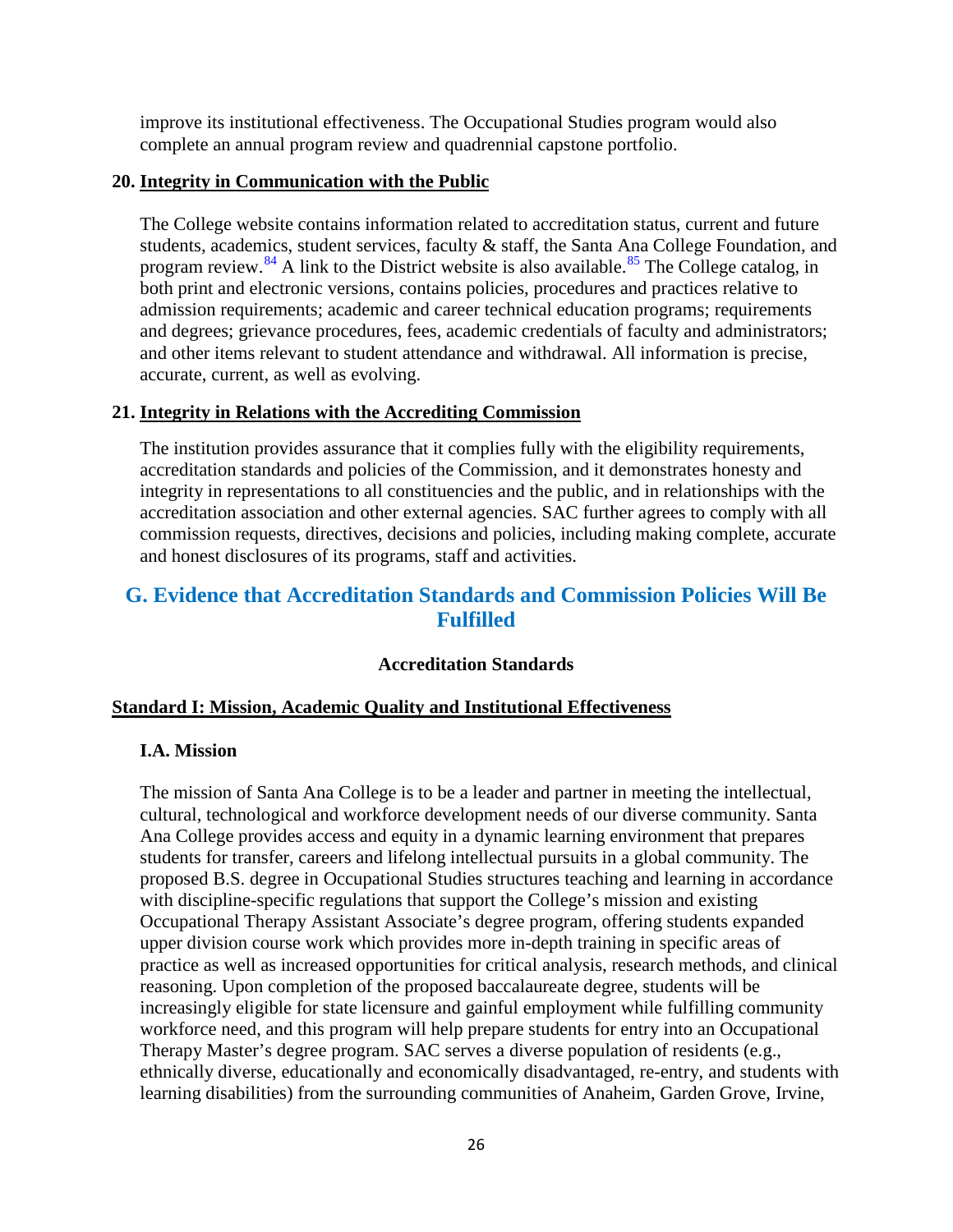improve its institutional effectiveness. The Occupational Studies program would also complete an annual program review and quadrennial capstone portfolio.

**20. <u>Integrity in Communication with the Public</u>**

The College website contains information related to accreditation status, current and future students, academics, student services, faculty & staff, the Santa Ana College Foundation, and program review.[84] A link to the District website is also available.[85] The College catalog, in both print and electronic versions, contains policies, procedures and practices relative to admission requirements; academic and career technical education programs; requirements and degrees; grievance procedures, fees, academic credentials of faculty and administrators; and other items relevant to student attendance and withdrawal. All information is precise, accurate, current, as well as evolving.

**21. <u>Integrity in Relations with the Accrediting Commission</u>**

The institution provides assurance that it complies fully with the eligibility requirements, accreditation standards and policies of the Commission, and it demonstrates honesty and integrity in representations to all constituencies and the public, and in relationships with the accreditation association and other external agencies. SAC further agrees to comply with all commission requests, directives, decisions and policies, including making complete, accurate and honest disclosures of its programs, staff and activities.

## G. Evidence that Accreditation Standards and Commission Policies Will Be Fulfilled

**Accreditation Standards**

**<u>Standard I: Mission, Academic Quality and Institutional Effectiveness</u>**

**I.A. Mission**

The mission of Santa Ana College is to be a leader and partner in meeting the intellectual, cultural, technological and workforce development needs of our diverse community. Santa Ana College provides access and equity in a dynamic learning environment that prepares students for transfer, careers and lifelong intellectual pursuits in a global community. The proposed B.S. degree in Occupational Studies structures teaching and learning in accordance with discipline-specific regulations that support the College's mission and existing Occupational Therapy Assistant Associate's degree program, offering students expanded upper division course work which provides more in-depth training in specific areas of practice as well as increased opportunities for critical analysis, research methods, and clinical reasoning. Upon completion of the proposed baccalaureate degree, students will be increasingly eligible for state licensure and gainful employment while fulfilling community workforce need, and this program will help prepare students for entry into an Occupational Therapy Master's degree program. SAC serves a diverse population of residents (e.g., ethnically diverse, educationally and economically disadvantaged, re-entry, and students with learning disabilities) from the surrounding communities of Anaheim, Garden Grove, Irvine,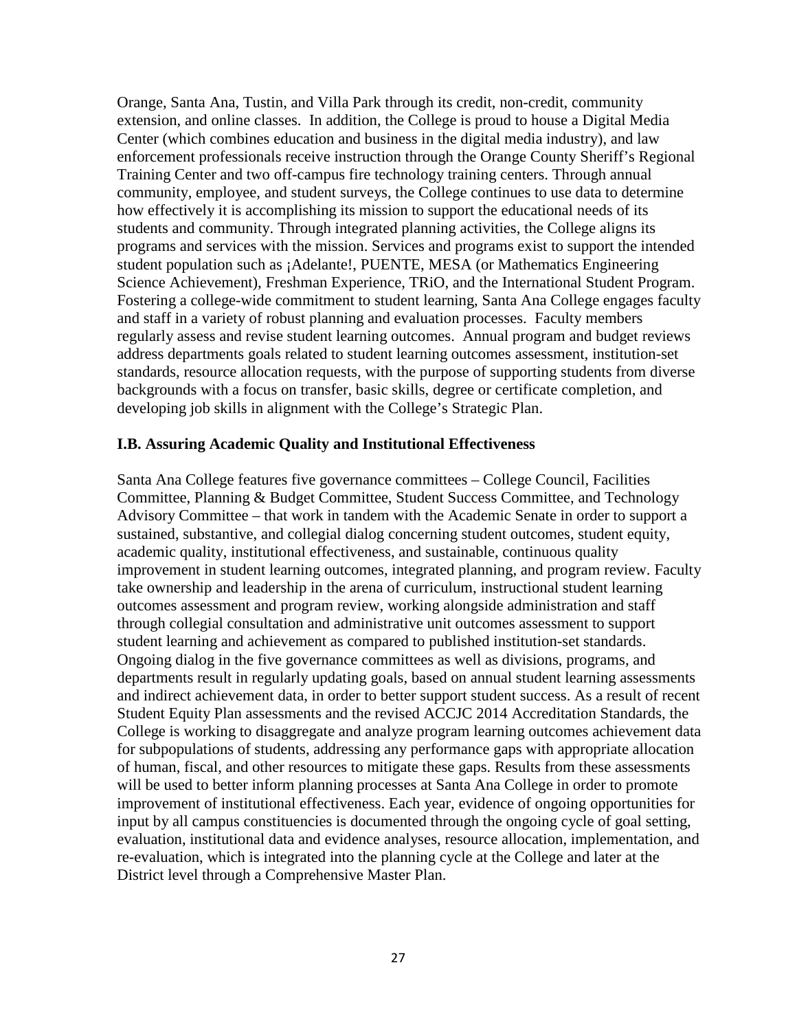Orange, Santa Ana, Tustin, and Villa Park through its credit, non-credit, community extension, and online classes. In addition, the College is proud to house a Digital Media Center (which combines education and business in the digital media industry), and law enforcement professionals receive instruction through the Orange County Sheriff's Regional Training Center and two off-campus fire technology training centers. Through annual community, employee, and student surveys, the College continues to use data to determine how effectively it is accomplishing its mission to support the educational needs of its students and community. Through integrated planning activities, the College aligns its programs and services with the mission. Services and programs exist to support the intended student population such as ¡Adelante!, PUENTE, MESA (or Mathematics Engineering Science Achievement), Freshman Experience, TRiO, and the International Student Program. Fostering a college-wide commitment to student learning, Santa Ana College engages faculty and staff in a variety of robust planning and evaluation processes. Faculty members regularly assess and revise student learning outcomes. Annual program and budget reviews address departments goals related to student learning outcomes assessment, institution-set standards, resource allocation requests, with the purpose of supporting students from diverse backgrounds with a focus on transfer, basic skills, degree or certificate completion, and developing job skills in alignment with the College's Strategic Plan.

**I.B. Assuring Academic Quality and Institutional Effectiveness**

Santa Ana College features five governance committees – College Council, Facilities Committee, Planning & Budget Committee, Student Success Committee, and Technology Advisory Committee – that work in tandem with the Academic Senate in order to support a sustained, substantive, and collegial dialog concerning student outcomes, student equity, academic quality, institutional effectiveness, and sustainable, continuous quality improvement in student learning outcomes, integrated planning, and program review. Faculty take ownership and leadership in the arena of curriculum, instructional student learning outcomes assessment and program review, working alongside administration and staff through collegial consultation and administrative unit outcomes assessment to support student learning and achievement as compared to published institution-set standards. Ongoing dialog in the five governance committees as well as divisions, programs, and departments result in regularly updating goals, based on annual student learning assessments and indirect achievement data, in order to better support student success. As a result of recent Student Equity Plan assessments and the revised ACCJC 2014 Accreditation Standards, the College is working to disaggregate and analyze program learning outcomes achievement data for subpopulations of students, addressing any performance gaps with appropriate allocation of human, fiscal, and other resources to mitigate these gaps. Results from these assessments will be used to better inform planning processes at Santa Ana College in order to promote improvement of institutional effectiveness. Each year, evidence of ongoing opportunities for input by all campus constituencies is documented through the ongoing cycle of goal setting, evaluation, institutional data and evidence analyses, resource allocation, implementation, and re-evaluation, which is integrated into the planning cycle at the College and later at the District level through a Comprehensive Master Plan.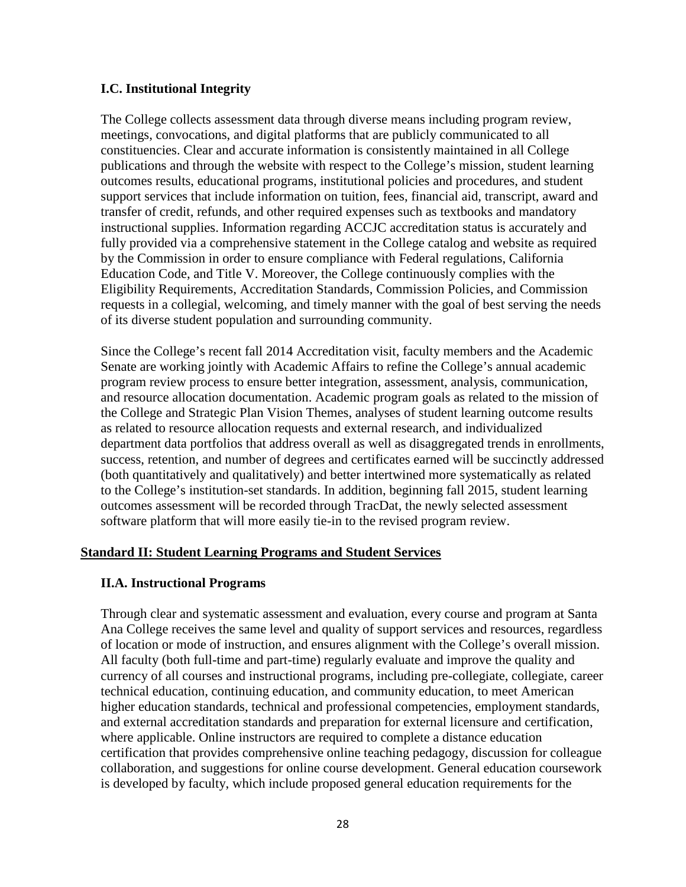### I.C. Institutional Integrity

The College collects assessment data through diverse means including program review, meetings, convocations, and digital platforms that are publicly communicated to all constituencies. Clear and accurate information is consistently maintained in all College publications and through the website with respect to the College's mission, student learning outcomes results, educational programs, institutional policies and procedures, and student support services that include information on tuition, fees, financial aid, transcript, award and transfer of credit, refunds, and other required expenses such as textbooks and mandatory instructional supplies. Information regarding ACCJC accreditation status is accurately and fully provided via a comprehensive statement in the College catalog and website as required by the Commission in order to ensure compliance with Federal regulations, California Education Code, and Title V. Moreover, the College continuously complies with the Eligibility Requirements, Accreditation Standards, Commission Policies, and Commission requests in a collegial, welcoming, and timely manner with the goal of best serving the needs of its diverse student population and surrounding community.

Since the College's recent fall 2014 Accreditation visit, faculty members and the Academic Senate are working jointly with Academic Affairs to refine the College's annual academic program review process to ensure better integration, assessment, analysis, communication, and resource allocation documentation. Academic program goals as related to the mission of the College and Strategic Plan Vision Themes, analyses of student learning outcome results as related to resource allocation requests and external research, and individualized department data portfolios that address overall as well as disaggregated trends in enrollments, success, retention, and number of degrees and certificates earned will be succinctly addressed (both quantitatively and qualitatively) and better intertwined more systematically as related to the College's institution-set standards. In addition, beginning fall 2015, student learning outcomes assessment will be recorded through TracDat, the newly selected assessment software platform that will more easily tie-in to the revised program review.

## Standard II: Student Learning Programs and Student Services

### II.A. Instructional Programs

Through clear and systematic assessment and evaluation, every course and program at Santa Ana College receives the same level and quality of support services and resources, regardless of location or mode of instruction, and ensures alignment with the College's overall mission. All faculty (both full-time and part-time) regularly evaluate and improve the quality and currency of all courses and instructional programs, including pre-collegiate, collegiate, career technical education, continuing education, and community education, to meet American higher education standards, technical and professional competencies, employment standards, and external accreditation standards and preparation for external licensure and certification, where applicable. Online instructors are required to complete a distance education certification that provides comprehensive online teaching pedagogy, discussion for colleague collaboration, and suggestions for online course development. General education coursework is developed by faculty, which include proposed general education requirements for the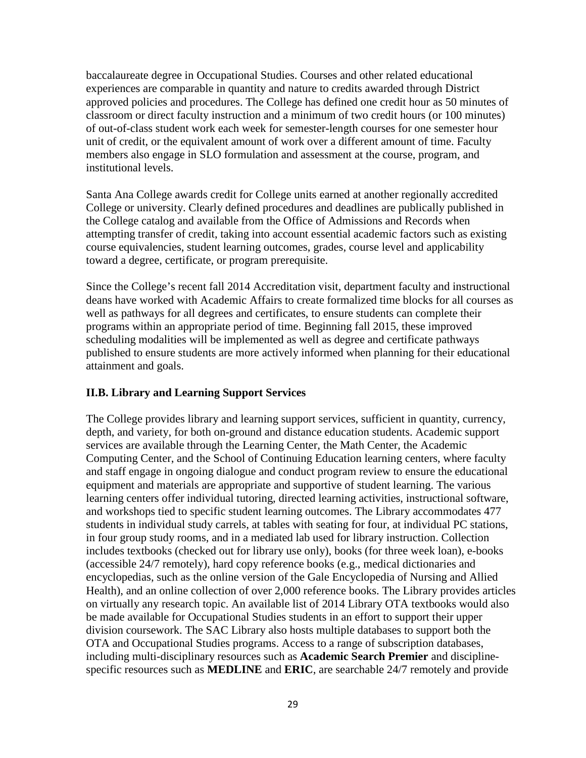baccalaureate degree in Occupational Studies. Courses and other related educational experiences are comparable in quantity and nature to credits awarded through District approved policies and procedures. The College has defined one credit hour as 50 minutes of classroom or direct faculty instruction and a minimum of two credit hours (or 100 minutes) of out-of-class student work each week for semester-length courses for one semester hour unit of credit, or the equivalent amount of work over a different amount of time. Faculty members also engage in SLO formulation and assessment at the course, program, and institutional levels.

Santa Ana College awards credit for College units earned at another regionally accredited College or university. Clearly defined procedures and deadlines are publically published in the College catalog and available from the Office of Admissions and Records when attempting transfer of credit, taking into account essential academic factors such as existing course equivalencies, student learning outcomes, grades, course level and applicability toward a degree, certificate, or program prerequisite.

Since the College's recent fall 2014 Accreditation visit, department faculty and instructional deans have worked with Academic Affairs to create formalized time blocks for all courses as well as pathways for all degrees and certificates, to ensure students can complete their programs within an appropriate period of time. Beginning fall 2015, these improved scheduling modalities will be implemented as well as degree and certificate pathways published to ensure students are more actively informed when planning for their educational attainment and goals.

### II.B. Library and Learning Support Services

The College provides library and learning support services, sufficient in quantity, currency, depth, and variety, for both on-ground and distance education students. Academic support services are available through the Learning Center, the Math Center, the Academic Computing Center, and the School of Continuing Education learning centers, where faculty and staff engage in ongoing dialogue and conduct program review to ensure the educational equipment and materials are appropriate and supportive of student learning. The various learning centers offer individual tutoring, directed learning activities, instructional software, and workshops tied to specific student learning outcomes. The Library accommodates 477 students in individual study carrels, at tables with seating for four, at individual PC stations, in four group study rooms, and in a mediated lab used for library instruction. Collection includes textbooks (checked out for library use only), books (for three week loan), e-books (accessible 24/7 remotely), hard copy reference books (e.g., medical dictionaries and encyclopedias, such as the online version of the Gale Encyclopedia of Nursing and Allied Health), and an online collection of over 2,000 reference books. The Library provides articles on virtually any research topic. An available list of 2014 Library OTA textbooks would also be made available for Occupational Studies students in an effort to support their upper division coursework. The SAC Library also hosts multiple databases to support both the OTA and Occupational Studies programs. Access to a range of subscription databases, including multi-disciplinary resources such as **Academic Search Premier** and discipline-specific resources such as **MEDLINE** and **ERIC**, are searchable 24/7 remotely and provide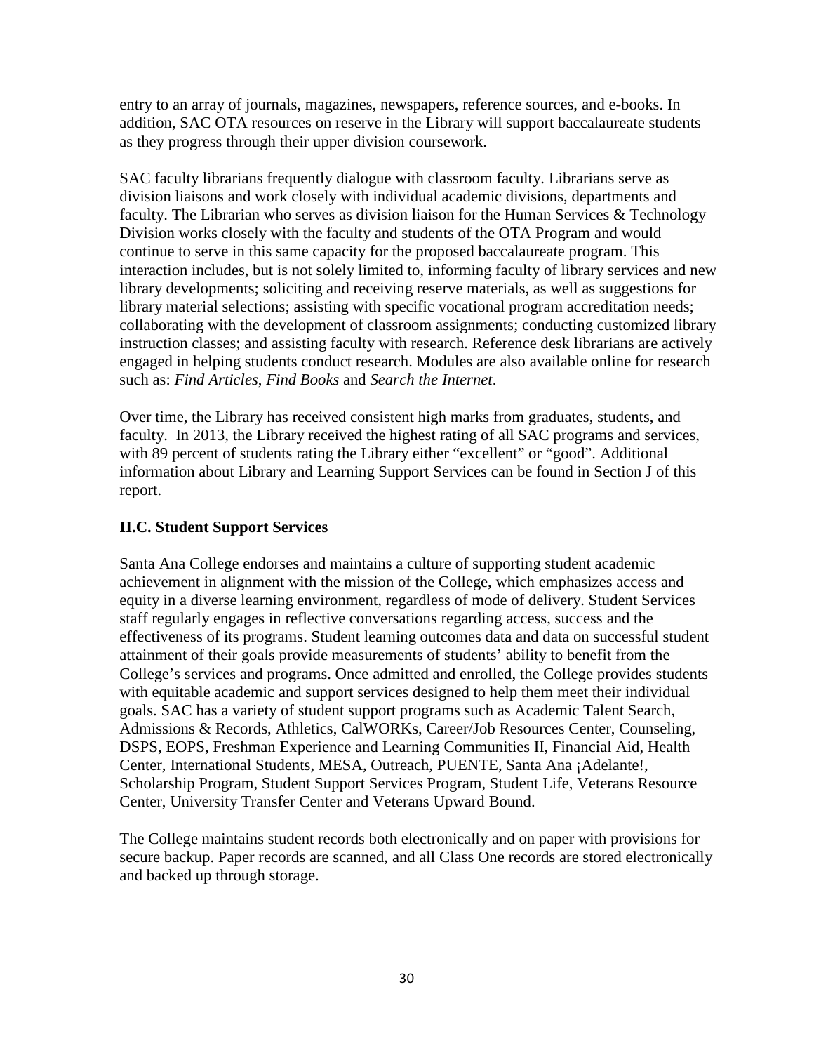entry to an array of journals, magazines, newspapers, reference sources, and e-books. In addition, SAC OTA resources on reserve in the Library will support baccalaureate students as they progress through their upper division coursework.

SAC faculty librarians frequently dialogue with classroom faculty. Librarians serve as division liaisons and work closely with individual academic divisions, departments and faculty. The Librarian who serves as division liaison for the Human Services & Technology Division works closely with the faculty and students of the OTA Program and would continue to serve in this same capacity for the proposed baccalaureate program. This interaction includes, but is not solely limited to, informing faculty of library services and new library developments; soliciting and receiving reserve materials, as well as suggestions for library material selections; assisting with specific vocational program accreditation needs; collaborating with the development of classroom assignments; conducting customized library instruction classes; and assisting faculty with research. Reference desk librarians are actively engaged in helping students conduct research. Modules are also available online for research such as: *Find Articles*, *Find Books* and *Search the Internet*.

Over time, the Library has received consistent high marks from graduates, students, and faculty. In 2013, the Library received the highest rating of all SAC programs and services, with 89 percent of students rating the Library either "excellent" or "good". Additional information about Library and Learning Support Services can be found in Section J of this report.

## II.C. Student Support Services

Santa Ana College endorses and maintains a culture of supporting student academic achievement in alignment with the mission of the College, which emphasizes access and equity in a diverse learning environment, regardless of mode of delivery. Student Services staff regularly engages in reflective conversations regarding access, success and the effectiveness of its programs. Student learning outcomes data and data on successful student attainment of their goals provide measurements of students' ability to benefit from the College's services and programs. Once admitted and enrolled, the College provides students with equitable academic and support services designed to help them meet their individual goals. SAC has a variety of student support programs such as Academic Talent Search, Admissions & Records, Athletics, CalWORKs, Career/Job Resources Center, Counseling, DSPS, EOPS, Freshman Experience and Learning Communities II, Financial Aid, Health Center, International Students, MESA, Outreach, PUENTE, Santa Ana ¡Adelante!, Scholarship Program, Student Support Services Program, Student Life, Veterans Resource Center, University Transfer Center and Veterans Upward Bound.

The College maintains student records both electronically and on paper with provisions for secure backup. Paper records are scanned, and all Class One records are stored electronically and backed up through storage.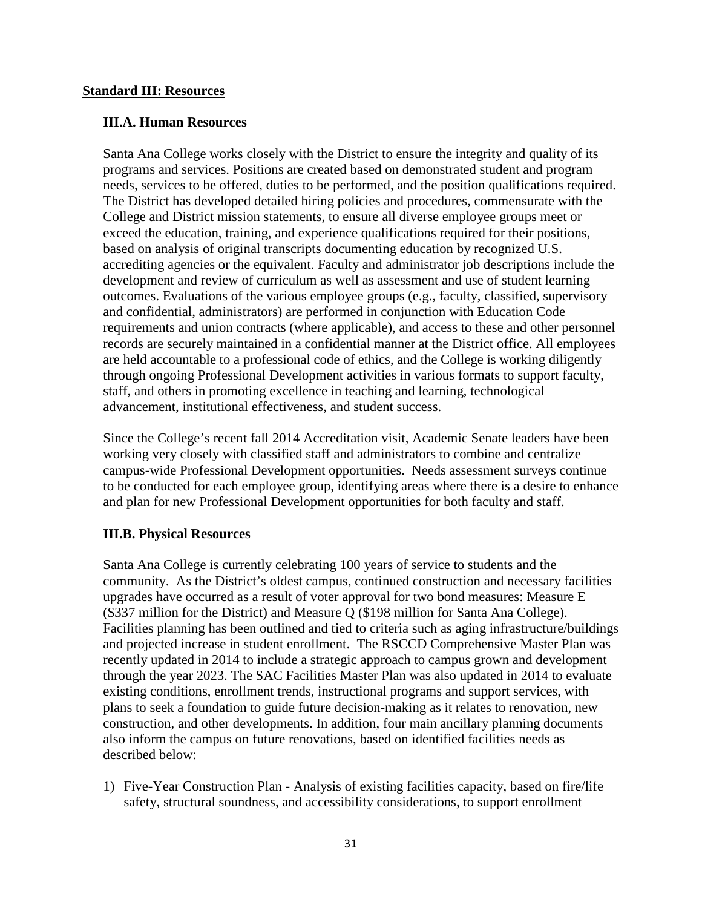## Standard III: Resources

### III.A. Human Resources

Santa Ana College works closely with the District to ensure the integrity and quality of its programs and services. Positions are created based on demonstrated student and program needs, services to be offered, duties to be performed, and the position qualifications required. The District has developed detailed hiring policies and procedures, commensurate with the College and District mission statements, to ensure all diverse employee groups meet or exceed the education, training, and experience qualifications required for their positions, based on analysis of original transcripts documenting education by recognized U.S. accrediting agencies or the equivalent. Faculty and administrator job descriptions include the development and review of curriculum as well as assessment and use of student learning outcomes. Evaluations of the various employee groups (e.g., faculty, classified, supervisory and confidential, administrators) are performed in conjunction with Education Code requirements and union contracts (where applicable), and access to these and other personnel records are securely maintained in a confidential manner at the District office. All employees are held accountable to a professional code of ethics, and the College is working diligently through ongoing Professional Development activities in various formats to support faculty, staff, and others in promoting excellence in teaching and learning, technological advancement, institutional effectiveness, and student success.

Since the College's recent fall 2014 Accreditation visit, Academic Senate leaders have been working very closely with classified staff and administrators to combine and centralize campus-wide Professional Development opportunities. Needs assessment surveys continue to be conducted for each employee group, identifying areas where there is a desire to enhance and plan for new Professional Development opportunities for both faculty and staff.

### III.B. Physical Resources

Santa Ana College is currently celebrating 100 years of service to students and the community. As the District's oldest campus, continued construction and necessary facilities upgrades have occurred as a result of voter approval for two bond measures: Measure E ($337 million for the District) and Measure Q ($198 million for Santa Ana College). Facilities planning has been outlined and tied to criteria such as aging infrastructure/buildings and projected increase in student enrollment. The RSCCD Comprehensive Master Plan was recently updated in 2014 to include a strategic approach to campus grown and development through the year 2023. The SAC Facilities Master Plan was also updated in 2014 to evaluate existing conditions, enrollment trends, instructional programs and support services, with plans to seek a foundation to guide future decision-making as it relates to renovation, new construction, and other developments. In addition, four main ancillary planning documents also inform the campus on future renovations, based on identified facilities needs as described below:

1) Five-Year Construction Plan - Analysis of existing facilities capacity, based on fire/life safety, structural soundness, and accessibility considerations, to support enrollment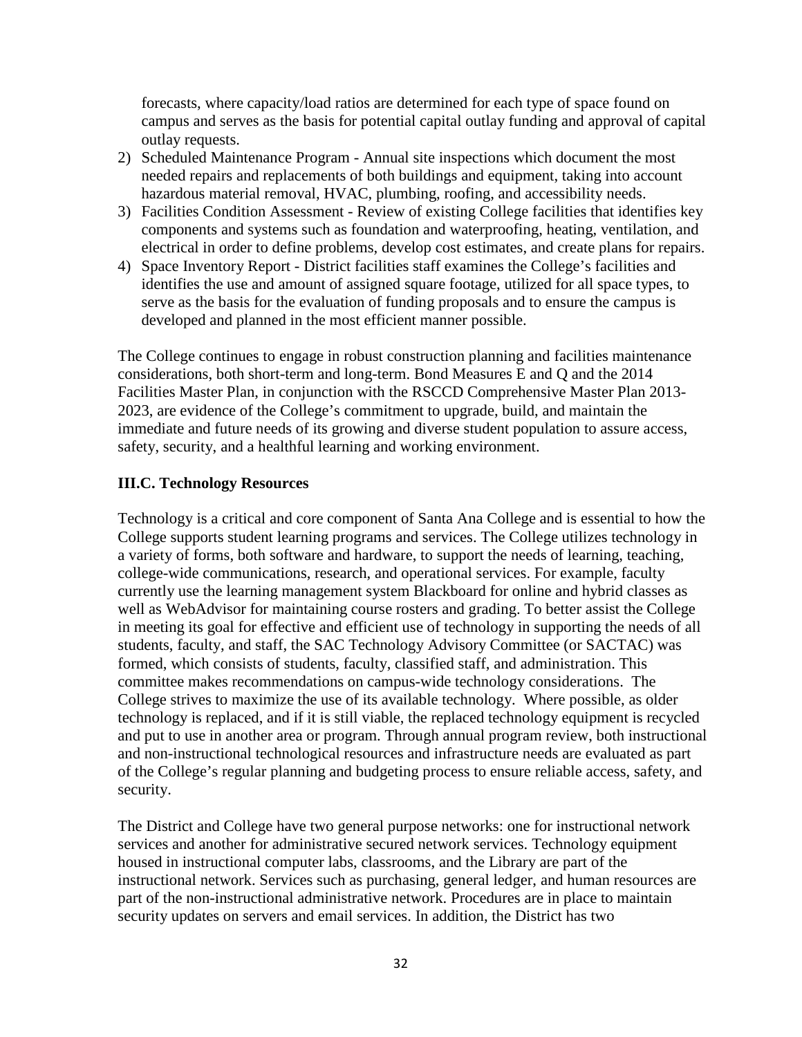forecasts, where capacity/load ratios are determined for each type of space found on campus and serves as the basis for potential capital outlay funding and approval of capital outlay requests.

2) Scheduled Maintenance Program - Annual site inspections which document the most needed repairs and replacements of both buildings and equipment, taking into account hazardous material removal, HVAC, plumbing, roofing, and accessibility needs.
3) Facilities Condition Assessment - Review of existing College facilities that identifies key components and systems such as foundation and waterproofing, heating, ventilation, and electrical in order to define problems, develop cost estimates, and create plans for repairs.
4) Space Inventory Report - District facilities staff examines the College's facilities and identifies the use and amount of assigned square footage, utilized for all space types, to serve as the basis for the evaluation of funding proposals and to ensure the campus is developed and planned in the most efficient manner possible.

The College continues to engage in robust construction planning and facilities maintenance considerations, both short-term and long-term. Bond Measures E and Q and the 2014 Facilities Master Plan, in conjunction with the RSCCD Comprehensive Master Plan 2013-2023, are evidence of the College's commitment to upgrade, build, and maintain the immediate and future needs of its growing and diverse student population to assure access, safety, security, and a healthful learning and working environment.

**III.C. Technology Resources**

Technology is a critical and core component of Santa Ana College and is essential to how the College supports student learning programs and services. The College utilizes technology in a variety of forms, both software and hardware, to support the needs of learning, teaching, college-wide communications, research, and operational services. For example, faculty currently use the learning management system Blackboard for online and hybrid classes as well as WebAdvisor for maintaining course rosters and grading. To better assist the College in meeting its goal for effective and efficient use of technology in supporting the needs of all students, faculty, and staff, the SAC Technology Advisory Committee (or SACTAC) was formed, which consists of students, faculty, classified staff, and administration. This committee makes recommendations on campus-wide technology considerations. The College strives to maximize the use of its available technology. Where possible, as older technology is replaced, and if it is still viable, the replaced technology equipment is recycled and put to use in another area or program. Through annual program review, both instructional and non-instructional technological resources and infrastructure needs are evaluated as part of the College's regular planning and budgeting process to ensure reliable access, safety, and security.

The District and College have two general purpose networks: one for instructional network services and another for administrative secured network services. Technology equipment housed in instructional computer labs, classrooms, and the Library are part of the instructional network. Services such as purchasing, general ledger, and human resources are part of the non-instructional administrative network. Procedures are in place to maintain security updates on servers and email services. In addition, the District has two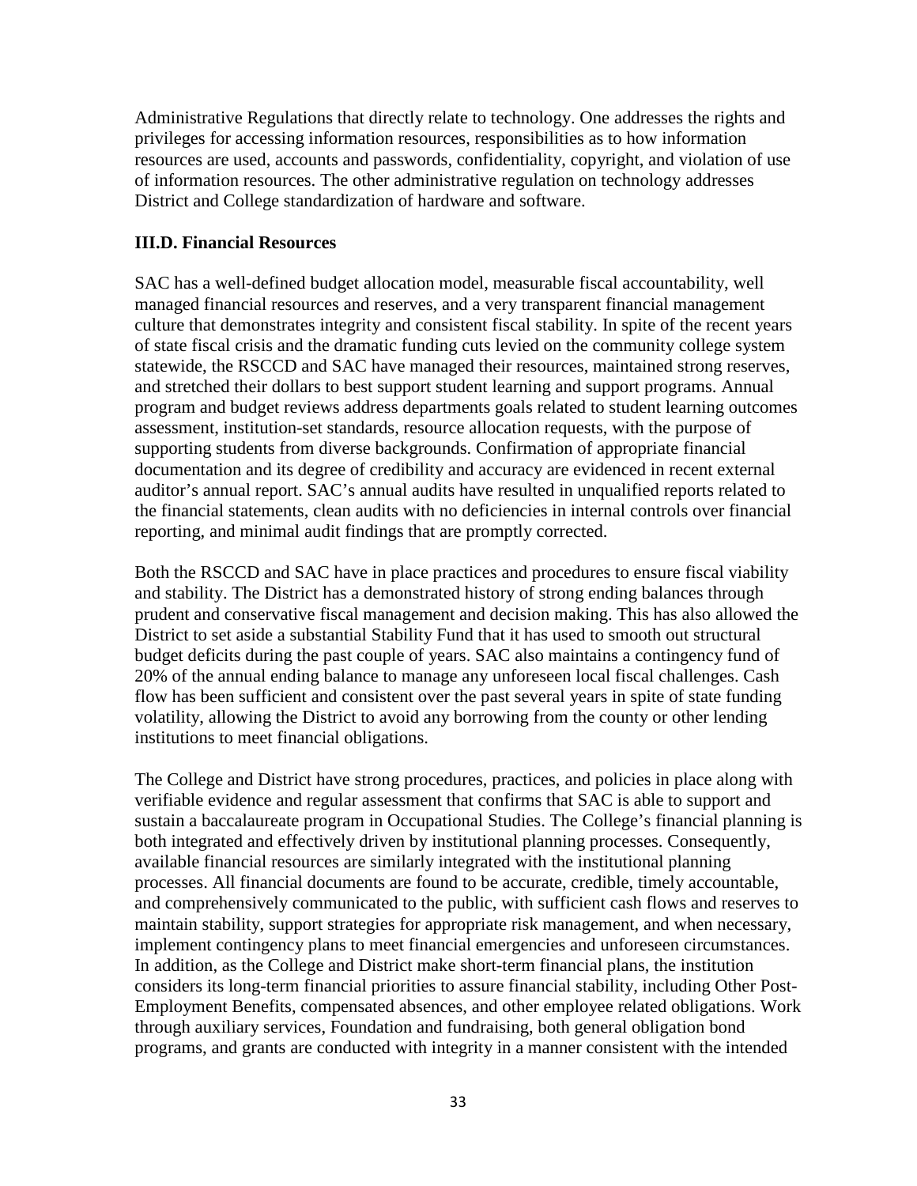Administrative Regulations that directly relate to technology. One addresses the rights and privileges for accessing information resources, responsibilities as to how information resources are used, accounts and passwords, confidentiality, copyright, and violation of use of information resources. The other administrative regulation on technology addresses District and College standardization of hardware and software.

**III.D. Financial Resources**

SAC has a well-defined budget allocation model, measurable fiscal accountability, well managed financial resources and reserves, and a very transparent financial management culture that demonstrates integrity and consistent fiscal stability. In spite of the recent years of state fiscal crisis and the dramatic funding cuts levied on the community college system statewide, the RSCCD and SAC have managed their resources, maintained strong reserves, and stretched their dollars to best support student learning and support programs. Annual program and budget reviews address departments goals related to student learning outcomes assessment, institution-set standards, resource allocation requests, with the purpose of supporting students from diverse backgrounds. Confirmation of appropriate financial documentation and its degree of credibility and accuracy are evidenced in recent external auditor's annual report. SAC's annual audits have resulted in unqualified reports related to the financial statements, clean audits with no deficiencies in internal controls over financial reporting, and minimal audit findings that are promptly corrected.

Both the RSCCD and SAC have in place practices and procedures to ensure fiscal viability and stability. The District has a demonstrated history of strong ending balances through prudent and conservative fiscal management and decision making. This has also allowed the District to set aside a substantial Stability Fund that it has used to smooth out structural budget deficits during the past couple of years. SAC also maintains a contingency fund of 20% of the annual ending balance to manage any unforeseen local fiscal challenges. Cash flow has been sufficient and consistent over the past several years in spite of state funding volatility, allowing the District to avoid any borrowing from the county or other lending institutions to meet financial obligations.

The College and District have strong procedures, practices, and policies in place along with verifiable evidence and regular assessment that confirms that SAC is able to support and sustain a baccalaureate program in Occupational Studies. The College's financial planning is both integrated and effectively driven by institutional planning processes. Consequently, available financial resources are similarly integrated with the institutional planning processes. All financial documents are found to be accurate, credible, timely accountable, and comprehensively communicated to the public, with sufficient cash flows and reserves to maintain stability, support strategies for appropriate risk management, and when necessary, implement contingency plans to meet financial emergencies and unforeseen circumstances. In addition, as the College and District make short-term financial plans, the institution considers its long-term financial priorities to assure financial stability, including Other Post-Employment Benefits, compensated absences, and other employee related obligations. Work through auxiliary services, Foundation and fundraising, both general obligation bond programs, and grants are conducted with integrity in a manner consistent with the intended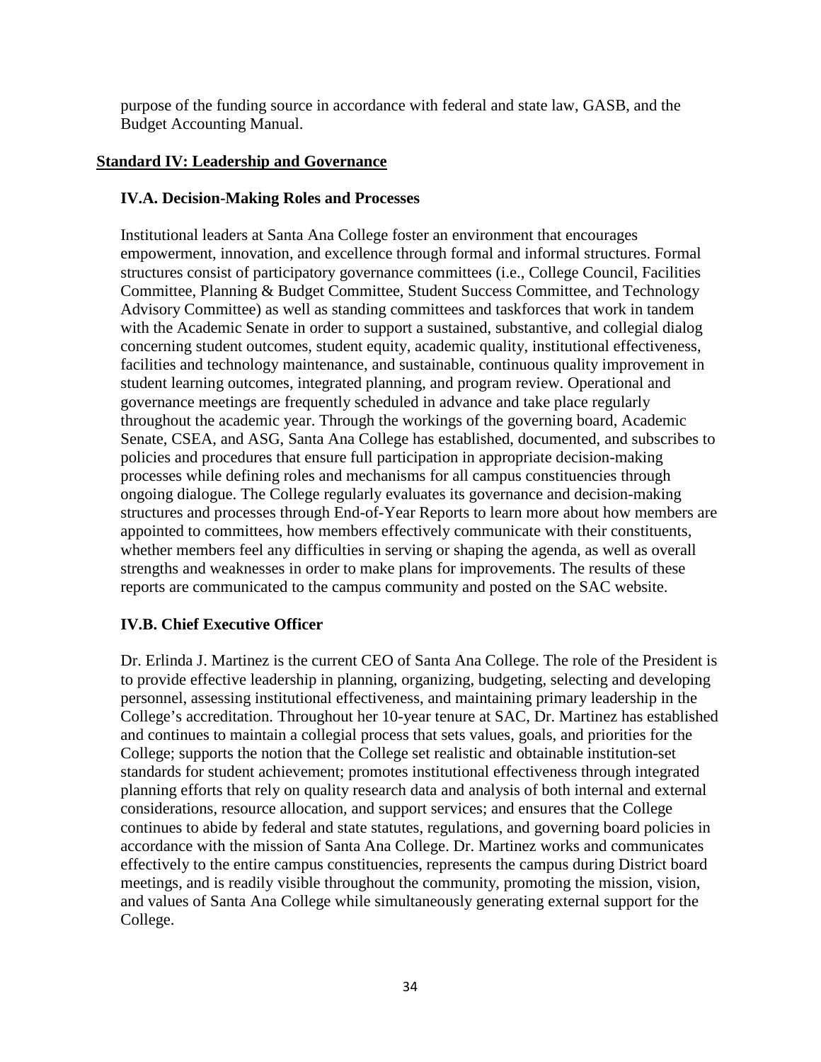purpose of the funding source in accordance with federal and state law, GASB, and the Budget Accounting Manual.

## Standard IV: Leadership and Governance

### IV.A. Decision-Making Roles and Processes

Institutional leaders at Santa Ana College foster an environment that encourages empowerment, innovation, and excellence through formal and informal structures. Formal structures consist of participatory governance committees (i.e., College Council, Facilities Committee, Planning & Budget Committee, Student Success Committee, and Technology Advisory Committee) as well as standing committees and taskforces that work in tandem with the Academic Senate in order to support a sustained, substantive, and collegial dialog concerning student outcomes, student equity, academic quality, institutional effectiveness, facilities and technology maintenance, and sustainable, continuous quality improvement in student learning outcomes, integrated planning, and program review. Operational and governance meetings are frequently scheduled in advance and take place regularly throughout the academic year. Through the workings of the governing board, Academic Senate, CSEA, and ASG, Santa Ana College has established, documented, and subscribes to policies and procedures that ensure full participation in appropriate decision-making processes while defining roles and mechanisms for all campus constituencies through ongoing dialogue. The College regularly evaluates its governance and decision-making structures and processes through End-of-Year Reports to learn more about how members are appointed to committees, how members effectively communicate with their constituents, whether members feel any difficulties in serving or shaping the agenda, as well as overall strengths and weaknesses in order to make plans for improvements. The results of these reports are communicated to the campus community and posted on the SAC website.

### IV.B. Chief Executive Officer

Dr. Erlinda J. Martinez is the current CEO of Santa Ana College. The role of the President is to provide effective leadership in planning, organizing, budgeting, selecting and developing personnel, assessing institutional effectiveness, and maintaining primary leadership in the College's accreditation. Throughout her 10-year tenure at SAC, Dr. Martinez has established and continues to maintain a collegial process that sets values, goals, and priorities for the College; supports the notion that the College set realistic and obtainable institution-set standards for student achievement; promotes institutional effectiveness through integrated planning efforts that rely on quality research data and analysis of both internal and external considerations, resource allocation, and support services; and ensures that the College continues to abide by federal and state statutes, regulations, and governing board policies in accordance with the mission of Santa Ana College. Dr. Martinez works and communicates effectively to the entire campus constituencies, represents the campus during District board meetings, and is readily visible throughout the community, promoting the mission, vision, and values of Santa Ana College while simultaneously generating external support for the College.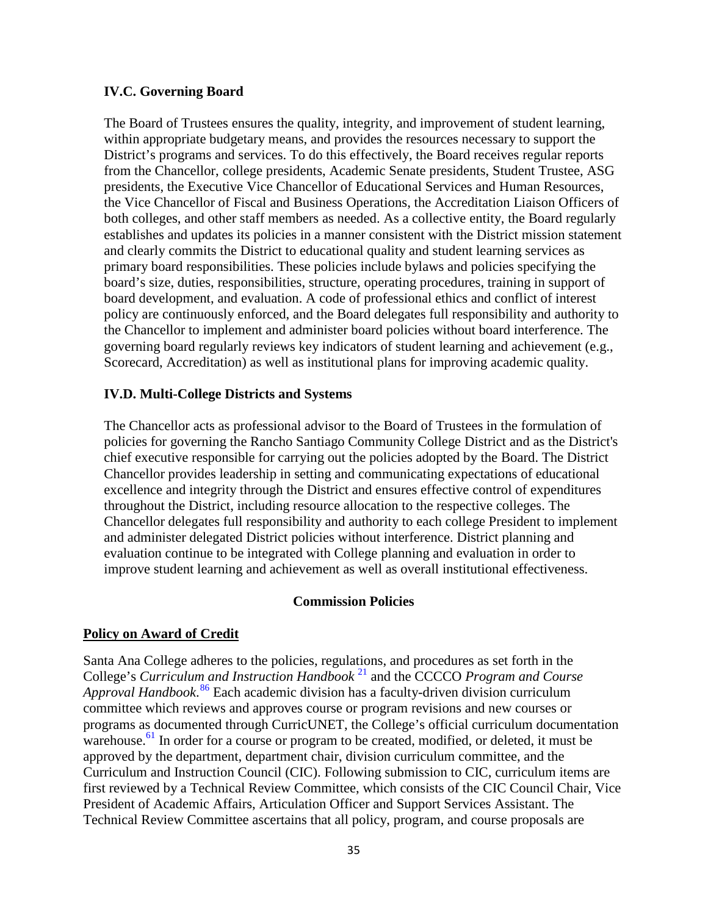### IV.C. Governing Board

The Board of Trustees ensures the quality, integrity, and improvement of student learning, within appropriate budgetary means, and provides the resources necessary to support the District's programs and services. To do this effectively, the Board receives regular reports from the Chancellor, college presidents, Academic Senate presidents, Student Trustee, ASG presidents, the Executive Vice Chancellor of Educational Services and Human Resources, the Vice Chancellor of Fiscal and Business Operations, the Accreditation Liaison Officers of both colleges, and other staff members as needed. As a collective entity, the Board regularly establishes and updates its policies in a manner consistent with the District mission statement and clearly commits the District to educational quality and student learning services as primary board responsibilities. These policies include bylaws and policies specifying the board's size, duties, responsibilities, structure, operating procedures, training in support of board development, and evaluation. A code of professional ethics and conflict of interest policy are continuously enforced, and the Board delegates full responsibility and authority to the Chancellor to implement and administer board policies without board interference. The governing board regularly reviews key indicators of student learning and achievement (e.g., Scorecard, Accreditation) as well as institutional plans for improving academic quality.

### IV.D. Multi-College Districts and Systems

The Chancellor acts as professional advisor to the Board of Trustees in the formulation of policies for governing the Rancho Santiago Community College District and as the District's chief executive responsible for carrying out the policies adopted by the Board. The District Chancellor provides leadership in setting and communicating expectations of educational excellence and integrity through the District and ensures effective control of expenditures throughout the District, including resource allocation to the respective colleges. The Chancellor delegates full responsibility and authority to each college President to implement and administer delegated District policies without interference. District planning and evaluation continue to be integrated with College planning and evaluation in order to improve student learning and achievement as well as overall institutional effectiveness.

## Commission Policies

### Policy on Award of Credit

Santa Ana College adheres to the policies, regulations, and procedures as set forth in the College's *Curriculum and Instruction Handbook* [21] and the CCCCO *Program and Course Approval Handbook*.[86] Each academic division has a faculty-driven division curriculum committee which reviews and approves course or program revisions and new courses or programs as documented through CurricUNET, the College's official curriculum documentation warehouse.[61] In order for a course or program to be created, modified, or deleted, it must be approved by the department, department chair, division curriculum committee, and the Curriculum and Instruction Council (CIC). Following submission to CIC, curriculum items are first reviewed by a Technical Review Committee, which consists of the CIC Council Chair, Vice President of Academic Affairs, Articulation Officer and Support Services Assistant. The Technical Review Committee ascertains that all policy, program, and course proposals are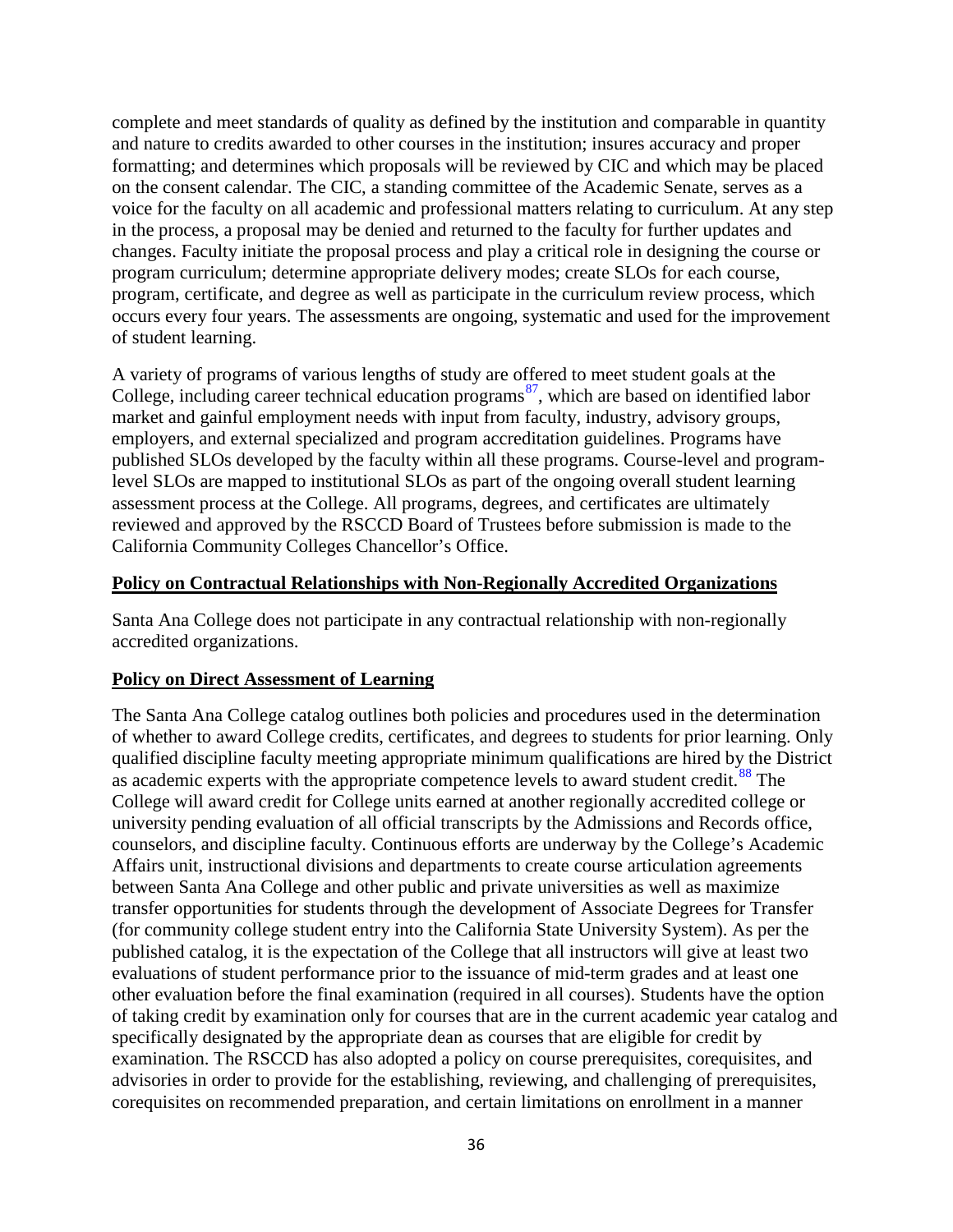complete and meet standards of quality as defined by the institution and comparable in quantity and nature to credits awarded to other courses in the institution; insures accuracy and proper formatting; and determines which proposals will be reviewed by CIC and which may be placed on the consent calendar. The CIC, a standing committee of the Academic Senate, serves as a voice for the faculty on all academic and professional matters relating to curriculum. At any step in the process, a proposal may be denied and returned to the faculty for further updates and changes. Faculty initiate the proposal process and play a critical role in designing the course or program curriculum; determine appropriate delivery modes; create SLOs for each course, program, certificate, and degree as well as participate in the curriculum review process, which occurs every four years. The assessments are ongoing, systematic and used for the improvement of student learning.

A variety of programs of various lengths of study are offered to meet student goals at the College, including career technical education programs[87], which are based on identified labor market and gainful employment needs with input from faculty, industry, advisory groups, employers, and external specialized and program accreditation guidelines. Programs have published SLOs developed by the faculty within all these programs. Course-level and program-level SLOs are mapped to institutional SLOs as part of the ongoing overall student learning assessment process at the College. All programs, degrees, and certificates are ultimately reviewed and approved by the RSCCD Board of Trustees before submission is made to the California Community Colleges Chancellor's Office.

**Policy on Contractual Relationships with Non-Regionally Accredited Organizations**

Santa Ana College does not participate in any contractual relationship with non-regionally accredited organizations.

**Policy on Direct Assessment of Learning**

The Santa Ana College catalog outlines both policies and procedures used in the determination of whether to award College credits, certificates, and degrees to students for prior learning. Only qualified discipline faculty meeting appropriate minimum qualifications are hired by the District as academic experts with the appropriate competence levels to award student credit.[88] The College will award credit for College units earned at another regionally accredited college or university pending evaluation of all official transcripts by the Admissions and Records office, counselors, and discipline faculty. Continuous efforts are underway by the College's Academic Affairs unit, instructional divisions and departments to create course articulation agreements between Santa Ana College and other public and private universities as well as maximize transfer opportunities for students through the development of Associate Degrees for Transfer (for community college student entry into the California State University System). As per the published catalog, it is the expectation of the College that all instructors will give at least two evaluations of student performance prior to the issuance of mid-term grades and at least one other evaluation before the final examination (required in all courses). Students have the option of taking credit by examination only for courses that are in the current academic year catalog and specifically designated by the appropriate dean as courses that are eligible for credit by examination. The RSCCD has also adopted a policy on course prerequisites, corequisites, and advisories in order to provide for the establishing, reviewing, and challenging of prerequisites, corequisites on recommended preparation, and certain limitations on enrollment in a manner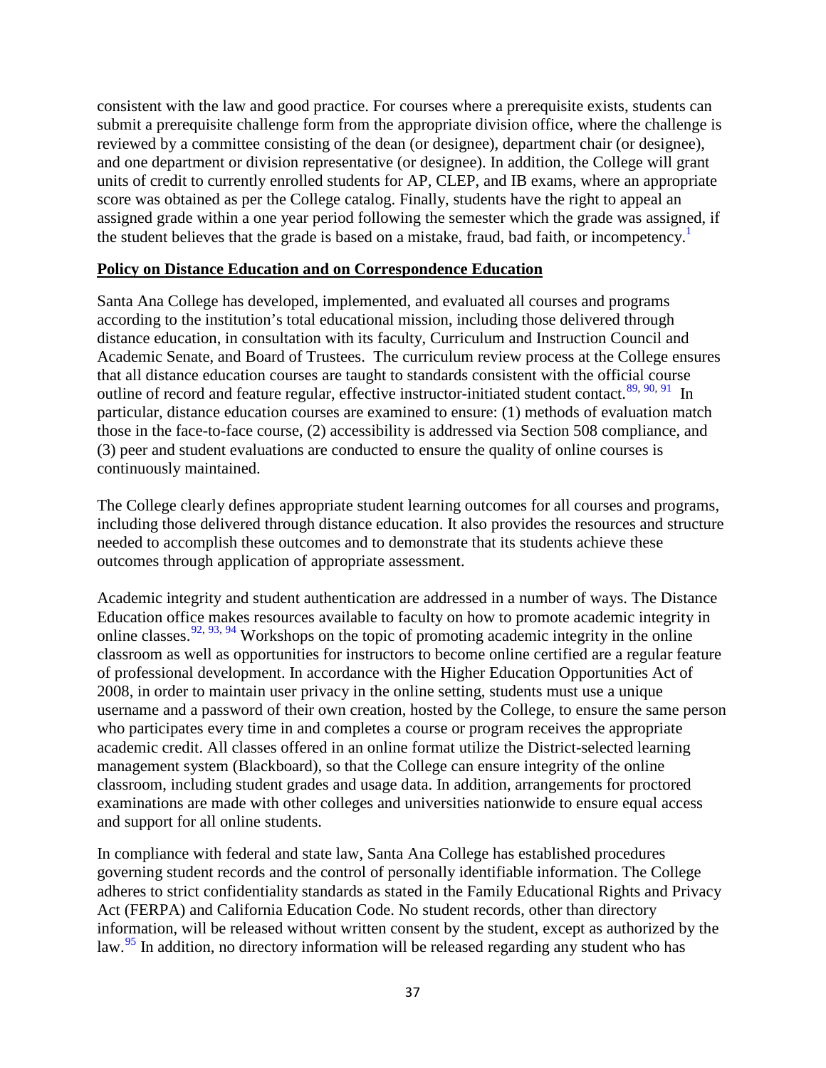consistent with the law and good practice. For courses where a prerequisite exists, students can submit a prerequisite challenge form from the appropriate division office, where the challenge is reviewed by a committee consisting of the dean (or designee), department chair (or designee), and one department or division representative (or designee). In addition, the College will grant units of credit to currently enrolled students for AP, CLEP, and IB exams, where an appropriate score was obtained as per the College catalog. Finally, students have the right to appeal an assigned grade within a one year period following the semester which the grade was assigned, if the student believes that the grade is based on a mistake, fraud, bad faith, or incompetency.[1]

## Policy on Distance Education and on Correspondence Education

Santa Ana College has developed, implemented, and evaluated all courses and programs according to the institution's total educational mission, including those delivered through distance education, in consultation with its faculty, Curriculum and Instruction Council and Academic Senate, and Board of Trustees. The curriculum review process at the College ensures that all distance education courses are taught to standards consistent with the official course outline of record and feature regular, effective instructor-initiated student contact.[89, 90, 91] In particular, distance education courses are examined to ensure: (1) methods of evaluation match those in the face-to-face course, (2) accessibility is addressed via Section 508 compliance, and (3) peer and student evaluations are conducted to ensure the quality of online courses is continuously maintained.

The College clearly defines appropriate student learning outcomes for all courses and programs, including those delivered through distance education. It also provides the resources and structure needed to accomplish these outcomes and to demonstrate that its students achieve these outcomes through application of appropriate assessment.

Academic integrity and student authentication are addressed in a number of ways. The Distance Education office makes resources available to faculty on how to promote academic integrity in online classes.[92, 93, 94] Workshops on the topic of promoting academic integrity in the online classroom as well as opportunities for instructors to become online certified are a regular feature of professional development. In accordance with the Higher Education Opportunities Act of 2008, in order to maintain user privacy in the online setting, students must use a unique username and a password of their own creation, hosted by the College, to ensure the same person who participates every time in and completes a course or program receives the appropriate academic credit. All classes offered in an online format utilize the District-selected learning management system (Blackboard), so that the College can ensure integrity of the online classroom, including student grades and usage data. In addition, arrangements for proctored examinations are made with other colleges and universities nationwide to ensure equal access and support for all online students.

In compliance with federal and state law, Santa Ana College has established procedures governing student records and the control of personally identifiable information. The College adheres to strict confidentiality standards as stated in the Family Educational Rights and Privacy Act (FERPA) and California Education Code. No student records, other than directory information, will be released without written consent by the student, except as authorized by the law.[95] In addition, no directory information will be released regarding any student who has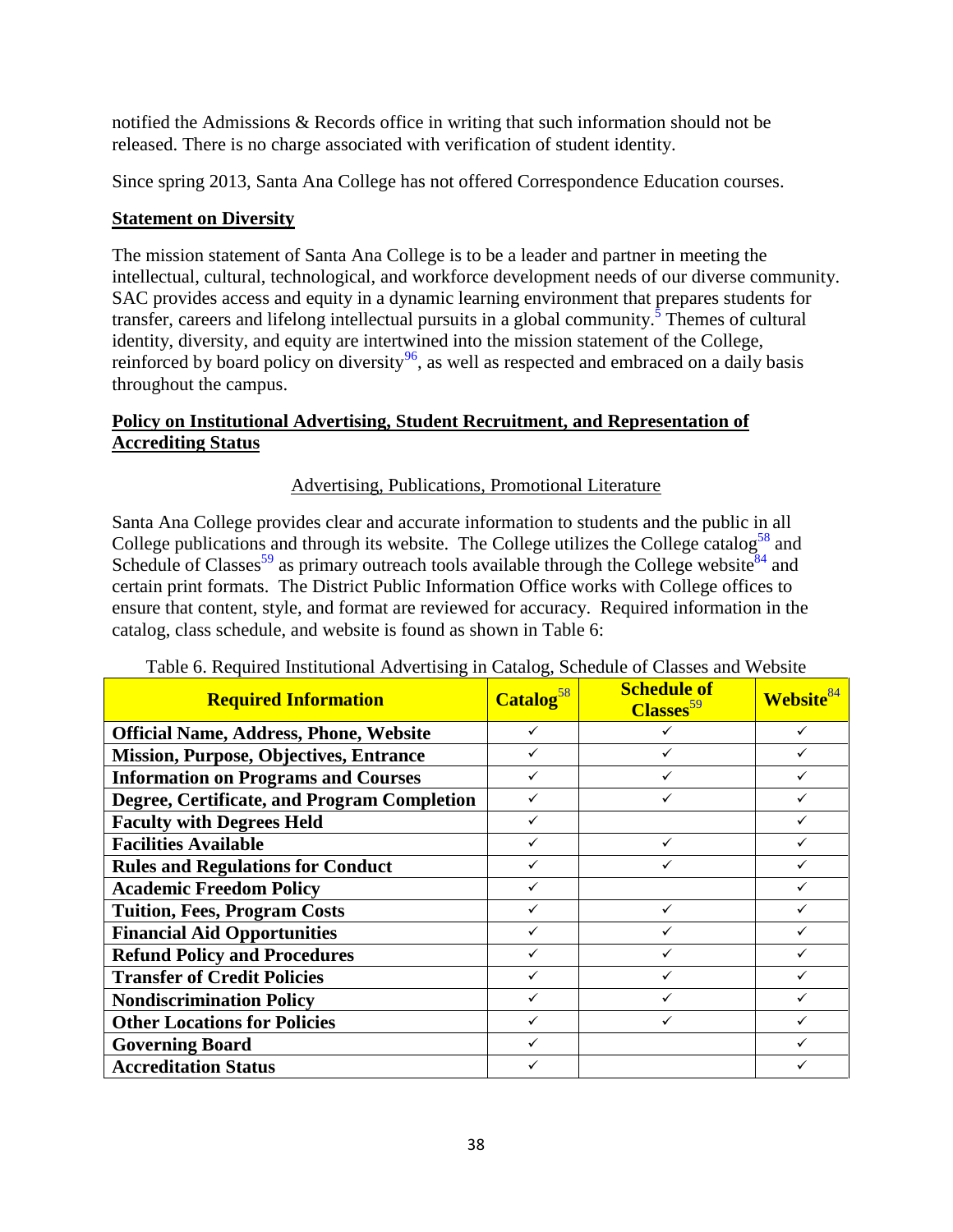notified the Admissions & Records office in writing that such information should not be released. There is no charge associated with verification of student identity.

Since spring 2013, Santa Ana College has not offered Correspondence Education courses.

**Statement on Diversity**

The mission statement of Santa Ana College is to be a leader and partner in meeting the intellectual, cultural, technological, and workforce development needs of our diverse community. SAC provides access and equity in a dynamic learning environment that prepares students for transfer, careers and lifelong intellectual pursuits in a global community.[5] Themes of cultural identity, diversity, and equity are intertwined into the mission statement of the College, reinforced by board policy on diversity[96], as well as respected and embraced on a daily basis throughout the campus.

**Policy on Institutional Advertising, Student Recruitment, and Representation of Accrediting Status**

Advertising, Publications, Promotional Literature

Santa Ana College provides clear and accurate information to students and the public in all College publications and through its website. The College utilizes the College catalog[58] and Schedule of Classes[59] as primary outreach tools available through the College website[84] and certain print formats. The District Public Information Office works with College offices to ensure that content, style, and format are reviewed for accuracy. Required information in the catalog, class schedule, and website is found as shown in Table 6:

Table 6. Required Institutional Advertising in Catalog, Schedule of Classes and Website

| Required Information | Catalog[58] | Schedule of Classes[59] | Website[84] |
|---|---|---|---|
| Official Name, Address, Phone, Website | ✓ | ✓ | ✓ |
| Mission, Purpose, Objectives, Entrance | ✓ | ✓ | ✓ |
| Information on Programs and Courses | ✓ | ✓ | ✓ |
| Degree, Certificate, and Program Completion | ✓ | ✓ | ✓ |
| Faculty with Degrees Held | ✓ | | ✓ |
| Facilities Available | ✓ | ✓ | ✓ |
| Rules and Regulations for Conduct | ✓ | ✓ | ✓ |
| Academic Freedom Policy | ✓ | | ✓ |
| Tuition, Fees, Program Costs | ✓ | ✓ | ✓ |
| Financial Aid Opportunities | ✓ | ✓ | ✓ |
| Refund Policy and Procedures | ✓ | ✓ | ✓ |
| Transfer of Credit Policies | ✓ | ✓ | ✓ |
| Nondiscrimination Policy | ✓ | ✓ | ✓ |
| Other Locations for Policies | ✓ | ✓ | ✓ |
| Governing Board | ✓ | | ✓ |
| Accreditation Status | ✓ | | ✓ |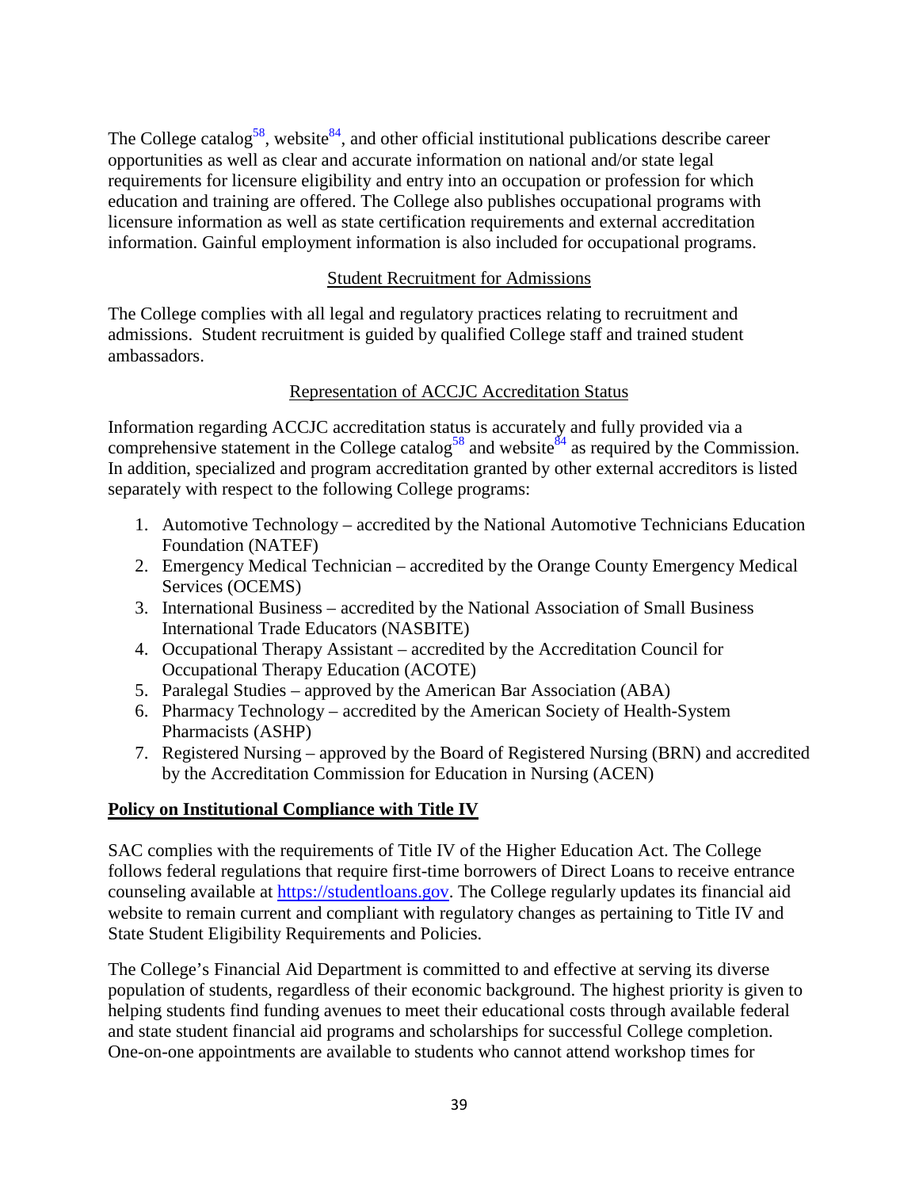The College catalog[58], website[84], and other official institutional publications describe career opportunities as well as clear and accurate information on national and/or state legal requirements for licensure eligibility and entry into an occupation or profession for which education and training are offered. The College also publishes occupational programs with licensure information as well as state certification requirements and external accreditation information. Gainful employment information is also included for occupational programs.

Student Recruitment for Admissions

The College complies with all legal and regulatory practices relating to recruitment and admissions. Student recruitment is guided by qualified College staff and trained student ambassadors.

Representation of ACCJC Accreditation Status

Information regarding ACCJC accreditation status is accurately and fully provided via a comprehensive statement in the College catalog[58] and website[84] as required by the Commission. In addition, specialized and program accreditation granted by other external accreditors is listed separately with respect to the following College programs:

1. Automotive Technology – accredited by the National Automotive Technicians Education Foundation (NATEF)
2. Emergency Medical Technician – accredited by the Orange County Emergency Medical Services (OCEMS)
3. International Business – accredited by the National Association of Small Business International Trade Educators (NASBITE)
4. Occupational Therapy Assistant – accredited by the Accreditation Council for Occupational Therapy Education (ACOTE)
5. Paralegal Studies – approved by the American Bar Association (ABA)
6. Pharmacy Technology – accredited by the American Society of Health-System Pharmacists (ASHP)
7. Registered Nursing – approved by the Board of Registered Nursing (BRN) and accredited by the Accreditation Commission for Education in Nursing (ACEN)

**Policy on Institutional Compliance with Title IV**

SAC complies with the requirements of Title IV of the Higher Education Act. The College follows federal regulations that require first-time borrowers of Direct Loans to receive entrance counseling available at https://studentloans.gov. The College regularly updates its financial aid website to remain current and compliant with regulatory changes as pertaining to Title IV and State Student Eligibility Requirements and Policies.

The College's Financial Aid Department is committed to and effective at serving its diverse population of students, regardless of their economic background. The highest priority is given to helping students find funding avenues to meet their educational costs through available federal and state student financial aid programs and scholarships for successful College completion. One-on-one appointments are available to students who cannot attend workshop times for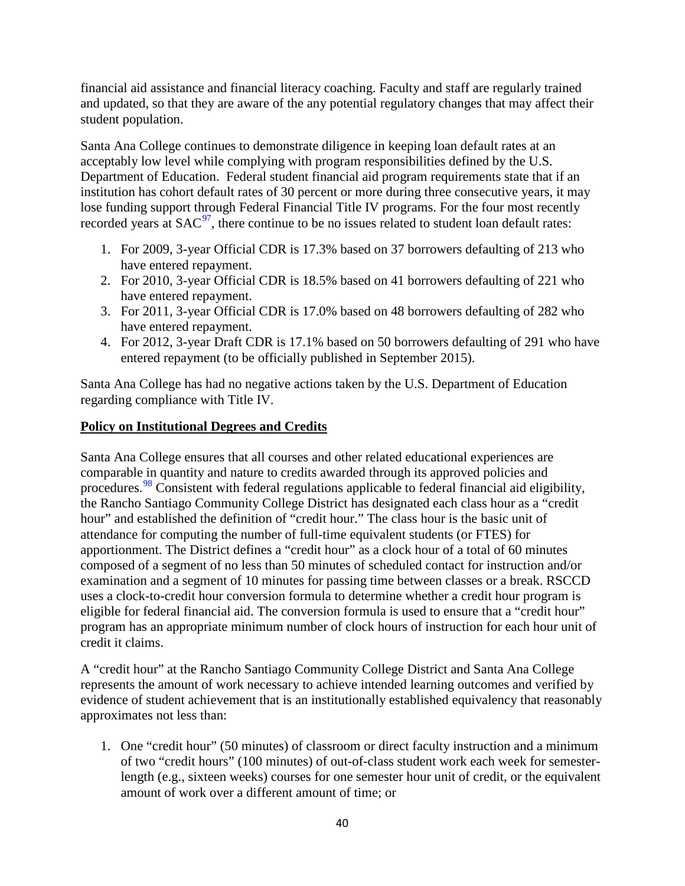financial aid assistance and financial literacy coaching. Faculty and staff are regularly trained and updated, so that they are aware of the any potential regulatory changes that may affect their student population.

Santa Ana College continues to demonstrate diligence in keeping loan default rates at an acceptably low level while complying with program responsibilities defined by the U.S. Department of Education. Federal student financial aid program requirements state that if an institution has cohort default rates of 30 percent or more during three consecutive years, it may lose funding support through Federal Financial Title IV programs. For the four most recently recorded years at SAC[97], there continue to be no issues related to student loan default rates:

1. For 2009, 3-year Official CDR is 17.3% based on 37 borrowers defaulting of 213 who have entered repayment.
2. For 2010, 3-year Official CDR is 18.5% based on 41 borrowers defaulting of 221 who have entered repayment.
3. For 2011, 3-year Official CDR is 17.0% based on 48 borrowers defaulting of 282 who have entered repayment.
4. For 2012, 3-year Draft CDR is 17.1% based on 50 borrowers defaulting of 291 who have entered repayment (to be officially published in September 2015).

Santa Ana College has had no negative actions taken by the U.S. Department of Education regarding compliance with Title IV.

## Policy on Institutional Degrees and Credits

Santa Ana College ensures that all courses and other related educational experiences are comparable in quantity and nature to credits awarded through its approved policies and procedures.[98] Consistent with federal regulations applicable to federal financial aid eligibility, the Rancho Santiago Community College District has designated each class hour as a "credit hour" and established the definition of "credit hour." The class hour is the basic unit of attendance for computing the number of full-time equivalent students (or FTES) for apportionment. The District defines a "credit hour" as a clock hour of a total of 60 minutes composed of a segment of no less than 50 minutes of scheduled contact for instruction and/or examination and a segment of 10 minutes for passing time between classes or a break. RSCCD uses a clock-to-credit hour conversion formula to determine whether a credit hour program is eligible for federal financial aid. The conversion formula is used to ensure that a "credit hour" program has an appropriate minimum number of clock hours of instruction for each hour unit of credit it claims.

A "credit hour" at the Rancho Santiago Community College District and Santa Ana College represents the amount of work necessary to achieve intended learning outcomes and verified by evidence of student achievement that is an institutionally established equivalency that reasonably approximates not less than:

1. One "credit hour" (50 minutes) of classroom or direct faculty instruction and a minimum of two "credit hours" (100 minutes) of out-of-class student work each week for semester-length (e.g., sixteen weeks) courses for one semester hour unit of credit, or the equivalent amount of work over a different amount of time; or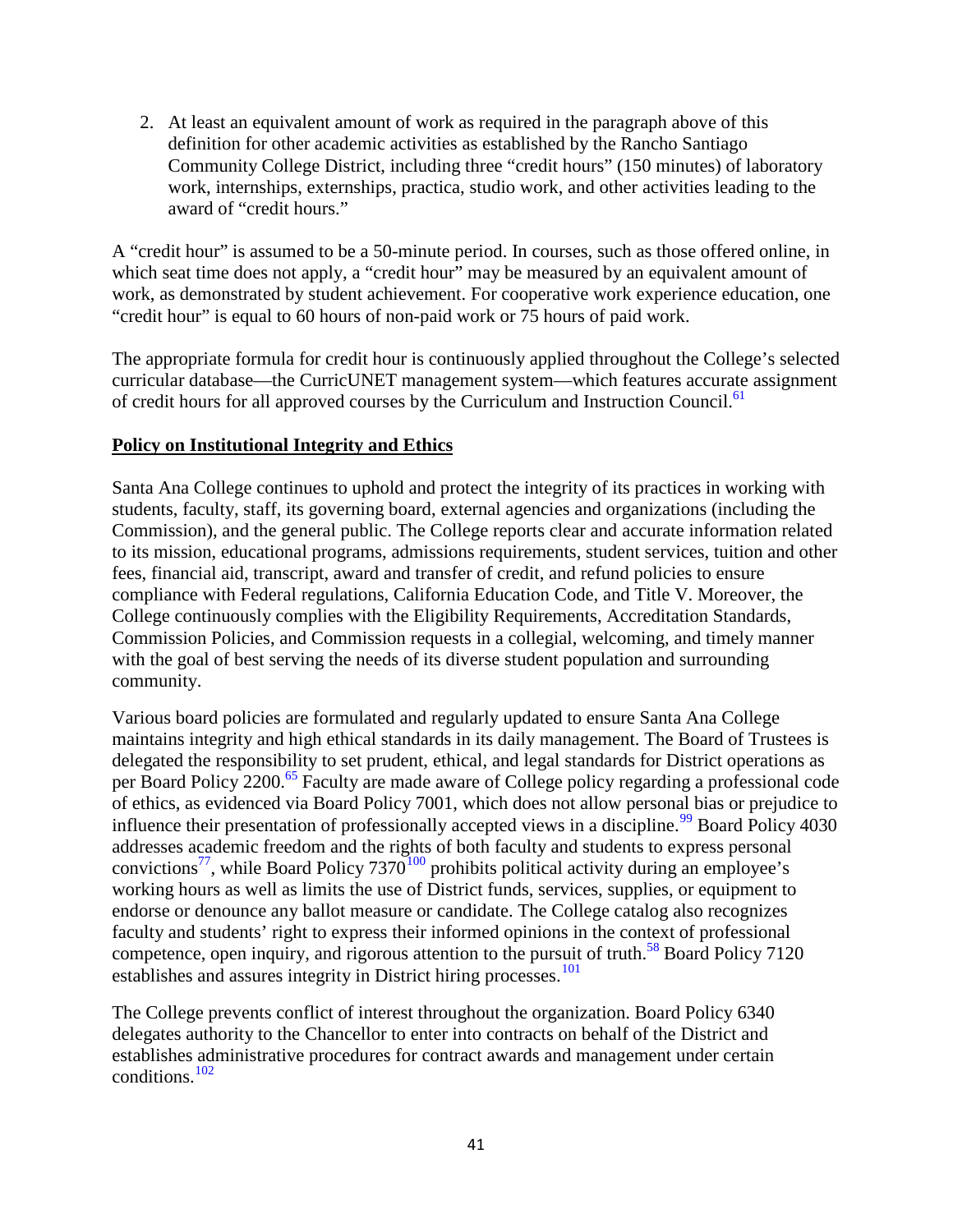2. At least an equivalent amount of work as required in the paragraph above of this definition for other academic activities as established by the Rancho Santiago Community College District, including three "credit hours" (150 minutes) of laboratory work, internships, externships, practica, studio work, and other activities leading to the award of "credit hours."

A "credit hour" is assumed to be a 50-minute period. In courses, such as those offered online, in which seat time does not apply, a "credit hour" may be measured by an equivalent amount of work, as demonstrated by student achievement. For cooperative work experience education, one "credit hour" is equal to 60 hours of non-paid work or 75 hours of paid work.

The appropriate formula for credit hour is continuously applied throughout the College's selected curricular database—the CurricUNET management system—which features accurate assignment of credit hours for all approved courses by the Curriculum and Instruction Council.[61]

**Policy on Institutional Integrity and Ethics**

Santa Ana College continues to uphold and protect the integrity of its practices in working with students, faculty, staff, its governing board, external agencies and organizations (including the Commission), and the general public. The College reports clear and accurate information related to its mission, educational programs, admissions requirements, student services, tuition and other fees, financial aid, transcript, award and transfer of credit, and refund policies to ensure compliance with Federal regulations, California Education Code, and Title V. Moreover, the College continuously complies with the Eligibility Requirements, Accreditation Standards, Commission Policies, and Commission requests in a collegial, welcoming, and timely manner with the goal of best serving the needs of its diverse student population and surrounding community.

Various board policies are formulated and regularly updated to ensure Santa Ana College maintains integrity and high ethical standards in its daily management. The Board of Trustees is delegated the responsibility to set prudent, ethical, and legal standards for District operations as per Board Policy 2200.[65] Faculty are made aware of College policy regarding a professional code of ethics, as evidenced via Board Policy 7001, which does not allow personal bias or prejudice to influence their presentation of professionally accepted views in a discipline.[99] Board Policy 4030 addresses academic freedom and the rights of both faculty and students to express personal convictions[77], while Board Policy 7370[100] prohibits political activity during an employee's working hours as well as limits the use of District funds, services, supplies, or equipment to endorse or denounce any ballot measure or candidate. The College catalog also recognizes faculty and students' right to express their informed opinions in the context of professional competence, open inquiry, and rigorous attention to the pursuit of truth.[58] Board Policy 7120 establishes and assures integrity in District hiring processes.[101]

The College prevents conflict of interest throughout the organization. Board Policy 6340 delegates authority to the Chancellor to enter into contracts on behalf of the District and establishes administrative procedures for contract awards and management under certain conditions.[102]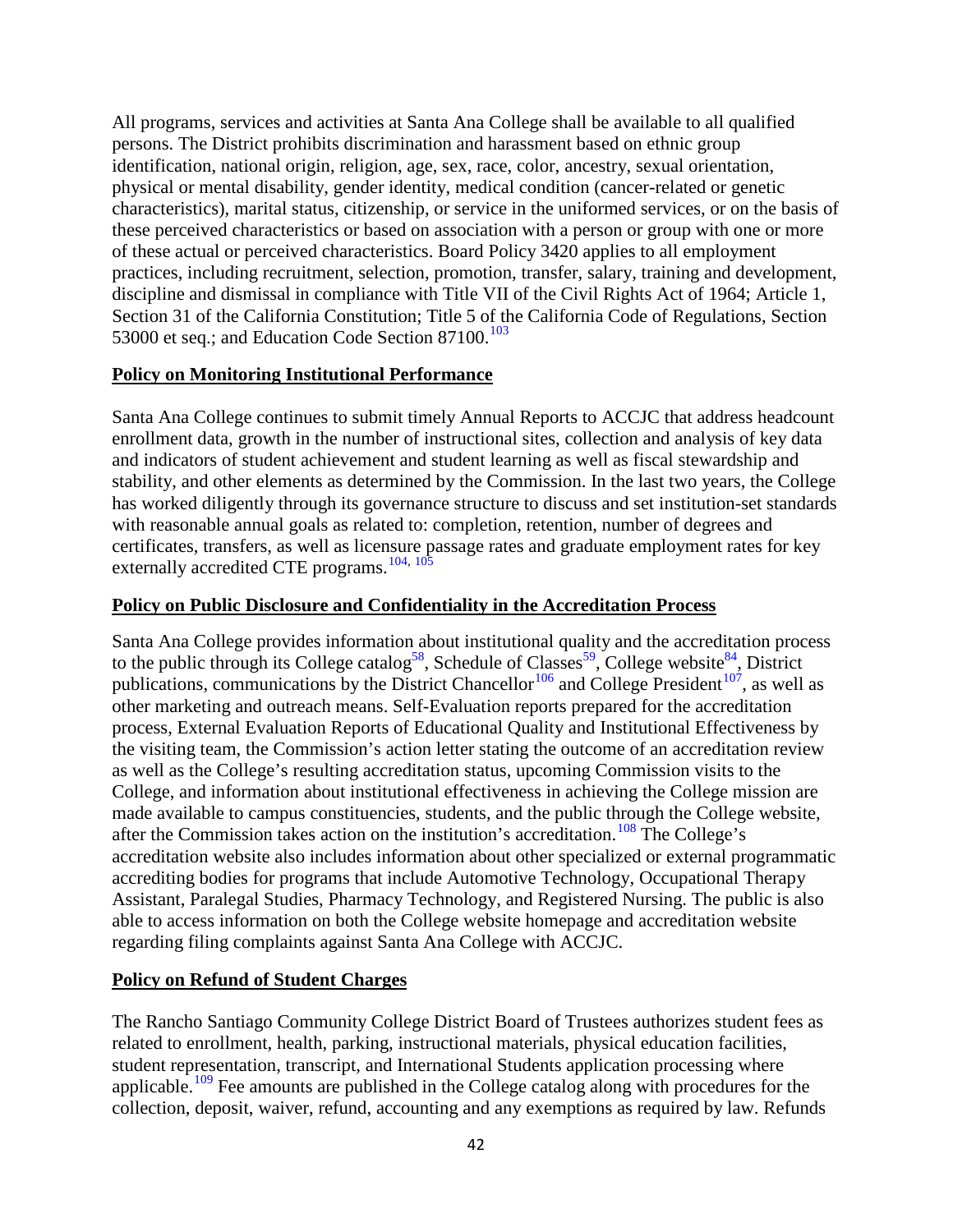All programs, services and activities at Santa Ana College shall be available to all qualified persons. The District prohibits discrimination and harassment based on ethnic group identification, national origin, religion, age, sex, race, color, ancestry, sexual orientation, physical or mental disability, gender identity, medical condition (cancer-related or genetic characteristics), marital status, citizenship, or service in the uniformed services, or on the basis of these perceived characteristics or based on association with a person or group with one or more of these actual or perceived characteristics. Board Policy 3420 applies to all employment practices, including recruitment, selection, promotion, transfer, salary, training and development, discipline and dismissal in compliance with Title VII of the Civil Rights Act of 1964; Article 1, Section 31 of the California Constitution; Title 5 of the California Code of Regulations, Section 53000 et seq.; and Education Code Section 87100.[103]

**Policy on Monitoring Institutional Performance**

Santa Ana College continues to submit timely Annual Reports to ACCJC that address headcount enrollment data, growth in the number of instructional sites, collection and analysis of key data and indicators of student achievement and student learning as well as fiscal stewardship and stability, and other elements as determined by the Commission. In the last two years, the College has worked diligently through its governance structure to discuss and set institution-set standards with reasonable annual goals as related to: completion, retention, number of degrees and certificates, transfers, as well as licensure passage rates and graduate employment rates for key externally accredited CTE programs.[104, 105]

**Policy on Public Disclosure and Confidentiality in the Accreditation Process**

Santa Ana College provides information about institutional quality and the accreditation process to the public through its College catalog[58], Schedule of Classes[59], College website[84], District publications, communications by the District Chancellor[106] and College President[107], as well as other marketing and outreach means. Self-Evaluation reports prepared for the accreditation process, External Evaluation Reports of Educational Quality and Institutional Effectiveness by the visiting team, the Commission's action letter stating the outcome of an accreditation review as well as the College's resulting accreditation status, upcoming Commission visits to the College, and information about institutional effectiveness in achieving the College mission are made available to campus constituencies, students, and the public through the College website, after the Commission takes action on the institution's accreditation.[108] The College's accreditation website also includes information about other specialized or external programmatic accrediting bodies for programs that include Automotive Technology, Occupational Therapy Assistant, Paralegal Studies, Pharmacy Technology, and Registered Nursing. The public is also able to access information on both the College website homepage and accreditation website regarding filing complaints against Santa Ana College with ACCJC.

**Policy on Refund of Student Charges**

The Rancho Santiago Community College District Board of Trustees authorizes student fees as related to enrollment, health, parking, instructional materials, physical education facilities, student representation, transcript, and International Students application processing where applicable.[109] Fee amounts are published in the College catalog along with procedures for the collection, deposit, waiver, refund, accounting and any exemptions as required by law. Refunds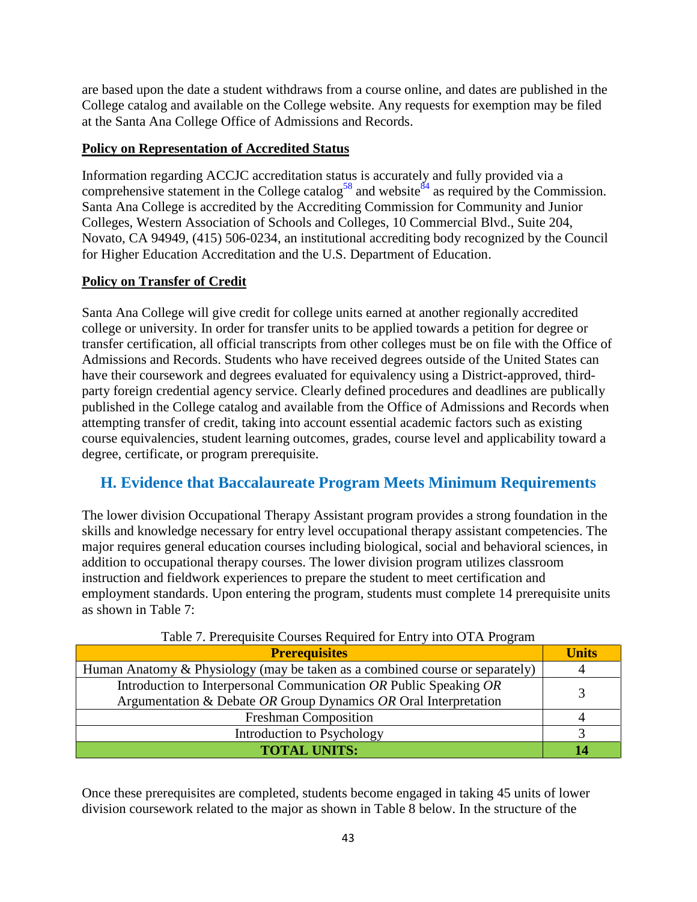are based upon the date a student withdraws from a course online, and dates are published in the College catalog and available on the College website. Any requests for exemption may be filed at the Santa Ana College Office of Admissions and Records.

**Policy on Representation of Accredited Status**

Information regarding ACCJC accreditation status is accurately and fully provided via a comprehensive statement in the College catalog[58] and website[84] as required by the Commission. Santa Ana College is accredited by the Accrediting Commission for Community and Junior Colleges, Western Association of Schools and Colleges, 10 Commercial Blvd., Suite 204, Novato, CA 94949, (415) 506-0234, an institutional accrediting body recognized by the Council for Higher Education Accreditation and the U.S. Department of Education.

**Policy on Transfer of Credit**

Santa Ana College will give credit for college units earned at another regionally accredited college or university. In order for transfer units to be applied towards a petition for degree or transfer certification, all official transcripts from other colleges must be on file with the Office of Admissions and Records. Students who have received degrees outside of the United States can have their coursework and degrees evaluated for equivalency using a District-approved, third-party foreign credential agency service. Clearly defined procedures and deadlines are publically published in the College catalog and available from the Office of Admissions and Records when attempting transfer of credit, taking into account essential academic factors such as existing course equivalencies, student learning outcomes, grades, course level and applicability toward a degree, certificate, or program prerequisite.

## H. Evidence that Baccalaureate Program Meets Minimum Requirements

The lower division Occupational Therapy Assistant program provides a strong foundation in the skills and knowledge necessary for entry level occupational therapy assistant competencies. The major requires general education courses including biological, social and behavioral sciences, in addition to occupational therapy courses. The lower division program utilizes classroom instruction and fieldwork experiences to prepare the student to meet certification and employment standards. Upon entering the program, students must complete 14 prerequisite units as shown in Table 7:

Table 7. Prerequisite Courses Required for Entry into OTA Program

| Prerequisites | Units |
|---|---|
| Human Anatomy & Physiology (may be taken as a combined course or separately) | 4 |
| Introduction to Interpersonal Communication *OR* Public Speaking *OR* Argumentation & Debate *OR* Group Dynamics *OR* Oral Interpretation | 3 |
| Freshman Composition | 4 |
| Introduction to Psychology | 3 |
| **TOTAL UNITS:** | **14** |

Once these prerequisites are completed, students become engaged in taking 45 units of lower division coursework related to the major as shown in Table 8 below. In the structure of the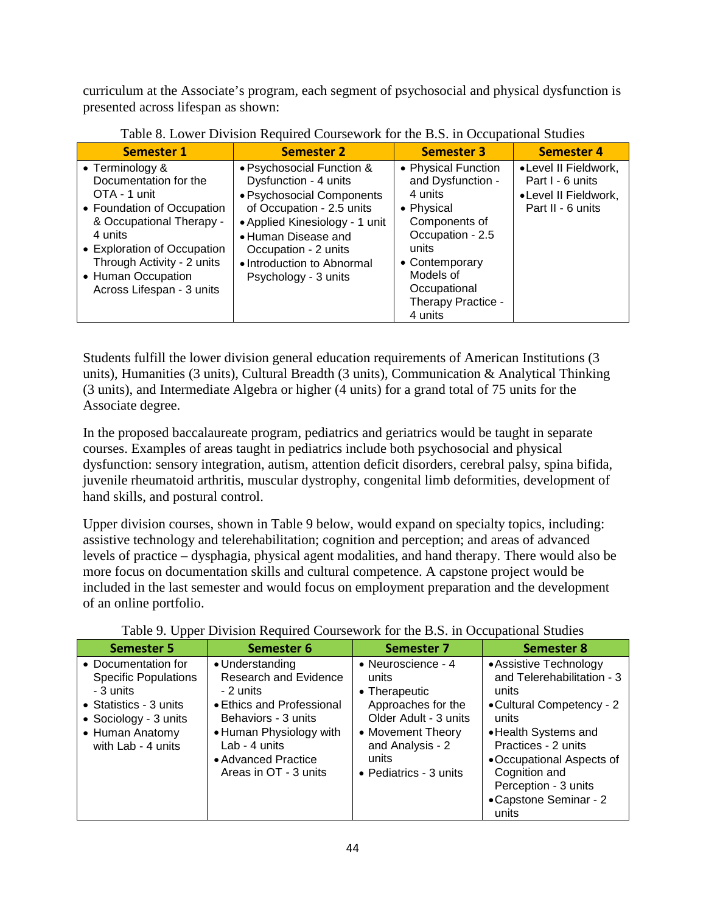curriculum at the Associate's program, each segment of psychosocial and physical dysfunction is presented across lifespan as shown:

Table 8. Lower Division Required Coursework for the B.S. in Occupational Studies

| Semester 1 | Semester 2 | Semester 3 | Semester 4 |
|---|---|---|---|
| • Terminology & Documentation for the OTA - 1 unit<br>• Foundation of Occupation & Occupational Therapy - 4 units<br>• Exploration of Occupation Through Activity - 2 units<br>• Human Occupation Across Lifespan - 3 units | • Psychosocial Function & Dysfunction - 4 units<br>• Psychosocial Components of Occupation - 2.5 units<br>• Applied Kinesiology - 1 unit<br>• Human Disease and Occupation - 2 units<br>• Introduction to Abnormal Psychology - 3 units | • Physical Function and Dysfunction - 4 units<br>• Physical Components of Occupation - 2.5 units<br>• Contemporary Models of Occupational Therapy Practice - 4 units | • Level II Fieldwork, Part I - 6 units<br>• Level II Fieldwork, Part II - 6 units |

Students fulfill the lower division general education requirements of American Institutions (3 units), Humanities (3 units), Cultural Breadth (3 units), Communication & Analytical Thinking (3 units), and Intermediate Algebra or higher (4 units) for a grand total of 75 units for the Associate degree.

In the proposed baccalaureate program, pediatrics and geriatrics would be taught in separate courses. Examples of areas taught in pediatrics include both psychosocial and physical dysfunction: sensory integration, autism, attention deficit disorders, cerebral palsy, spina bifida, juvenile rheumatoid arthritis, muscular dystrophy, congenital limb deformities, development of hand skills, and postural control.

Upper division courses, shown in Table 9 below, would expand on specialty topics, including: assistive technology and telerehabilitation; cognition and perception; and areas of advanced levels of practice – dysphagia, physical agent modalities, and hand therapy. There would also be more focus on documentation skills and cultural competence. A capstone project would be included in the last semester and would focus on employment preparation and the development of an online portfolio.

Table 9. Upper Division Required Coursework for the B.S. in Occupational Studies

| Semester 5 | Semester 6 | Semester 7 | Semester 8 |
|---|---|---|---|
| • Documentation for Specific Populations - 3 units<br>• Statistics - 3 units<br>• Sociology - 3 units<br>• Human Anatomy with Lab - 4 units | • Understanding Research and Evidence - 2 units<br>• Ethics and Professional Behaviors - 3 units<br>• Human Physiology with Lab - 4 units<br>• Advanced Practice Areas in OT - 3 units | • Neuroscience - 4 units<br>• Therapeutic Approaches for the Older Adult - 3 units<br>• Movement Theory and Analysis - 2 units<br>• Pediatrics - 3 units | • Assistive Technology and Telerehabilitation - 3 units<br>• Cultural Competency - 2 units<br>• Health Systems and Practices - 2 units<br>• Occupational Aspects of Cognition and Perception - 3 units<br>• Capstone Seminar - 2 units |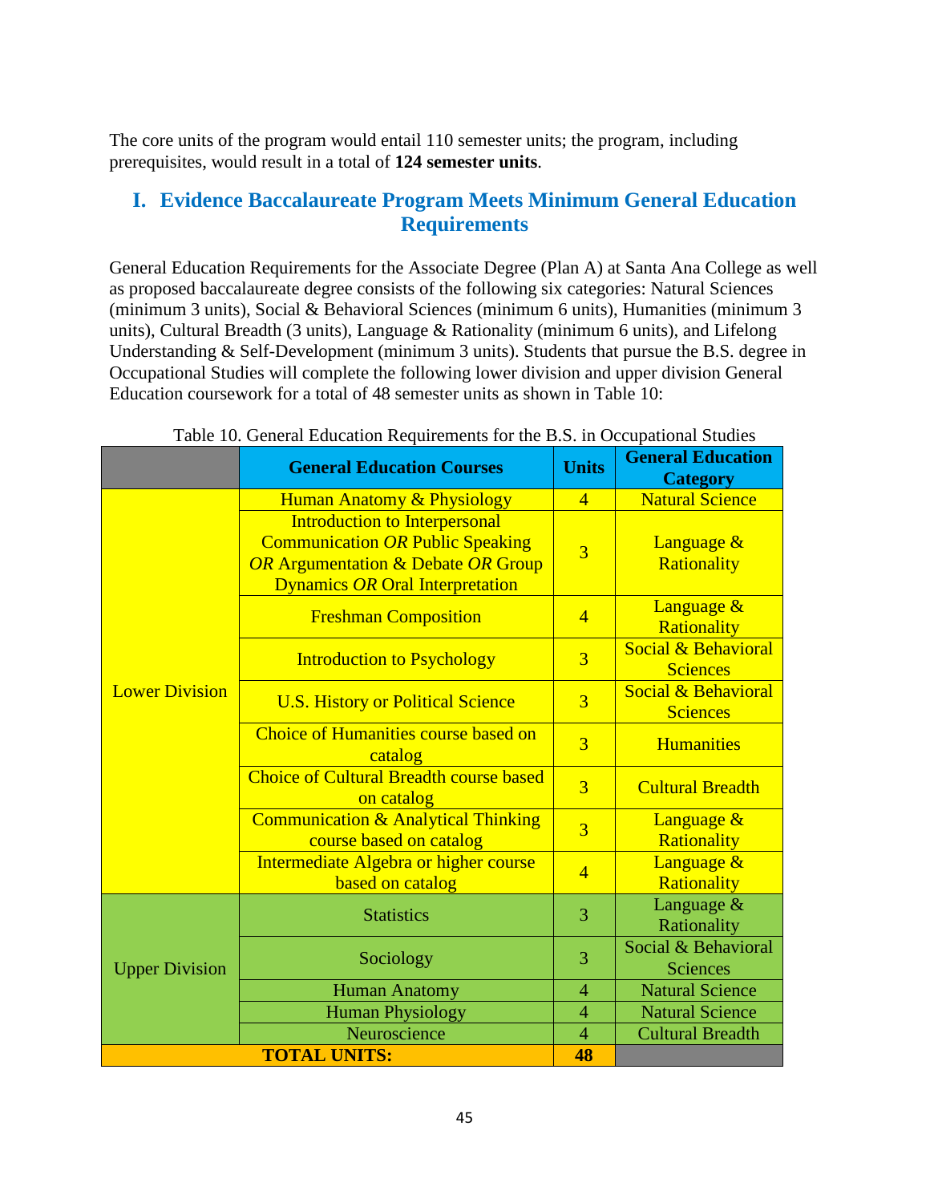The core units of the program would entail 110 semester units; the program, including prerequisites, would result in a total of **124 semester units**.

## I. Evidence Baccalaureate Program Meets Minimum General Education Requirements

General Education Requirements for the Associate Degree (Plan A) at Santa Ana College as well as proposed baccalaureate degree consists of the following six categories: Natural Sciences (minimum 3 units), Social & Behavioral Sciences (minimum 6 units), Humanities (minimum 3 units), Cultural Breadth (3 units), Language & Rationality (minimum 6 units), and Lifelong Understanding & Self-Development (minimum 3 units). Students that pursue the B.S. degree in Occupational Studies will complete the following lower division and upper division General Education coursework for a total of 48 semester units as shown in Table 10:

Table 10. General Education Requirements for the B.S. in Occupational Studies

| | General Education Courses | Units | General Education Category |
|---|---|---|---|
| Lower Division | Human Anatomy & Physiology | 4 | Natural Science |
| | Introduction to Interpersonal Communication *OR* Public Speaking *OR* Argumentation & Debate *OR* Group Dynamics *OR* Oral Interpretation | 3 | Language & Rationality |
| | Freshman Composition | 4 | Language & Rationality |
| | Introduction to Psychology | 3 | Social & Behavioral Sciences |
| | U.S. History or Political Science | 3 | Social & Behavioral Sciences |
| | Choice of Humanities course based on catalog | 3 | Humanities |
| | Choice of Cultural Breadth course based on catalog | 3 | Cultural Breadth |
| | Communication & Analytical Thinking course based on catalog | 3 | Language & Rationality |
| | Intermediate Algebra or higher course based on catalog | 4 | Language & Rationality |
| Upper Division | Statistics | 3 | Language & Rationality |
| | Sociology | 3 | Social & Behavioral Sciences |
| | Human Anatomy | 4 | Natural Science |
| | Human Physiology | 4 | Natural Science |
| | Neuroscience | 4 | Cultural Breadth |
| **TOTAL UNITS:** | | **48** | |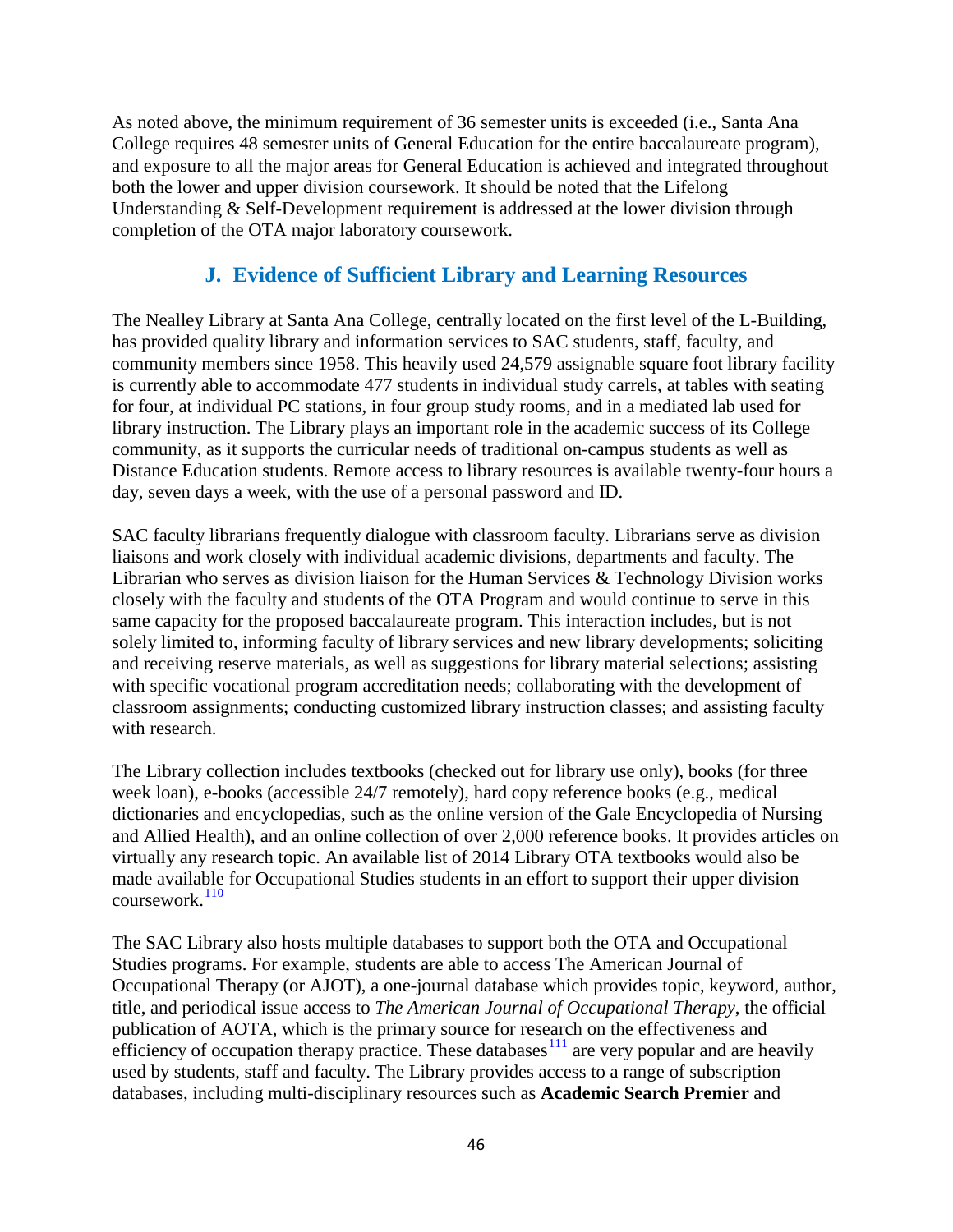As noted above, the minimum requirement of 36 semester units is exceeded (i.e., Santa Ana College requires 48 semester units of General Education for the entire baccalaureate program), and exposure to all the major areas for General Education is achieved and integrated throughout both the lower and upper division coursework. It should be noted that the Lifelong Understanding & Self-Development requirement is addressed at the lower division through completion of the OTA major laboratory coursework.

## J. Evidence of Sufficient Library and Learning Resources

The Nealley Library at Santa Ana College, centrally located on the first level of the L-Building, has provided quality library and information services to SAC students, staff, faculty, and community members since 1958. This heavily used 24,579 assignable square foot library facility is currently able to accommodate 477 students in individual study carrels, at tables with seating for four, at individual PC stations, in four group study rooms, and in a mediated lab used for library instruction. The Library plays an important role in the academic success of its College community, as it supports the curricular needs of traditional on-campus students as well as Distance Education students. Remote access to library resources is available twenty-four hours a day, seven days a week, with the use of a personal password and ID.

SAC faculty librarians frequently dialogue with classroom faculty. Librarians serve as division liaisons and work closely with individual academic divisions, departments and faculty. The Librarian who serves as division liaison for the Human Services & Technology Division works closely with the faculty and students of the OTA Program and would continue to serve in this same capacity for the proposed baccalaureate program. This interaction includes, but is not solely limited to, informing faculty of library services and new library developments; soliciting and receiving reserve materials, as well as suggestions for library material selections; assisting with specific vocational program accreditation needs; collaborating with the development of classroom assignments; conducting customized library instruction classes; and assisting faculty with research.

The Library collection includes textbooks (checked out for library use only), books (for three week loan), e-books (accessible 24/7 remotely), hard copy reference books (e.g., medical dictionaries and encyclopedias, such as the online version of the Gale Encyclopedia of Nursing and Allied Health), and an online collection of over 2,000 reference books. It provides articles on virtually any research topic. An available list of 2014 Library OTA textbooks would also be made available for Occupational Studies students in an effort to support their upper division coursework.[110]

The SAC Library also hosts multiple databases to support both the OTA and Occupational Studies programs. For example, students are able to access The American Journal of Occupational Therapy (or AJOT), a one-journal database which provides topic, keyword, author, title, and periodical issue access to *The American Journal of Occupational Therapy*, the official publication of AOTA, which is the primary source for research on the effectiveness and efficiency of occupation therapy practice. These databases[111] are very popular and are heavily used by students, staff and faculty. The Library provides access to a range of subscription databases, including multi-disciplinary resources such as **Academic Search Premier** and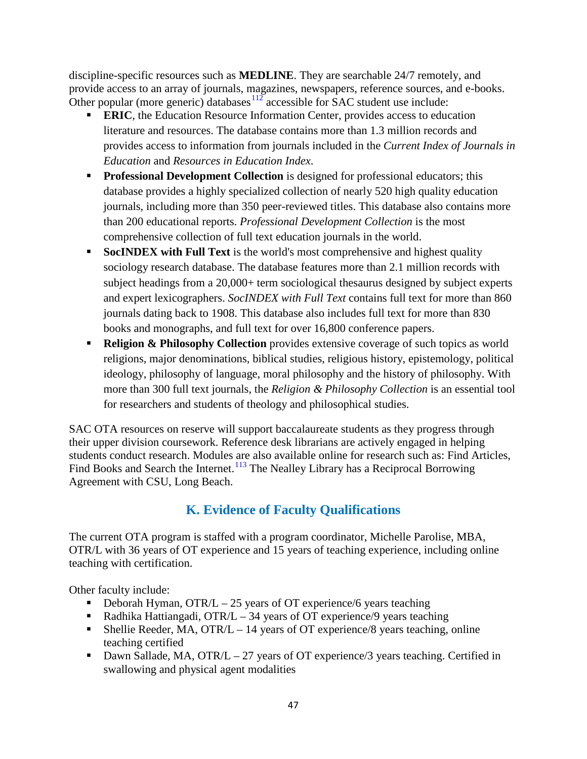discipline-specific resources such as **MEDLINE**. They are searchable 24/7 remotely, and provide access to an array of journals, magazines, newspapers, reference sources, and e-books. Other popular (more generic) databases[112] accessible for SAC student use include:

- **ERIC**, the Education Resource Information Center, provides access to education literature and resources. The database contains more than 1.3 million records and provides access to information from journals included in the *Current Index of Journals in Education* and *Resources in Education Index*.
- **Professional Development Collection** is designed for professional educators; this database provides a highly specialized collection of nearly 520 high quality education journals, including more than 350 peer-reviewed titles. This database also contains more than 200 educational reports. *Professional Development Collection* is the most comprehensive collection of full text education journals in the world.
- **SocINDEX with Full Text** is the world's most comprehensive and highest quality sociology research database. The database features more than 2.1 million records with subject headings from a 20,000+ term sociological thesaurus designed by subject experts and expert lexicographers. *SocINDEX with Full Text* contains full text for more than 860 journals dating back to 1908. This database also includes full text for more than 830 books and monographs, and full text for over 16,800 conference papers.
- **Religion & Philosophy Collection** provides extensive coverage of such topics as world religions, major denominations, biblical studies, religious history, epistemology, political ideology, philosophy of language, moral philosophy and the history of philosophy. With more than 300 full text journals, the *Religion & Philosophy Collection* is an essential tool for researchers and students of theology and philosophical studies.

SAC OTA resources on reserve will support baccalaureate students as they progress through their upper division coursework. Reference desk librarians are actively engaged in helping students conduct research. Modules are also available online for research such as: Find Articles, Find Books and Search the Internet.[113] The Nealley Library has a Reciprocal Borrowing Agreement with CSU, Long Beach.

## K. Evidence of Faculty Qualifications

The current OTA program is staffed with a program coordinator, Michelle Parolise, MBA, OTR/L with 36 years of OT experience and 15 years of teaching experience, including online teaching with certification.

Other faculty include:

- Deborah Hyman, OTR/L – 25 years of OT experience/6 years teaching
- Radhika Hattiangadi, OTR/L – 34 years of OT experience/9 years teaching
- Shellie Reeder, MA, OTR/L – 14 years of OT experience/8 years teaching, online teaching certified
- Dawn Sallade, MA, OTR/L – 27 years of OT experience/3 years teaching. Certified in swallowing and physical agent modalities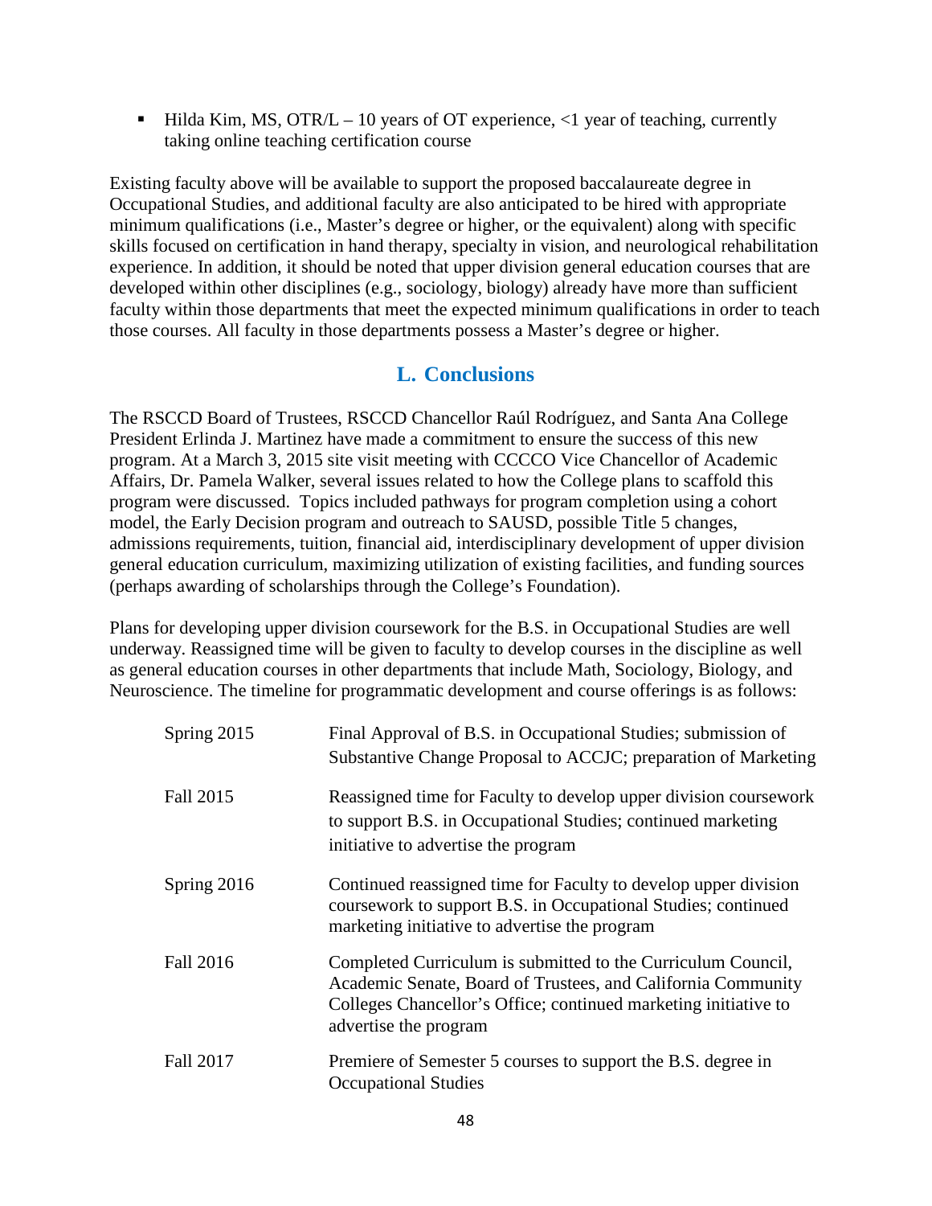- Hilda Kim, MS, OTR/L – 10 years of OT experience, <1 year of teaching, currently taking online teaching certification course

Existing faculty above will be available to support the proposed baccalaureate degree in Occupational Studies, and additional faculty are also anticipated to be hired with appropriate minimum qualifications (i.e., Master's degree or higher, or the equivalent) along with specific skills focused on certification in hand therapy, specialty in vision, and neurological rehabilitation experience. In addition, it should be noted that upper division general education courses that are developed within other disciplines (e.g., sociology, biology) already have more than sufficient faculty within those departments that meet the expected minimum qualifications in order to teach those courses. All faculty in those departments possess a Master's degree or higher.

## L. Conclusions

The RSCCD Board of Trustees, RSCCD Chancellor Raúl Rodríguez, and Santa Ana College President Erlinda J. Martinez have made a commitment to ensure the success of this new program. At a March 3, 2015 site visit meeting with CCCCO Vice Chancellor of Academic Affairs, Dr. Pamela Walker, several issues related to how the College plans to scaffold this program were discussed. Topics included pathways for program completion using a cohort model, the Early Decision program and outreach to SAUSD, possible Title 5 changes, admissions requirements, tuition, financial aid, interdisciplinary development of upper division general education curriculum, maximizing utilization of existing facilities, and funding sources (perhaps awarding of scholarships through the College's Foundation).

Plans for developing upper division coursework for the B.S. in Occupational Studies are well underway. Reassigned time will be given to faculty to develop courses in the discipline as well as general education courses in other departments that include Math, Sociology, Biology, and Neuroscience. The timeline for programmatic development and course offerings is as follows:

| | |
|---|---|
| Spring 2015 | Final Approval of B.S. in Occupational Studies; submission of Substantive Change Proposal to ACCJC; preparation of Marketing |
| Fall 2015 | Reassigned time for Faculty to develop upper division coursework to support B.S. in Occupational Studies; continued marketing initiative to advertise the program |
| Spring 2016 | Continued reassigned time for Faculty to develop upper division coursework to support B.S. in Occupational Studies; continued marketing initiative to advertise the program |
| Fall 2016 | Completed Curriculum is submitted to the Curriculum Council, Academic Senate, Board of Trustees, and California Community Colleges Chancellor's Office; continued marketing initiative to advertise the program |
| Fall 2017 | Premiere of Semester 5 courses to support the B.S. degree in Occupational Studies |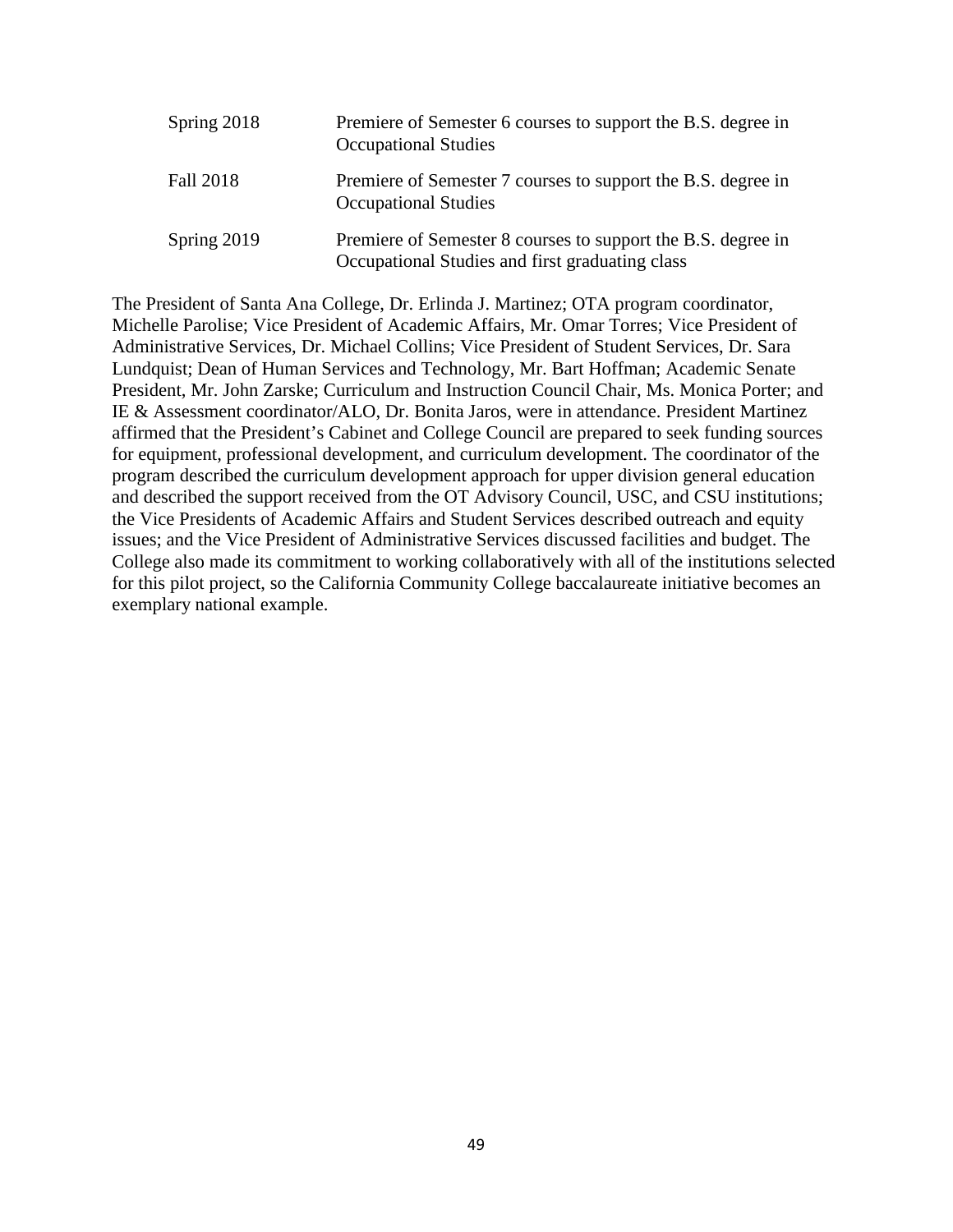| | |
|---|---|
| Spring 2018 | Premiere of Semester 6 courses to support the B.S. degree in Occupational Studies |
| Fall 2018 | Premiere of Semester 7 courses to support the B.S. degree in Occupational Studies |
| Spring 2019 | Premiere of Semester 8 courses to support the B.S. degree in Occupational Studies and first graduating class |

The President of Santa Ana College, Dr. Erlinda J. Martinez; OTA program coordinator, Michelle Parolise; Vice President of Academic Affairs, Mr. Omar Torres; Vice President of Administrative Services, Dr. Michael Collins; Vice President of Student Services, Dr. Sara Lundquist; Dean of Human Services and Technology, Mr. Bart Hoffman; Academic Senate President, Mr. John Zarske; Curriculum and Instruction Council Chair, Ms. Monica Porter; and IE & Assessment coordinator/ALO, Dr. Bonita Jaros, were in attendance. President Martinez affirmed that the President's Cabinet and College Council are prepared to seek funding sources for equipment, professional development, and curriculum development. The coordinator of the program described the curriculum development approach for upper division general education and described the support received from the OT Advisory Council, USC, and CSU institutions; the Vice Presidents of Academic Affairs and Student Services described outreach and equity issues; and the Vice President of Administrative Services discussed facilities and budget. The College also made its commitment to working collaboratively with all of the institutions selected for this pilot project, so the California Community College baccalaureate initiative becomes an exemplary national example.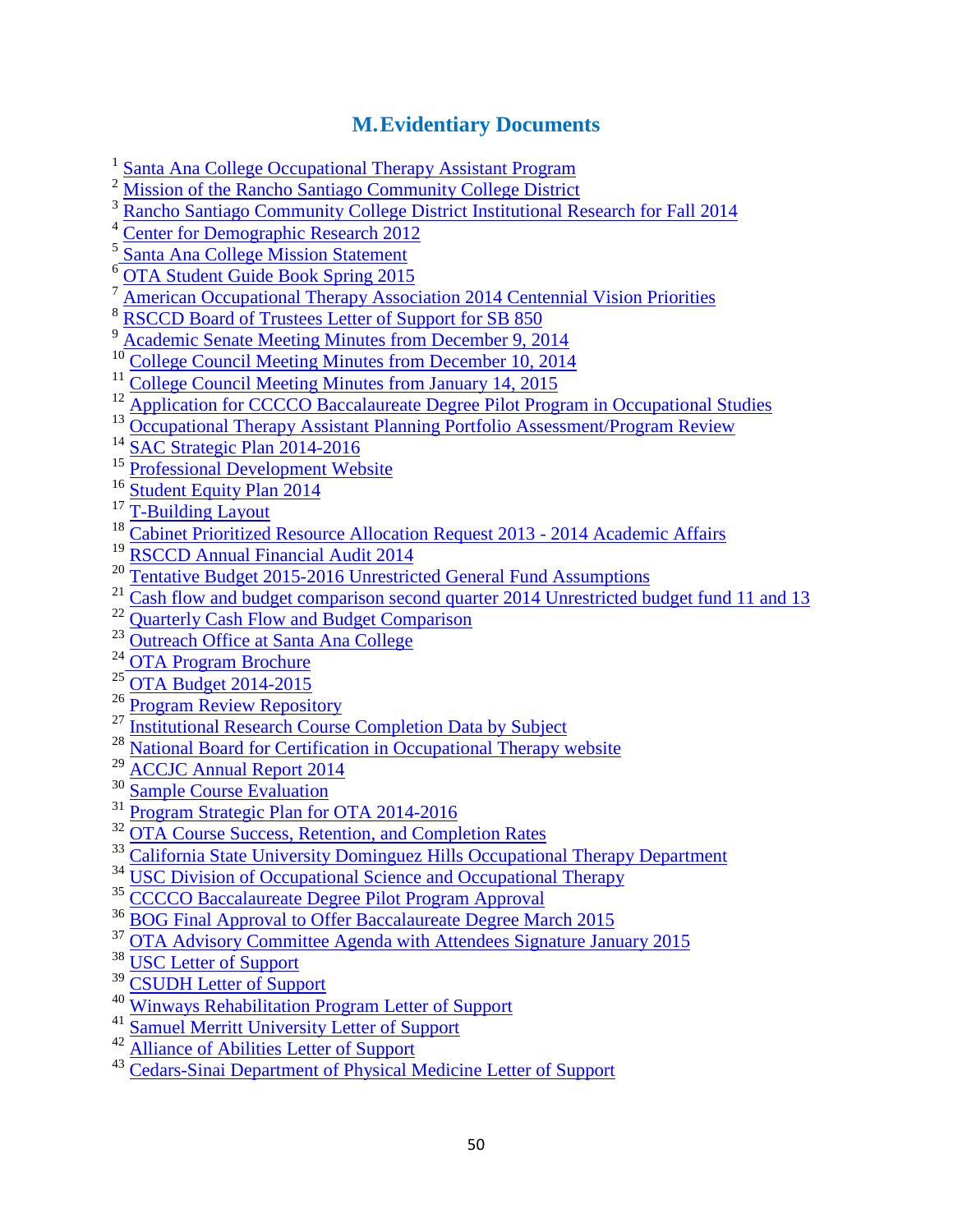## M. Evidentiary Documents

[1] Santa Ana College Occupational Therapy Assistant Program
[2] Mission of the Rancho Santiago Community College District
[3] Rancho Santiago Community College District Institutional Research for Fall 2014
[4] Center for Demographic Research 2012
[5] Santa Ana College Mission Statement
[6] OTA Student Guide Book Spring 2015
[7] American Occupational Therapy Association 2014 Centennial Vision Priorities
[8] RSCCD Board of Trustees Letter of Support for SB 850
[9] Academic Senate Meeting Minutes from December 9, 2014
[10] College Council Meeting Minutes from December 10, 2014
[11] College Council Meeting Minutes from January 14, 2015
[12] Application for CCCCO Baccalaureate Degree Pilot Program in Occupational Studies
[13] Occupational Therapy Assistant Planning Portfolio Assessment/Program Review
[14] SAC Strategic Plan 2014-2016
[15] Professional Development Website
[16] Student Equity Plan 2014
[17] T-Building Layout
[18] Cabinet Prioritized Resource Allocation Request 2013 - 2014 Academic Affairs
[19] RSCCD Annual Financial Audit 2014
[20] Tentative Budget 2015-2016 Unrestricted General Fund Assumptions
[21] Cash flow and budget comparison second quarter 2014 Unrestricted budget fund 11 and 13
[22] Quarterly Cash Flow and Budget Comparison
[23] Outreach Office at Santa Ana College
[24] OTA Program Brochure
[25] OTA Budget 2014-2015
[26] Program Review Repository
[27] Institutional Research Course Completion Data by Subject
[28] National Board for Certification in Occupational Therapy website
[29] ACCJC Annual Report 2014
[30] Sample Course Evaluation
[31] Program Strategic Plan for OTA 2014-2016
[32] OTA Course Success, Retention, and Completion Rates
[33] California State University Dominguez Hills Occupational Therapy Department
[34] USC Division of Occupational Science and Occupational Therapy
[35] CCCCO Baccalaureate Degree Pilot Program Approval
[36] BOG Final Approval to Offer Baccalaureate Degree March 2015
[37] OTA Advisory Committee Agenda with Attendees Signature January 2015
[38] USC Letter of Support
[39] CSUDH Letter of Support
[40] Winways Rehabilitation Program Letter of Support
[41] Samuel Merritt University Letter of Support
[42] Alliance of Abilities Letter of Support
[43] Cedars-Sinai Department of Physical Medicine Letter of Support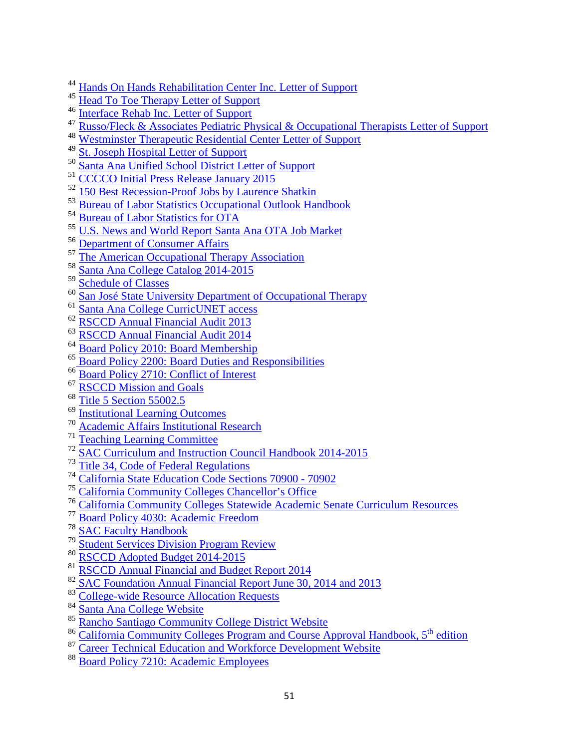[44] Hands On Hands Rehabilitation Center Inc. Letter of Support
[45] Head To Toe Therapy Letter of Support
[46] Interface Rehab Inc. Letter of Support
[47] Russo/Fleck & Associates Pediatric Physical & Occupational Therapists Letter of Support
[48] Westminster Therapeutic Residential Center Letter of Support
[49] St. Joseph Hospital Letter of Support
[50] Santa Ana Unified School District Letter of Support
[51] CCCCO Initial Press Release January 2015
[52] 150 Best Recession-Proof Jobs by Laurence Shatkin
[53] Bureau of Labor Statistics Occupational Outlook Handbook
[54] Bureau of Labor Statistics for OTA
[55] U.S. News and World Report Santa Ana OTA Job Market
[56] Department of Consumer Affairs
[57] The American Occupational Therapy Association
[58] Santa Ana College Catalog 2014-2015
[59] Schedule of Classes
[60] San José State University Department of Occupational Therapy
[61] Santa Ana College CurricUNET access
[62] RSCCD Annual Financial Audit 2013
[63] RSCCD Annual Financial Audit 2014
[64] Board Policy 2010: Board Membership
[65] Board Policy 2200: Board Duties and Responsibilities
[66] Board Policy 2710: Conflict of Interest
[67] RSCCD Mission and Goals
[68] Title 5 Section 55002.5
[69] Institutional Learning Outcomes
[70] Academic Affairs Institutional Research
[71] Teaching Learning Committee
[72] SAC Curriculum and Instruction Council Handbook 2014-2015
[73] Title 34, Code of Federal Regulations
[74] California State Education Code Sections 70900 - 70902
[75] California Community Colleges Chancellor's Office
[76] California Community Colleges Statewide Academic Senate Curriculum Resources
[77] Board Policy 4030: Academic Freedom
[78] SAC Faculty Handbook
[79] Student Services Division Program Review
[80] RSCCD Adopted Budget 2014-2015
[81] RSCCD Annual Financial and Budget Report 2014
[82] SAC Foundation Annual Financial Report June 30, 2014 and 2013
[83] College-wide Resource Allocation Requests
[84] Santa Ana College Website
[85] Rancho Santiago Community College District Website
[86] California Community Colleges Program and Course Approval Handbook, 5th edition
[87] Career Technical Education and Workforce Development Website
[88] Board Policy 7210: Academic Employees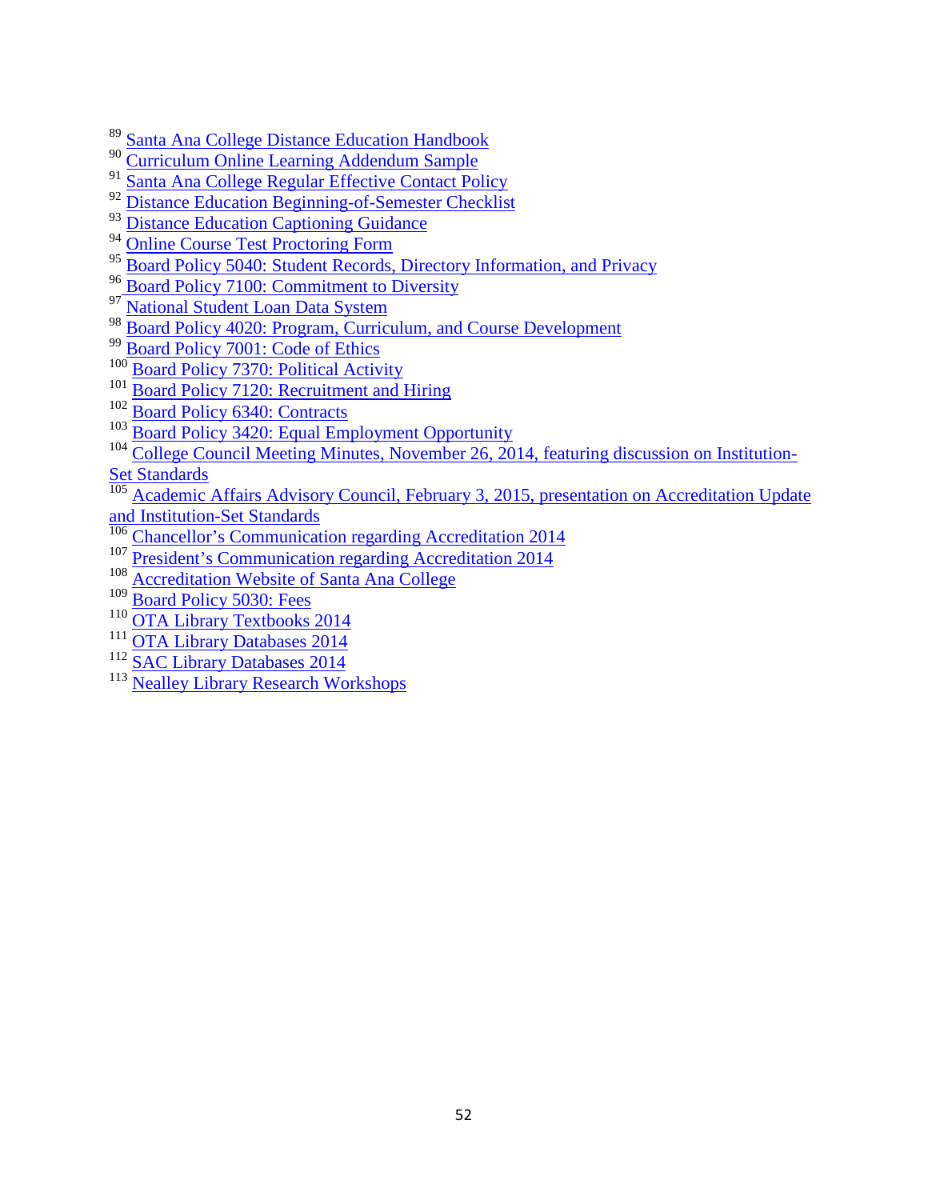[89] Santa Ana College Distance Education Handbook
[90] Curriculum Online Learning Addendum Sample
[91] Santa Ana College Regular Effective Contact Policy
[92] Distance Education Beginning-of-Semester Checklist
[93] Distance Education Captioning Guidance
[94] Online Course Test Proctoring Form
[95] Board Policy 5040: Student Records, Directory Information, and Privacy
[96] Board Policy 7100: Commitment to Diversity
[97] National Student Loan Data System
[98] Board Policy 4020: Program, Curriculum, and Course Development
[99] Board Policy 7001: Code of Ethics
[100] Board Policy 7370: Political Activity
[101] Board Policy 7120: Recruitment and Hiring
[102] Board Policy 6340: Contracts
[103] Board Policy 3420: Equal Employment Opportunity
[104] College Council Meeting Minutes, November 26, 2014, featuring discussion on Institution-Set Standards
[105] Academic Affairs Advisory Council, February 3, 2015, presentation on Accreditation Update and Institution-Set Standards
[106] Chancellor's Communication regarding Accreditation 2014
[107] President's Communication regarding Accreditation 2014
[108] Accreditation Website of Santa Ana College
[109] Board Policy 5030: Fees
[110] OTA Library Textbooks 2014
[111] OTA Library Databases 2014
[112] SAC Library Databases 2014
[113] Nealley Library Research Workshops